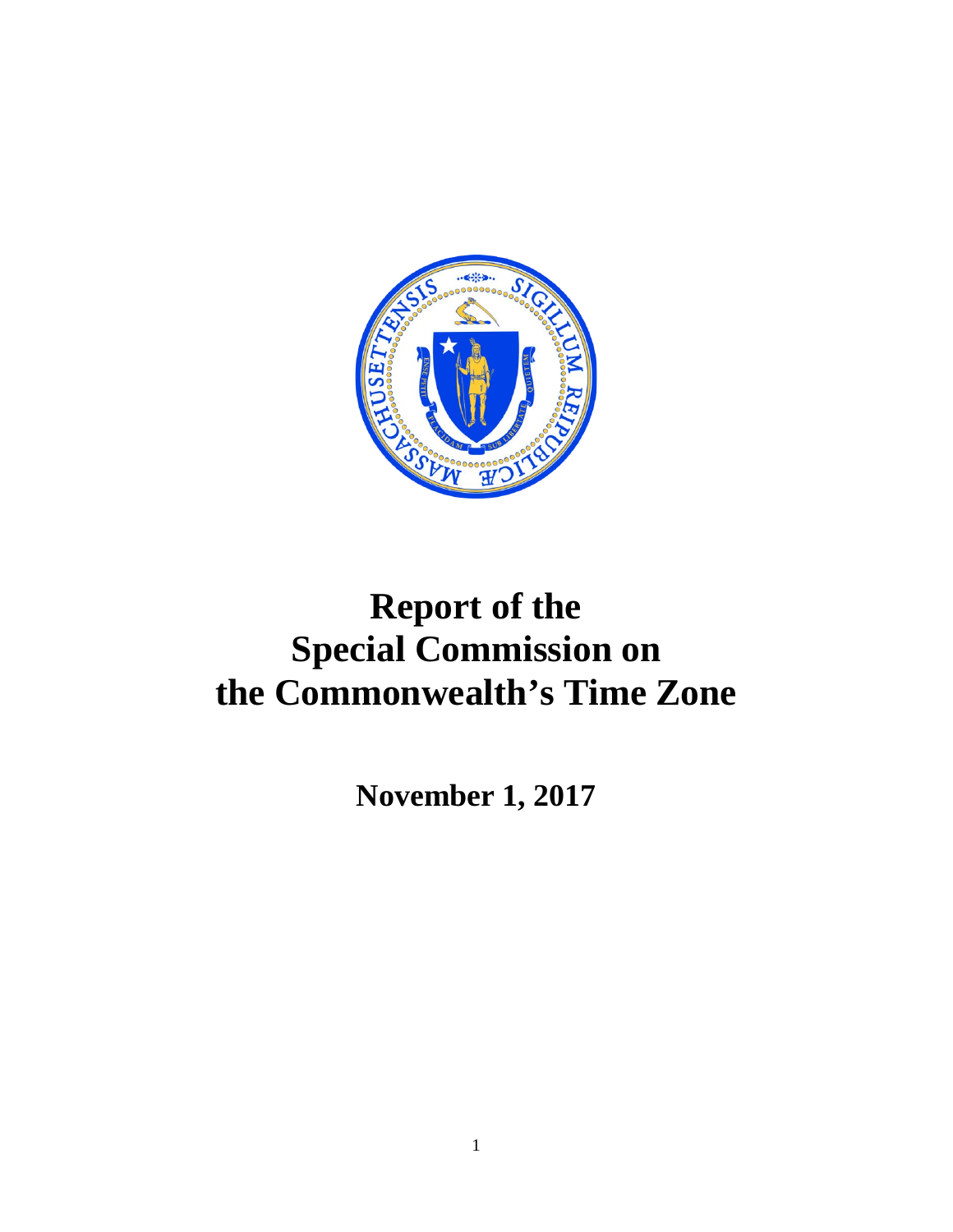# Report of the Special Commission on the Commonwealth's Time Zone

**November 1, 2017**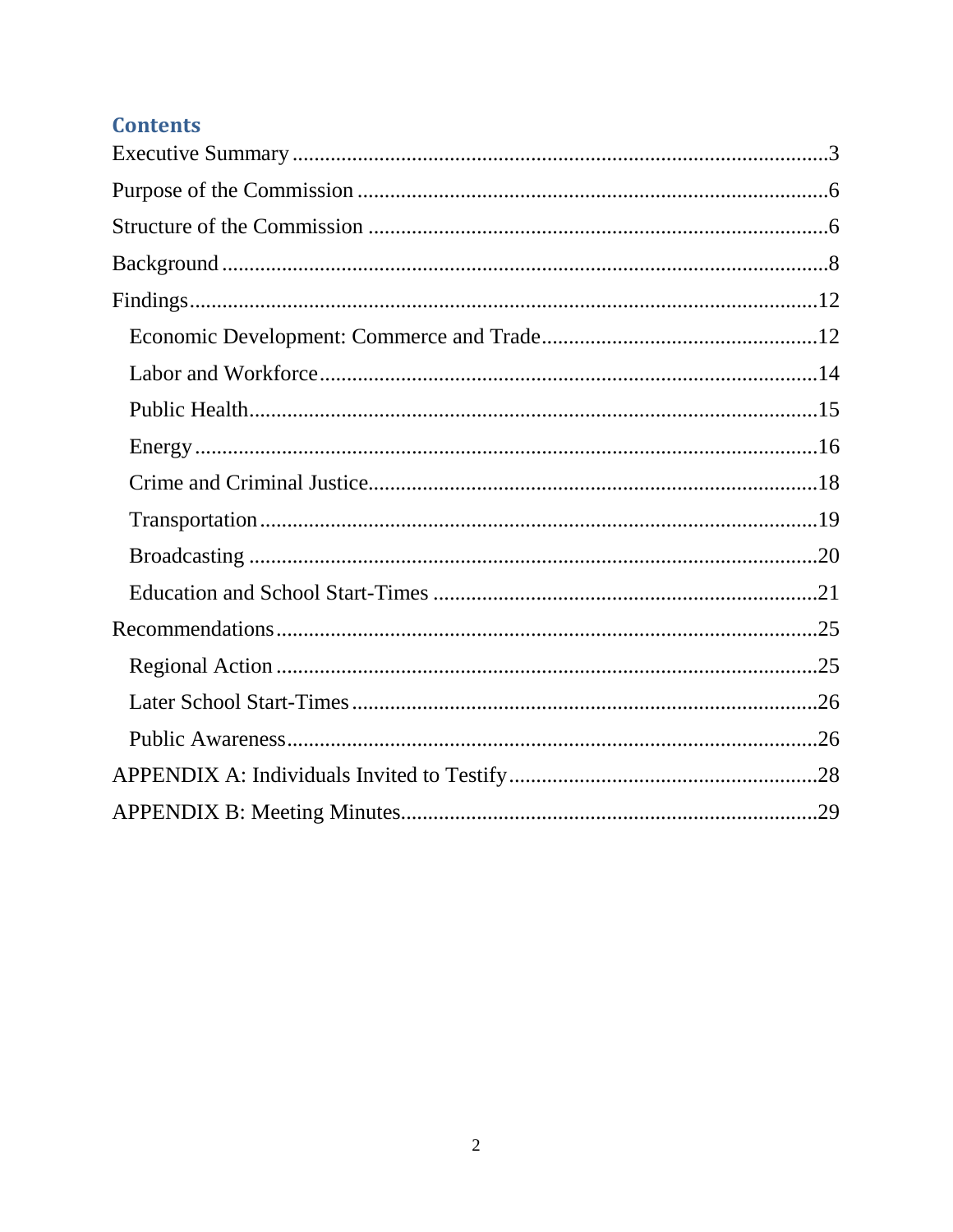## Contents

- Executive Summary ... 3
- Purpose of the Commission ... 6
- Structure of the Commission ... 6
- Background ... 8
- Findings ... 12
  - Economic Development: Commerce and Trade ... 12
  - Labor and Workforce ... 14
  - Public Health ... 15
  - Energy ... 16
  - Crime and Criminal Justice ... 18
  - Transportation ... 19
  - Broadcasting ... 20
  - Education and School Start-Times ... 21
- Recommendations ... 25
  - Regional Action ... 25
  - Later School Start-Times ... 26
  - Public Awareness ... 26
- APPENDIX A: Individuals Invited to Testify ... 28
- APPENDIX B: Meeting Minutes ... 29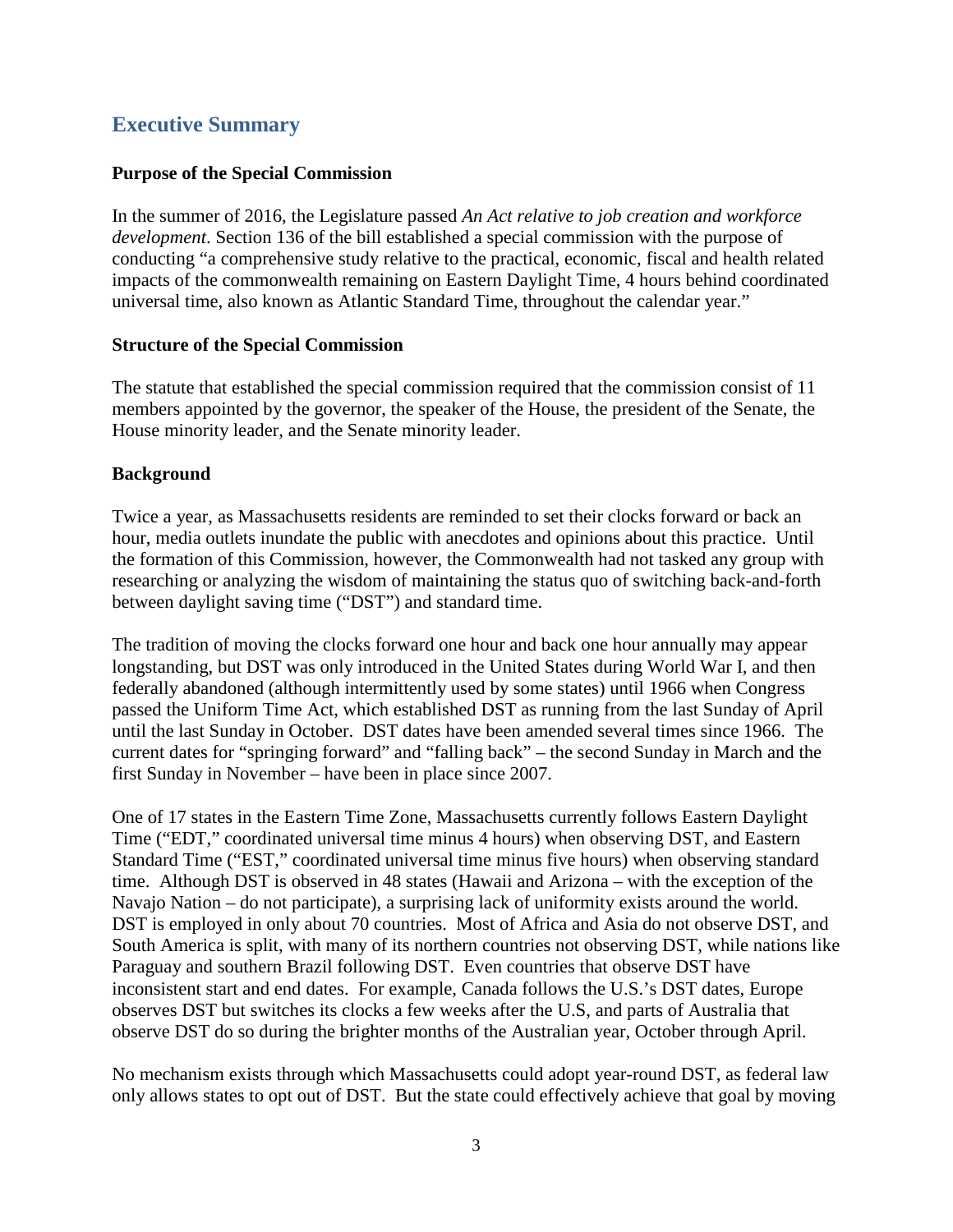## Executive Summary

**Purpose of the Special Commission**

In the summer of 2016, the Legislature passed *An Act relative to job creation and workforce development*. Section 136 of the bill established a special commission with the purpose of conducting "a comprehensive study relative to the practical, economic, fiscal and health related impacts of the commonwealth remaining on Eastern Daylight Time, 4 hours behind coordinated universal time, also known as Atlantic Standard Time, throughout the calendar year."

**Structure of the Special Commission**

The statute that established the special commission required that the commission consist of 11 members appointed by the governor, the speaker of the House, the president of the Senate, the House minority leader, and the Senate minority leader.

**Background**

Twice a year, as Massachusetts residents are reminded to set their clocks forward or back an hour, media outlets inundate the public with anecdotes and opinions about this practice. Until the formation of this Commission, however, the Commonwealth had not tasked any group with researching or analyzing the wisdom of maintaining the status quo of switching back-and-forth between daylight saving time ("DST") and standard time.

The tradition of moving the clocks forward one hour and back one hour annually may appear longstanding, but DST was only introduced in the United States during World War I, and then federally abandoned (although intermittently used by some states) until 1966 when Congress passed the Uniform Time Act, which established DST as running from the last Sunday of April until the last Sunday in October. DST dates have been amended several times since 1966. The current dates for "springing forward" and "falling back" – the second Sunday in March and the first Sunday in November – have been in place since 2007.

One of 17 states in the Eastern Time Zone, Massachusetts currently follows Eastern Daylight Time ("EDT," coordinated universal time minus 4 hours) when observing DST, and Eastern Standard Time ("EST," coordinated universal time minus five hours) when observing standard time. Although DST is observed in 48 states (Hawaii and Arizona – with the exception of the Navajo Nation – do not participate), a surprising lack of uniformity exists around the world. DST is employed in only about 70 countries. Most of Africa and Asia do not observe DST, and South America is split, with many of its northern countries not observing DST, while nations like Paraguay and southern Brazil following DST. Even countries that observe DST have inconsistent start and end dates. For example, Canada follows the U.S.'s DST dates, Europe observes DST but switches its clocks a few weeks after the U.S, and parts of Australia that observe DST do so during the brighter months of the Australian year, October through April.

No mechanism exists through which Massachusetts could adopt year-round DST, as federal law only allows states to opt out of DST. But the state could effectively achieve that goal by moving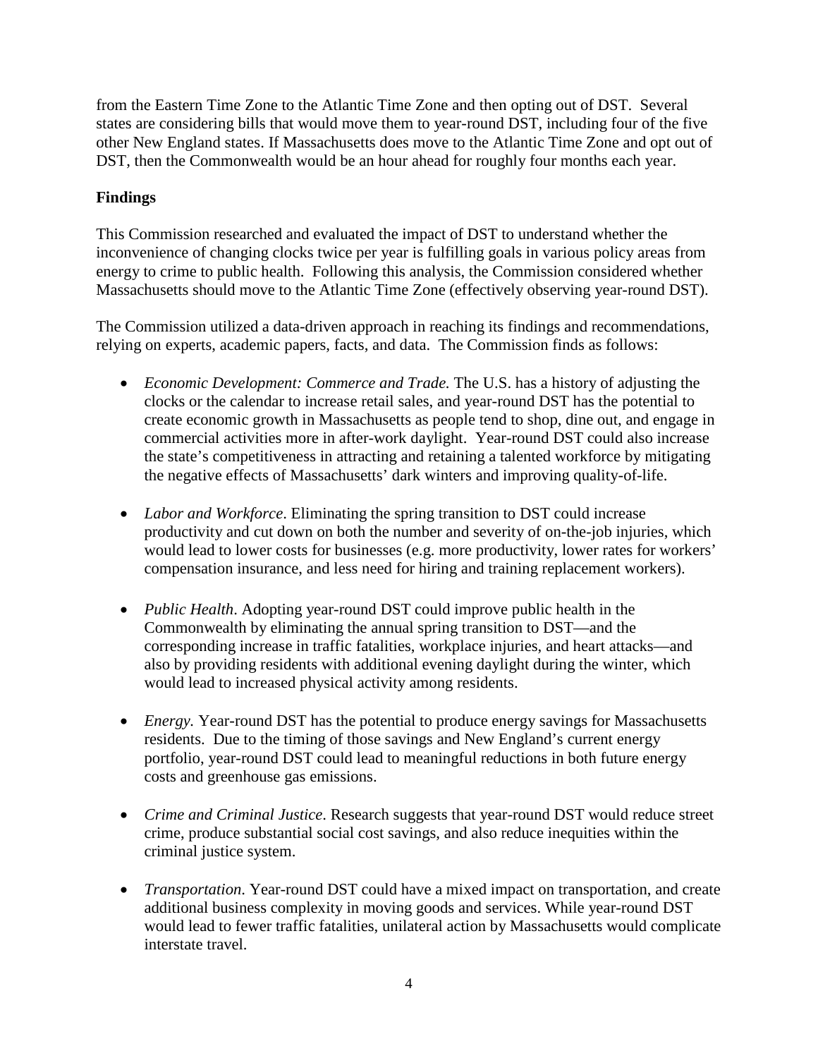from the Eastern Time Zone to the Atlantic Time Zone and then opting out of DST. Several states are considering bills that would move them to year-round DST, including four of the five other New England states. If Massachusetts does move to the Atlantic Time Zone and opt out of DST, then the Commonwealth would be an hour ahead for roughly four months each year.

**Findings**

This Commission researched and evaluated the impact of DST to understand whether the inconvenience of changing clocks twice per year is fulfilling goals in various policy areas from energy to crime to public health. Following this analysis, the Commission considered whether Massachusetts should move to the Atlantic Time Zone (effectively observing year-round DST).

The Commission utilized a data-driven approach in reaching its findings and recommendations, relying on experts, academic papers, facts, and data. The Commission finds as follows:

- *Economic Development: Commerce and Trade.* The U.S. has a history of adjusting the clocks or the calendar to increase retail sales, and year-round DST has the potential to create economic growth in Massachusetts as people tend to shop, dine out, and engage in commercial activities more in after-work daylight. Year-round DST could also increase the state's competitiveness in attracting and retaining a talented workforce by mitigating the negative effects of Massachusetts' dark winters and improving quality-of-life.

- *Labor and Workforce*. Eliminating the spring transition to DST could increase productivity and cut down on both the number and severity of on-the-job injuries, which would lead to lower costs for businesses (e.g. more productivity, lower rates for workers' compensation insurance, and less need for hiring and training replacement workers).

- *Public Health*. Adopting year-round DST could improve public health in the Commonwealth by eliminating the annual spring transition to DST—and the corresponding increase in traffic fatalities, workplace injuries, and heart attacks—and also by providing residents with additional evening daylight during the winter, which would lead to increased physical activity among residents.

- *Energy.* Year-round DST has the potential to produce energy savings for Massachusetts residents. Due to the timing of those savings and New England's current energy portfolio, year-round DST could lead to meaningful reductions in both future energy costs and greenhouse gas emissions.

- *Crime and Criminal Justice*. Research suggests that year-round DST would reduce street crime, produce substantial social cost savings, and also reduce inequities within the criminal justice system.

- *Transportation*. Year-round DST could have a mixed impact on transportation, and create additional business complexity in moving goods and services. While year-round DST would lead to fewer traffic fatalities, unilateral action by Massachusetts would complicate interstate travel.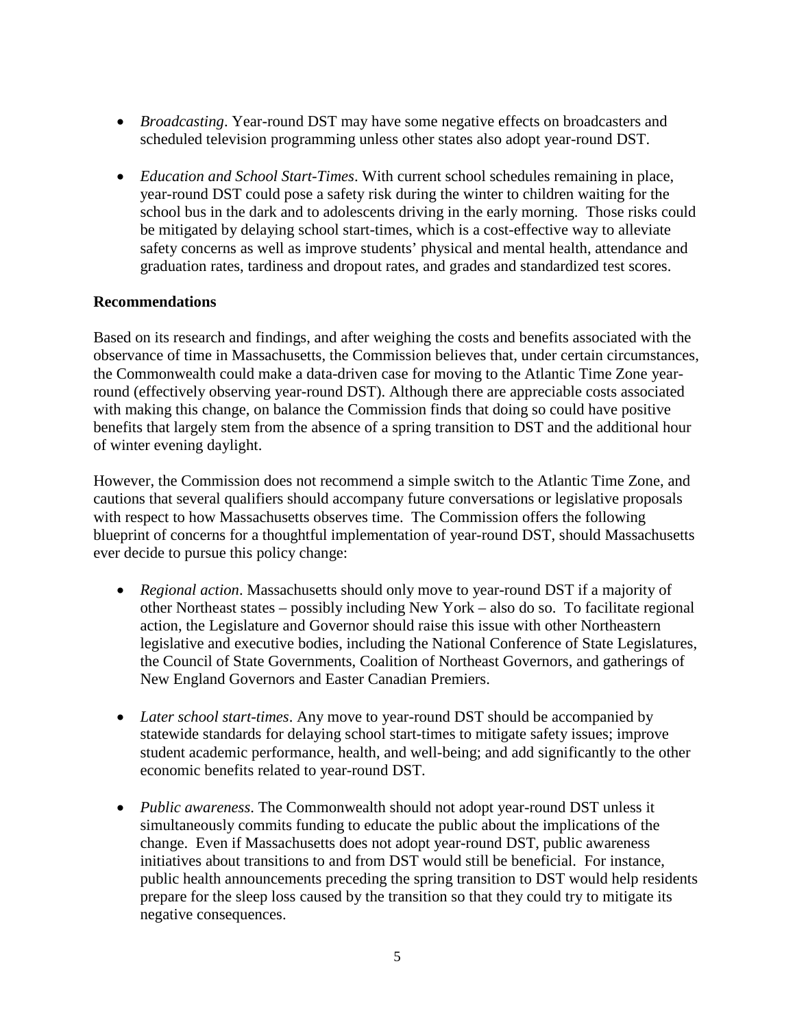- *Broadcasting*. Year-round DST may have some negative effects on broadcasters and scheduled television programming unless other states also adopt year-round DST.

- *Education and School Start-Times*. With current school schedules remaining in place, year-round DST could pose a safety risk during the winter to children waiting for the school bus in the dark and to adolescents driving in the early morning. Those risks could be mitigated by delaying school start-times, which is a cost-effective way to alleviate safety concerns as well as improve students' physical and mental health, attendance and graduation rates, tardiness and dropout rates, and grades and standardized test scores.

**Recommendations**

Based on its research and findings, and after weighing the costs and benefits associated with the observance of time in Massachusetts, the Commission believes that, under certain circumstances, the Commonwealth could make a data-driven case for moving to the Atlantic Time Zone year-round (effectively observing year-round DST). Although there are appreciable costs associated with making this change, on balance the Commission finds that doing so could have positive benefits that largely stem from the absence of a spring transition to DST and the additional hour of winter evening daylight.

However, the Commission does not recommend a simple switch to the Atlantic Time Zone, and cautions that several qualifiers should accompany future conversations or legislative proposals with respect to how Massachusetts observes time. The Commission offers the following blueprint of concerns for a thoughtful implementation of year-round DST, should Massachusetts ever decide to pursue this policy change:

- *Regional action*. Massachusetts should only move to year-round DST if a majority of other Northeast states – possibly including New York – also do so. To facilitate regional action, the Legislature and Governor should raise this issue with other Northeastern legislative and executive bodies, including the National Conference of State Legislatures, the Council of State Governments, Coalition of Northeast Governors, and gatherings of New England Governors and Easter Canadian Premiers.

- *Later school start-times*. Any move to year-round DST should be accompanied by statewide standards for delaying school start-times to mitigate safety issues; improve student academic performance, health, and well-being; and add significantly to the other economic benefits related to year-round DST.

- *Public awareness*. The Commonwealth should not adopt year-round DST unless it simultaneously commits funding to educate the public about the implications of the change. Even if Massachusetts does not adopt year-round DST, public awareness initiatives about transitions to and from DST would still be beneficial. For instance, public health announcements preceding the spring transition to DST would help residents prepare for the sleep loss caused by the transition so that they could try to mitigate its negative consequences.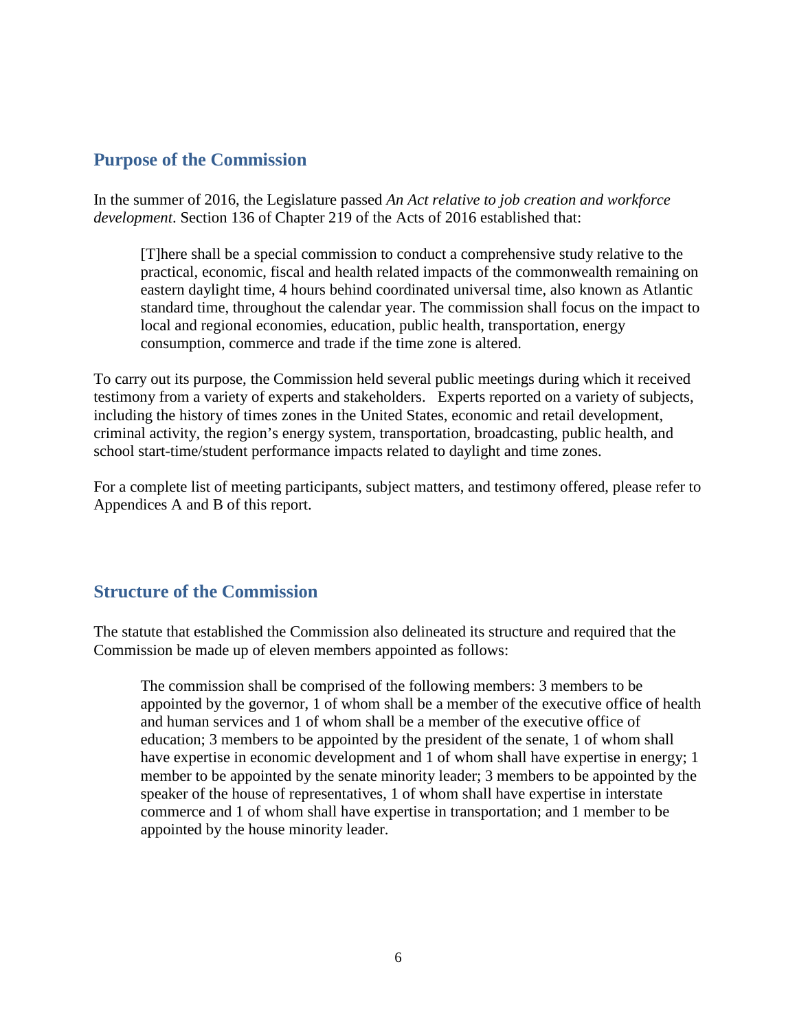## Purpose of the Commission

In the summer of 2016, the Legislature passed *An Act relative to job creation and workforce development*. Section 136 of Chapter 219 of the Acts of 2016 established that:

> [T]here shall be a special commission to conduct a comprehensive study relative to the practical, economic, fiscal and health related impacts of the commonwealth remaining on eastern daylight time, 4 hours behind coordinated universal time, also known as Atlantic standard time, throughout the calendar year. The commission shall focus on the impact to local and regional economies, education, public health, transportation, energy consumption, commerce and trade if the time zone is altered.

To carry out its purpose, the Commission held several public meetings during which it received testimony from a variety of experts and stakeholders. Experts reported on a variety of subjects, including the history of times zones in the United States, economic and retail development, criminal activity, the region's energy system, transportation, broadcasting, public health, and school start-time/student performance impacts related to daylight and time zones.

For a complete list of meeting participants, subject matters, and testimony offered, please refer to Appendices A and B of this report.

## Structure of the Commission

The statute that established the Commission also delineated its structure and required that the Commission be made up of eleven members appointed as follows:

> The commission shall be comprised of the following members: 3 members to be appointed by the governor, 1 of whom shall be a member of the executive office of health and human services and 1 of whom shall be a member of the executive office of education; 3 members to be appointed by the president of the senate, 1 of whom shall have expertise in economic development and 1 of whom shall have expertise in energy; 1 member to be appointed by the senate minority leader; 3 members to be appointed by the speaker of the house of representatives, 1 of whom shall have expertise in interstate commerce and 1 of whom shall have expertise in transportation; and 1 member to be appointed by the house minority leader.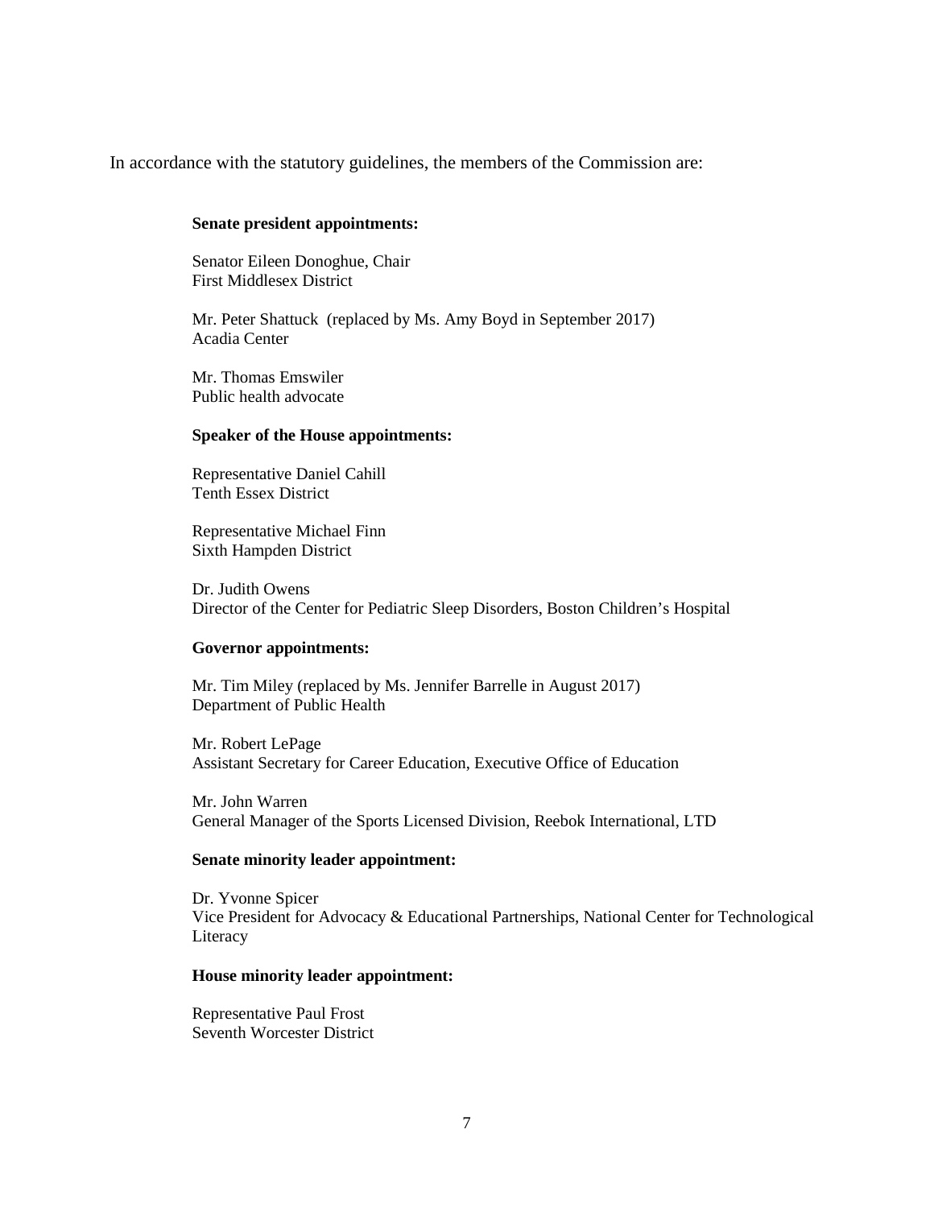In accordance with the statutory guidelines, the members of the Commission are:

**Senate president appointments:**

Senator Eileen Donoghue, Chair
First Middlesex District

Mr. Peter Shattuck (replaced by Ms. Amy Boyd in September 2017)
Acadia Center

Mr. Thomas Emswiler
Public health advocate

**Speaker of the House appointments:**

Representative Daniel Cahill
Tenth Essex District

Representative Michael Finn
Sixth Hampden District

Dr. Judith Owens
Director of the Center for Pediatric Sleep Disorders, Boston Children's Hospital

**Governor appointments:**

Mr. Tim Miley (replaced by Ms. Jennifer Barrelle in August 2017)
Department of Public Health

Mr. Robert LePage
Assistant Secretary for Career Education, Executive Office of Education

Mr. John Warren
General Manager of the Sports Licensed Division, Reebok International, LTD

**Senate minority leader appointment:**

Dr. Yvonne Spicer
Vice President for Advocacy & Educational Partnerships, National Center for Technological Literacy

**House minority leader appointment:**

Representative Paul Frost
Seventh Worcester District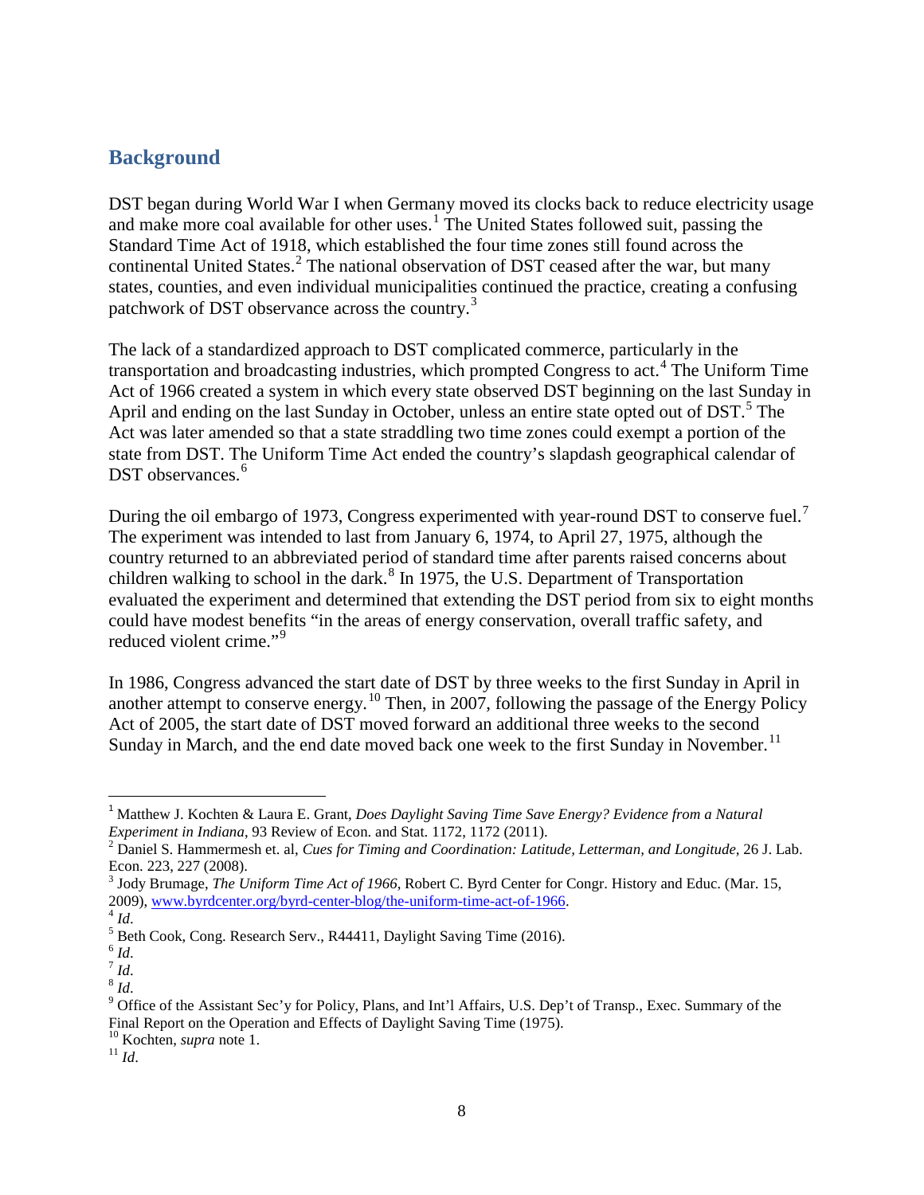## Background

DST began during World War I when Germany moved its clocks back to reduce electricity usage and make more coal available for other uses.[1] The United States followed suit, passing the Standard Time Act of 1918, which established the four time zones still found across the continental United States.[2] The national observation of DST ceased after the war, but many states, counties, and even individual municipalities continued the practice, creating a confusing patchwork of DST observance across the country.[3]

The lack of a standardized approach to DST complicated commerce, particularly in the transportation and broadcasting industries, which prompted Congress to act.[4] The Uniform Time Act of 1966 created a system in which every state observed DST beginning on the last Sunday in April and ending on the last Sunday in October, unless an entire state opted out of DST.[5] The Act was later amended so that a state straddling two time zones could exempt a portion of the state from DST. The Uniform Time Act ended the country's slapdash geographical calendar of DST observances.[6]

During the oil embargo of 1973, Congress experimented with year-round DST to conserve fuel.[7] The experiment was intended to last from January 6, 1974, to April 27, 1975, although the country returned to an abbreviated period of standard time after parents raised concerns about children walking to school in the dark.[8] In 1975, the U.S. Department of Transportation evaluated the experiment and determined that extending the DST period from six to eight months could have modest benefits "in the areas of energy conservation, overall traffic safety, and reduced violent crime."[9]

In 1986, Congress advanced the start date of DST by three weeks to the first Sunday in April in another attempt to conserve energy.[10] Then, in 2007, following the passage of the Energy Policy Act of 2005, the start date of DST moved forward an additional three weeks to the second Sunday in March, and the end date moved back one week to the first Sunday in November.[11]

---

[1] Matthew J. Kochten & Laura E. Grant, *Does Daylight Saving Time Save Energy? Evidence from a Natural Experiment in Indiana*, 93 Review of Econ. and Stat. 1172, 1172 (2011).

[2] Daniel S. Hammermesh et. al, *Cues for Timing and Coordination: Latitude, Letterman, and Longitude*, 26 J. Lab. Econ. 223, 227 (2008).

[3] Jody Brumage, *The Uniform Time Act of 1966*, Robert C. Byrd Center for Congr. History and Educ. (Mar. 15, 2009), www.byrdcenter.org/byrd-center-blog/the-uniform-time-act-of-1966.

[4] *Id*.

[5] Beth Cook, Cong. Research Serv., R44411, Daylight Saving Time (2016).

[6] *Id*.

[7] *Id*.

[8] *Id*.

[9] Office of the Assistant Sec'y for Policy, Plans, and Int'l Affairs, U.S. Dep't of Transp., Exec. Summary of the Final Report on the Operation and Effects of Daylight Saving Time (1975).

[10] Kochten, *supra* note 1.

[11] *Id*.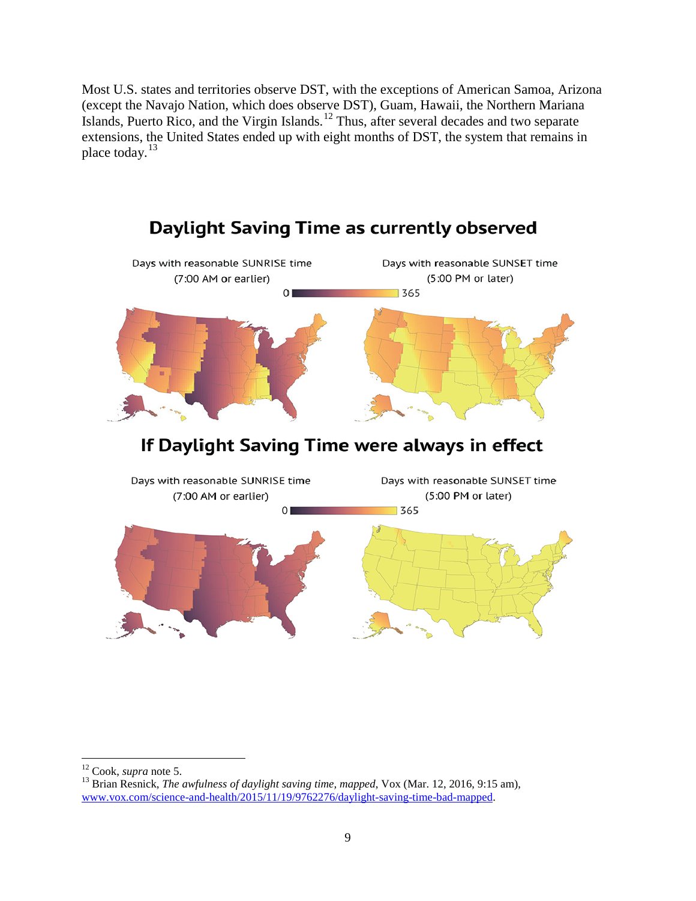Most U.S. states and territories observe DST, with the exceptions of American Samoa, Arizona (except the Navajo Nation, which does observe DST), Guam, Hawaii, the Northern Mariana Islands, Puerto Rico, and the Virgin Islands.[12] Thus, after several decades and two separate extensions, the United States ended up with eight months of DST, the system that remains in place today.[13]

---

[12] Cook, *supra* note 5.

[13] Brian Resnick, *The awfulness of daylight saving time, mapped*, Vox (Mar. 12, 2016, 9:15 am), www.vox.com/science-and-health/2015/11/19/9762276/daylight-saving-time-bad-mapped.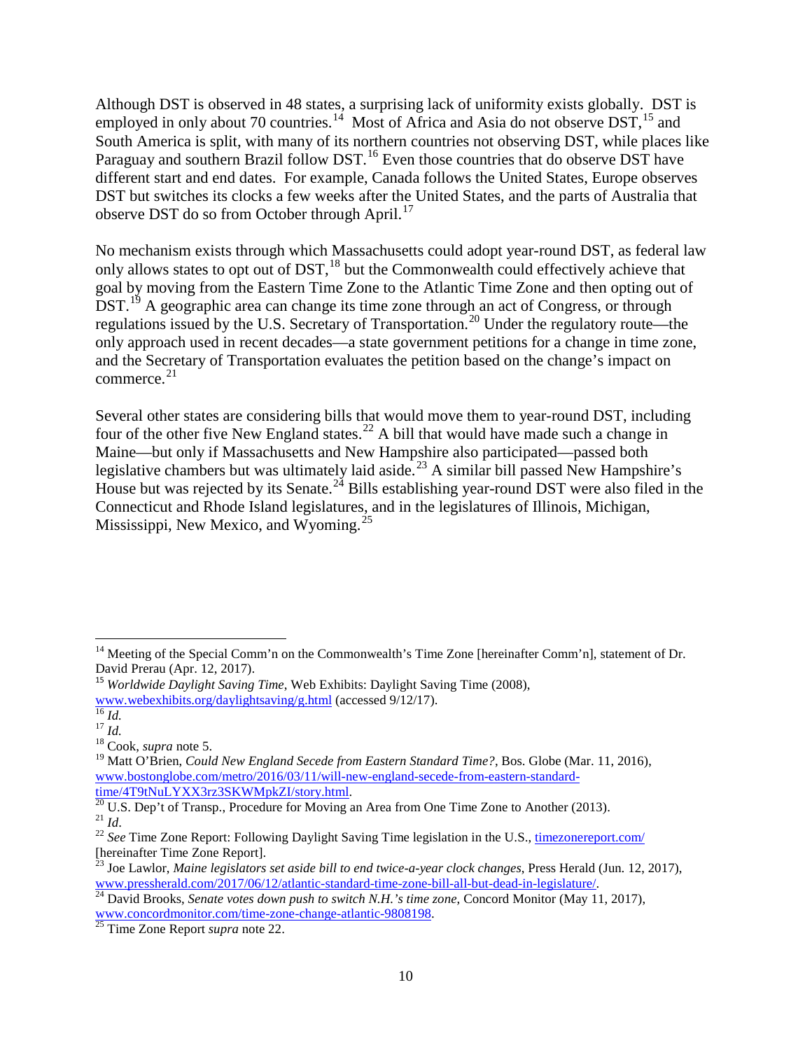Although DST is observed in 48 states, a surprising lack of uniformity exists globally. DST is employed in only about 70 countries.[14] Most of Africa and Asia do not observe DST,[15] and South America is split, with many of its northern countries not observing DST, while places like Paraguay and southern Brazil follow DST.[16] Even those countries that do observe DST have different start and end dates. For example, Canada follows the United States, Europe observes DST but switches its clocks a few weeks after the United States, and the parts of Australia that observe DST do so from October through April.[17]

No mechanism exists through which Massachusetts could adopt year-round DST, as federal law only allows states to opt out of DST,[18] but the Commonwealth could effectively achieve that goal by moving from the Eastern Time Zone to the Atlantic Time Zone and then opting out of DST.[19] A geographic area can change its time zone through an act of Congress, or through regulations issued by the U.S. Secretary of Transportation.[20] Under the regulatory route—the only approach used in recent decades—a state government petitions for a change in time zone, and the Secretary of Transportation evaluates the petition based on the change's impact on commerce.[21]

Several other states are considering bills that would move them to year-round DST, including four of the other five New England states.[22] A bill that would have made such a change in Maine—but only if Massachusetts and New Hampshire also participated—passed both legislative chambers but was ultimately laid aside.[23] A similar bill passed New Hampshire's House but was rejected by its Senate.[24] Bills establishing year-round DST were also filed in the Connecticut and Rhode Island legislatures, and in the legislatures of Illinois, Michigan, Mississippi, New Mexico, and Wyoming.[25]

---

[14] Meeting of the Special Comm'n on the Commonwealth's Time Zone [hereinafter Comm'n], statement of Dr. David Prerau (Apr. 12, 2017).

[15] *Worldwide Daylight Saving Time*, Web Exhibits: Daylight Saving Time (2008), www.webexhibits.org/daylightsaving/g.html (accessed 9/12/17).

[16] *Id.*

[17] *Id.*

[18] Cook, *supra* note 5.

[19] Matt O'Brien, *Could New England Secede from Eastern Standard Time?*, Bos. Globe (Mar. 11, 2016), www.bostonglobe.com/metro/2016/03/11/will-new-england-secede-from-eastern-standard-time/4T9tNuLYXX3rz3SKWMpkZI/story.html.

[20] U.S. Dep't of Transp., Procedure for Moving an Area from One Time Zone to Another (2013).

[21] *Id*.

[22] *See* Time Zone Report: Following Daylight Saving Time legislation in the U.S., timezonereport.com/ [hereinafter Time Zone Report].

[23] Joe Lawlor, *Maine legislators set aside bill to end twice-a-year clock changes*, Press Herald (Jun. 12, 2017), www.pressherald.com/2017/06/12/atlantic-standard-time-zone-bill-all-but-dead-in-legislature/.

[24] David Brooks, *Senate votes down push to switch N.H.'s time zone*, Concord Monitor (May 11, 2017), www.concordmonitor.com/time-zone-change-atlantic-9808198.

[25] Time Zone Report *supra* note 22.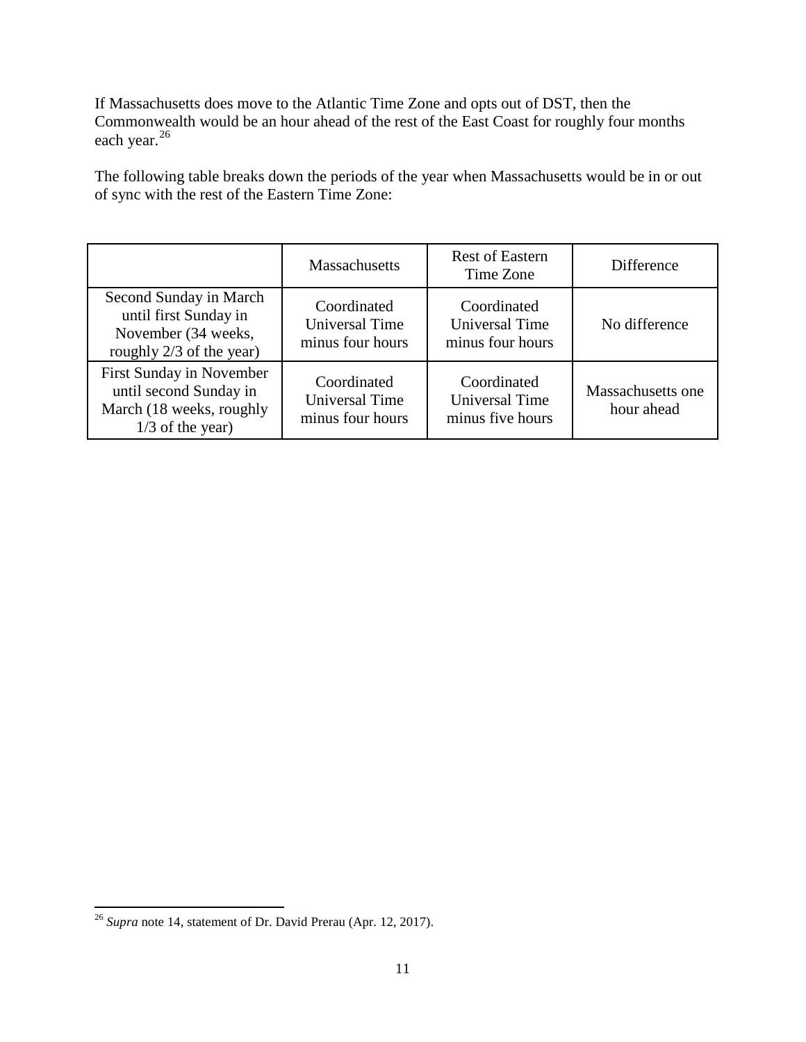If Massachusetts does move to the Atlantic Time Zone and opts out of DST, then the Commonwealth would be an hour ahead of the rest of the East Coast for roughly four months each year.[26]

The following table breaks down the periods of the year when Massachusetts would be in or out of sync with the rest of the Eastern Time Zone:

| | Massachusetts | Rest of Eastern Time Zone | Difference |
|---|---|---|---|
| Second Sunday in March until first Sunday in November (34 weeks, roughly 2/3 of the year) | Coordinated Universal Time minus four hours | Coordinated Universal Time minus four hours | No difference |
| First Sunday in November until second Sunday in March (18 weeks, roughly 1/3 of the year) | Coordinated Universal Time minus four hours | Coordinated Universal Time minus five hours | Massachusetts one hour ahead |

[26] *Supra* note 14, statement of Dr. David Prerau (Apr. 12, 2017).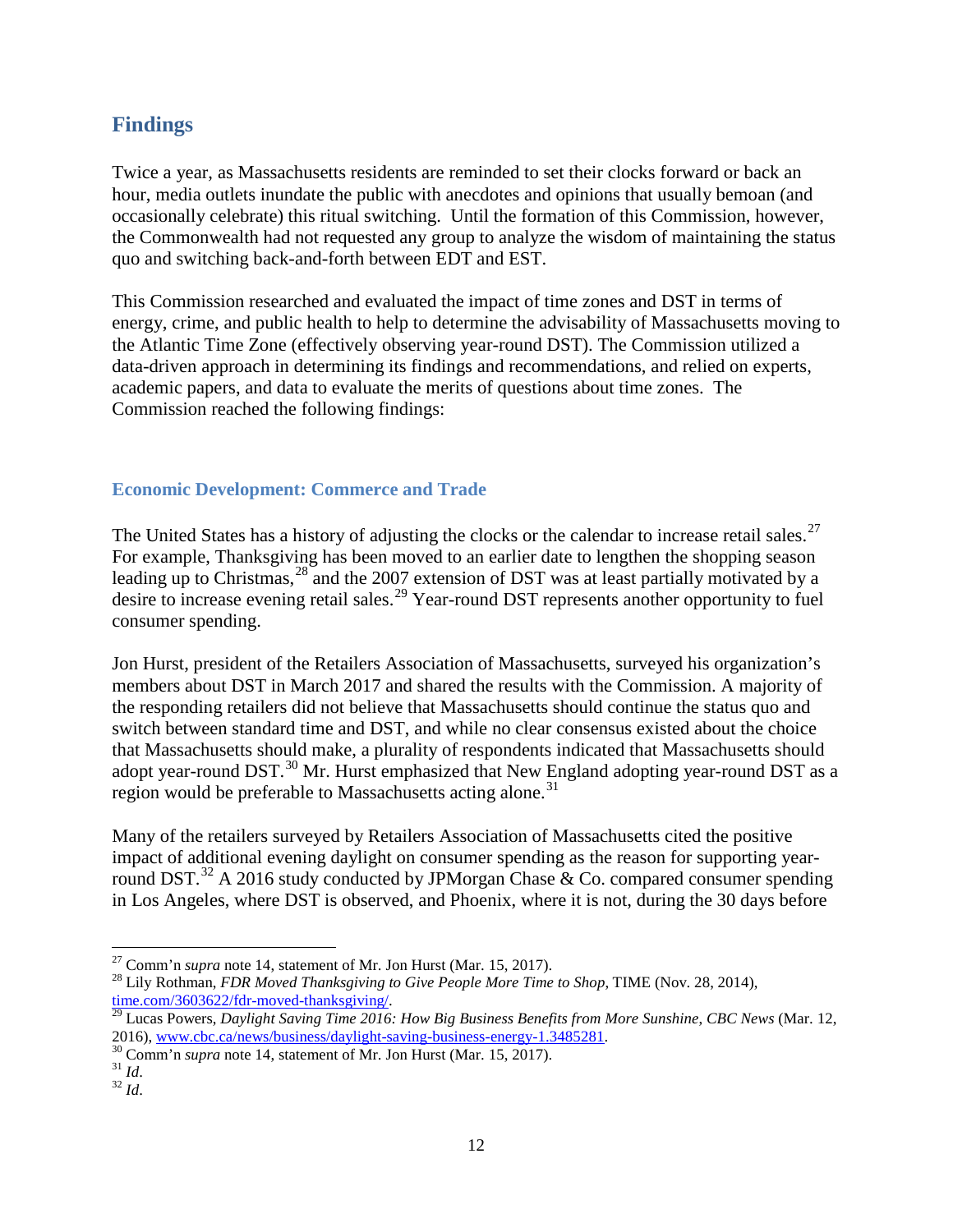## Findings

Twice a year, as Massachusetts residents are reminded to set their clocks forward or back an hour, media outlets inundate the public with anecdotes and opinions that usually bemoan (and occasionally celebrate) this ritual switching. Until the formation of this Commission, however, the Commonwealth had not requested any group to analyze the wisdom of maintaining the status quo and switching back-and-forth between EDT and EST.

This Commission researched and evaluated the impact of time zones and DST in terms of energy, crime, and public health to help to determine the advisability of Massachusetts moving to the Atlantic Time Zone (effectively observing year-round DST). The Commission utilized a data-driven approach in determining its findings and recommendations, and relied on experts, academic papers, and data to evaluate the merits of questions about time zones. The Commission reached the following findings:

### Economic Development: Commerce and Trade

The United States has a history of adjusting the clocks or the calendar to increase retail sales.[27] For example, Thanksgiving has been moved to an earlier date to lengthen the shopping season leading up to Christmas,[28] and the 2007 extension of DST was at least partially motivated by a desire to increase evening retail sales.[29] Year-round DST represents another opportunity to fuel consumer spending.

Jon Hurst, president of the Retailers Association of Massachusetts, surveyed his organization's members about DST in March 2017 and shared the results with the Commission. A majority of the responding retailers did not believe that Massachusetts should continue the status quo and switch between standard time and DST, and while no clear consensus existed about the choice that Massachusetts should make, a plurality of respondents indicated that Massachusetts should adopt year-round DST.[30] Mr. Hurst emphasized that New England adopting year-round DST as a region would be preferable to Massachusetts acting alone.[31]

Many of the retailers surveyed by Retailers Association of Massachusetts cited the positive impact of additional evening daylight on consumer spending as the reason for supporting year-round DST.[32] A 2016 study conducted by JPMorgan Chase & Co. compared consumer spending in Los Angeles, where DST is observed, and Phoenix, where it is not, during the 30 days before

---

[27] Comm'n *supra* note 14, statement of Mr. Jon Hurst (Mar. 15, 2017).

[28] Lily Rothman, *FDR Moved Thanksgiving to Give People More Time to Shop*, TIME (Nov. 28, 2014), time.com/3603622/fdr-moved-thanksgiving/.

[29] Lucas Powers, *Daylight Saving Time 2016: How Big Business Benefits from More Sunshine*, *CBC News* (Mar. 12, 2016), www.cbc.ca/news/business/daylight-saving-business-energy-1.3485281.

[30] Comm'n *supra* note 14, statement of Mr. Jon Hurst (Mar. 15, 2017).

[31] *Id*.

[32] *Id*.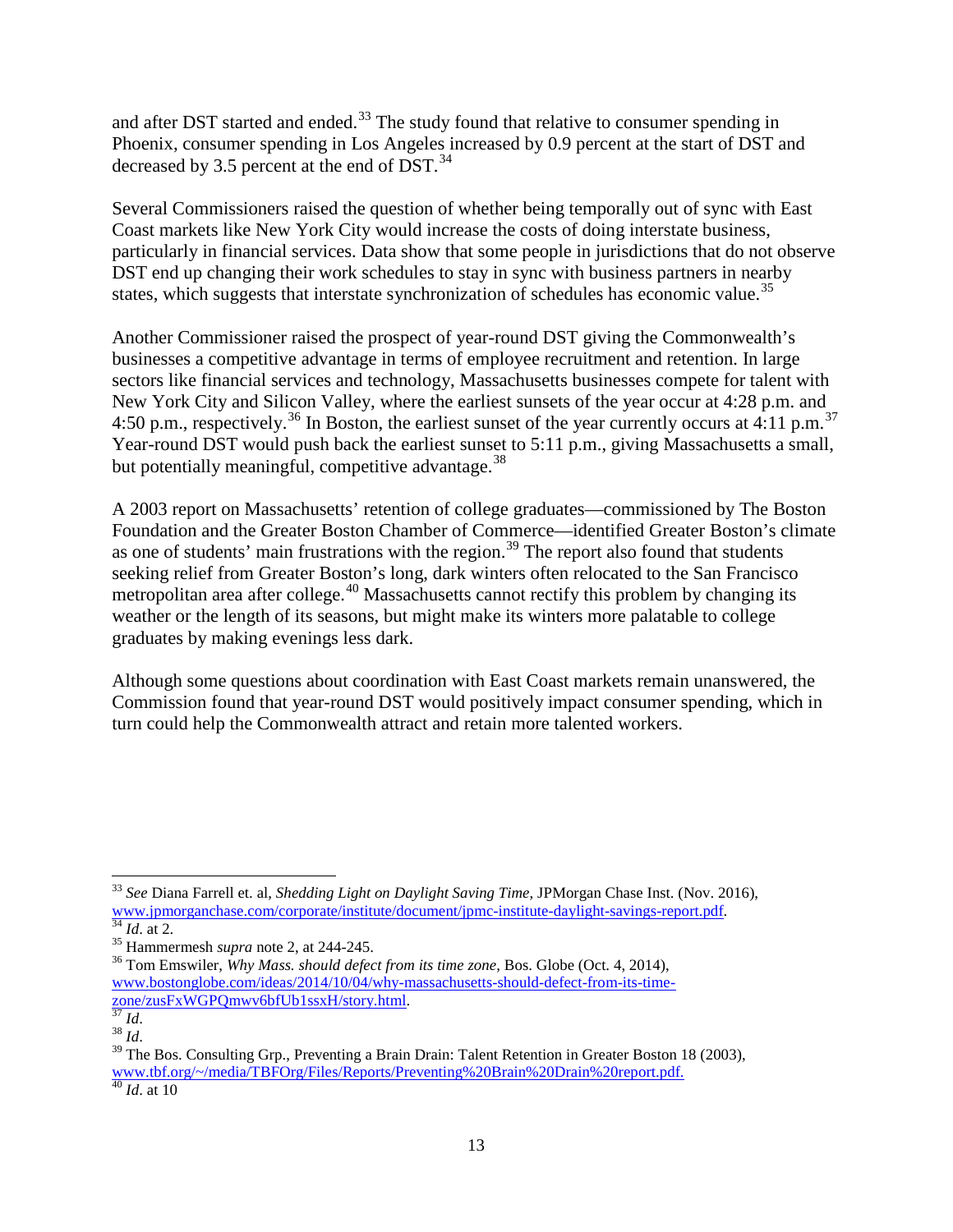and after DST started and ended.[33] The study found that relative to consumer spending in Phoenix, consumer spending in Los Angeles increased by 0.9 percent at the start of DST and decreased by 3.5 percent at the end of DST.[34]

Several Commissioners raised the question of whether being temporally out of sync with East Coast markets like New York City would increase the costs of doing interstate business, particularly in financial services. Data show that some people in jurisdictions that do not observe DST end up changing their work schedules to stay in sync with business partners in nearby states, which suggests that interstate synchronization of schedules has economic value.[35]

Another Commissioner raised the prospect of year-round DST giving the Commonwealth's businesses a competitive advantage in terms of employee recruitment and retention. In large sectors like financial services and technology, Massachusetts businesses compete for talent with New York City and Silicon Valley, where the earliest sunsets of the year occur at 4:28 p.m. and 4:50 p.m., respectively.[36] In Boston, the earliest sunset of the year currently occurs at 4:11 p.m.[37] Year-round DST would push back the earliest sunset to 5:11 p.m., giving Massachusetts a small, but potentially meaningful, competitive advantage.[38]

A 2003 report on Massachusetts' retention of college graduates—commissioned by The Boston Foundation and the Greater Boston Chamber of Commerce—identified Greater Boston's climate as one of students' main frustrations with the region.[39] The report also found that students seeking relief from Greater Boston's long, dark winters often relocated to the San Francisco metropolitan area after college.[40] Massachusetts cannot rectify this problem by changing its weather or the length of its seasons, but might make its winters more palatable to college graduates by making evenings less dark.

Although some questions about coordination with East Coast markets remain unanswered, the Commission found that year-round DST would positively impact consumer spending, which in turn could help the Commonwealth attract and retain more talented workers.

---

[33] *See* Diana Farrell et. al, *Shedding Light on Daylight Saving Time*, JPMorgan Chase Inst. (Nov. 2016), www.jpmorganchase.com/corporate/institute/document/jpmc-institute-daylight-savings-report.pdf.

[34] *Id*. at 2.

[35] Hammermesh *supra* note 2, at 244-245.

[36] Tom Emswiler, *Why Mass. should defect from its time zone*, Bos. Globe (Oct. 4, 2014), www.bostonglobe.com/ideas/2014/10/04/why-massachusetts-should-defect-from-its-time-zone/zusFxWGPQmwv6bfUb1ssxH/story.html.

[37] *Id*.

[38] *Id*.

[39] The Bos. Consulting Grp., Preventing a Brain Drain: Talent Retention in Greater Boston 18 (2003), www.tbf.org/~/media/TBFOrg/Files/Reports/Preventing%20Brain%20Drain%20report.pdf.

[40] *Id*. at 10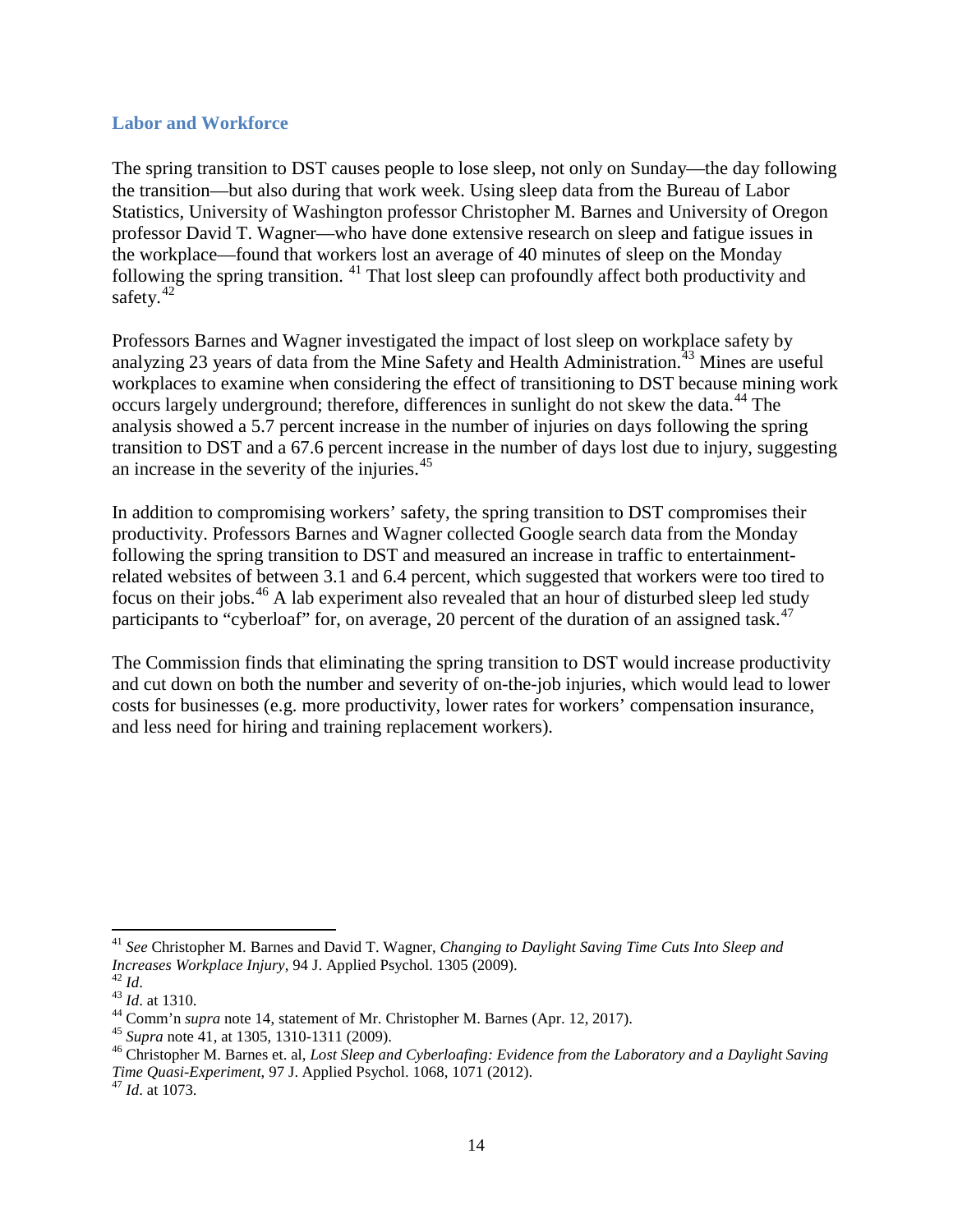## Labor and Workforce

The spring transition to DST causes people to lose sleep, not only on Sunday—the day following the transition—but also during that work week. Using sleep data from the Bureau of Labor Statistics, University of Washington professor Christopher M. Barnes and University of Oregon professor David T. Wagner—who have done extensive research on sleep and fatigue issues in the workplace—found that workers lost an average of 40 minutes of sleep on the Monday following the spring transition. [41] That lost sleep can profoundly affect both productivity and safety.[42]

Professors Barnes and Wagner investigated the impact of lost sleep on workplace safety by analyzing 23 years of data from the Mine Safety and Health Administration.[43] Mines are useful workplaces to examine when considering the effect of transitioning to DST because mining work occurs largely underground; therefore, differences in sunlight do not skew the data.[44] The analysis showed a 5.7 percent increase in the number of injuries on days following the spring transition to DST and a 67.6 percent increase in the number of days lost due to injury, suggesting an increase in the severity of the injuries.[45]

In addition to compromising workers' safety, the spring transition to DST compromises their productivity. Professors Barnes and Wagner collected Google search data from the Monday following the spring transition to DST and measured an increase in traffic to entertainment-related websites of between 3.1 and 6.4 percent, which suggested that workers were too tired to focus on their jobs.[46] A lab experiment also revealed that an hour of disturbed sleep led study participants to "cyberloaf" for, on average, 20 percent of the duration of an assigned task.[47]

The Commission finds that eliminating the spring transition to DST would increase productivity and cut down on both the number and severity of on-the-job injuries, which would lead to lower costs for businesses (e.g. more productivity, lower rates for workers' compensation insurance, and less need for hiring and training replacement workers).

---

[41] *See* Christopher M. Barnes and David T. Wagner, *Changing to Daylight Saving Time Cuts Into Sleep and Increases Workplace Injury*, 94 J. Applied Psychol. 1305 (2009).

[42] *Id*.

[43] *Id*. at 1310.

[44] Comm'n *supra* note 14, statement of Mr. Christopher M. Barnes (Apr. 12, 2017).

[45] *Supra* note 41, at 1305, 1310-1311 (2009).

[46] Christopher M. Barnes et. al, *Lost Sleep and Cyberloafing: Evidence from the Laboratory and a Daylight Saving Time Quasi-Experiment*, 97 J. Applied Psychol. 1068, 1071 (2012).

[47] *Id*. at 1073.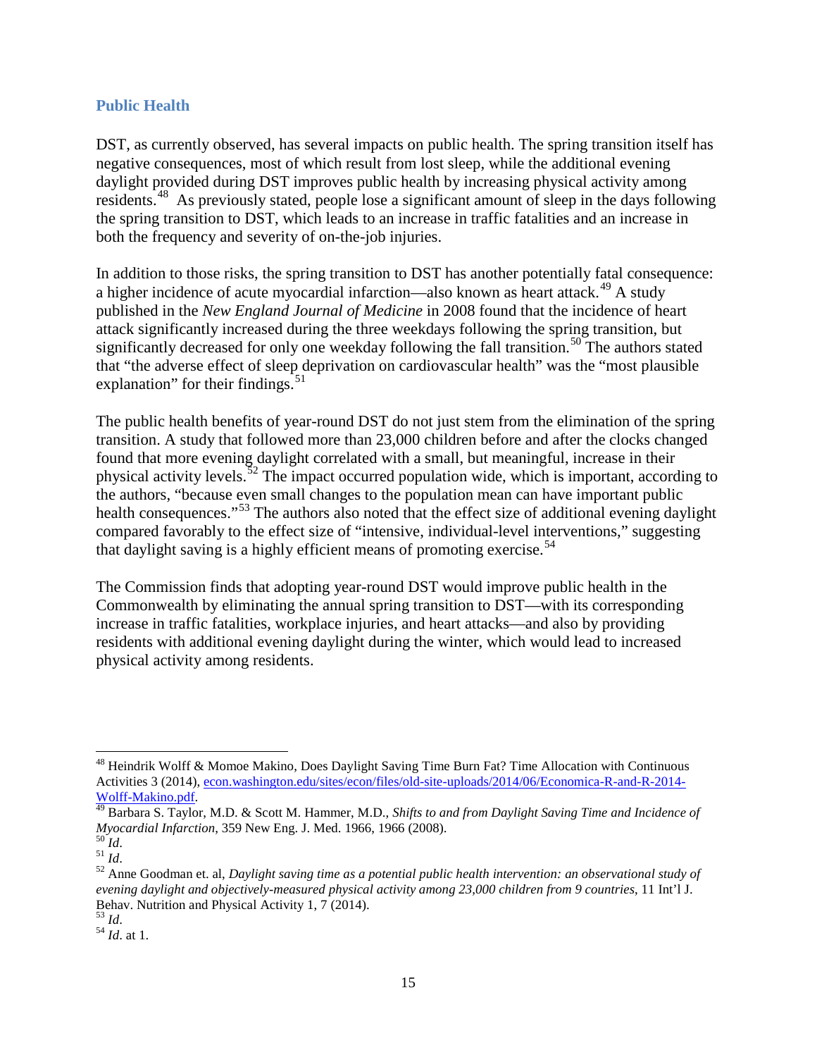## Public Health

DST, as currently observed, has several impacts on public health. The spring transition itself has negative consequences, most of which result from lost sleep, while the additional evening daylight provided during DST improves public health by increasing physical activity among residents.[48] As previously stated, people lose a significant amount of sleep in the days following the spring transition to DST, which leads to an increase in traffic fatalities and an increase in both the frequency and severity of on-the-job injuries.

In addition to those risks, the spring transition to DST has another potentially fatal consequence: a higher incidence of acute myocardial infarction—also known as heart attack.[49] A study published in the *New England Journal of Medicine* in 2008 found that the incidence of heart attack significantly increased during the three weekdays following the spring transition, but significantly decreased for only one weekday following the fall transition.[50] The authors stated that "the adverse effect of sleep deprivation on cardiovascular health" was the "most plausible explanation" for their findings.[51]

The public health benefits of year-round DST do not just stem from the elimination of the spring transition. A study that followed more than 23,000 children before and after the clocks changed found that more evening daylight correlated with a small, but meaningful, increase in their physical activity levels.[52] The impact occurred population wide, which is important, according to the authors, "because even small changes to the population mean can have important public health consequences."[53] The authors also noted that the effect size of additional evening daylight compared favorably to the effect size of "intensive, individual-level interventions," suggesting that daylight saving is a highly efficient means of promoting exercise.[54]

The Commission finds that adopting year-round DST would improve public health in the Commonwealth by eliminating the annual spring transition to DST—with its corresponding increase in traffic fatalities, workplace injuries, and heart attacks—and also by providing residents with additional evening daylight during the winter, which would lead to increased physical activity among residents.

---

[48] Heindrik Wolff & Momoe Makino, Does Daylight Saving Time Burn Fat? Time Allocation with Continuous Activities 3 (2014), [econ.washington.edu/sites/econ/files/old-site-uploads/2014/06/Economica-R-and-R-2014-Wolff-Makino.pdf](econ.washington.edu/sites/econ/files/old-site-uploads/2014/06/Economica-R-and-R-2014-Wolff-Makino.pdf).

[49] Barbara S. Taylor, M.D. & Scott M. Hammer, M.D., *Shifts to and from Daylight Saving Time and Incidence of Myocardial Infarction*, 359 New Eng. J. Med. 1966, 1966 (2008).

[50] *Id*.

[51] *Id*.

[52] Anne Goodman et. al, *Daylight saving time as a potential public health intervention: an observational study of evening daylight and objectively-measured physical activity among 23,000 children from 9 countries*, 11 Int'l J. Behav. Nutrition and Physical Activity 1, 7 (2014).

[53] *Id*.

[54] *Id*. at 1.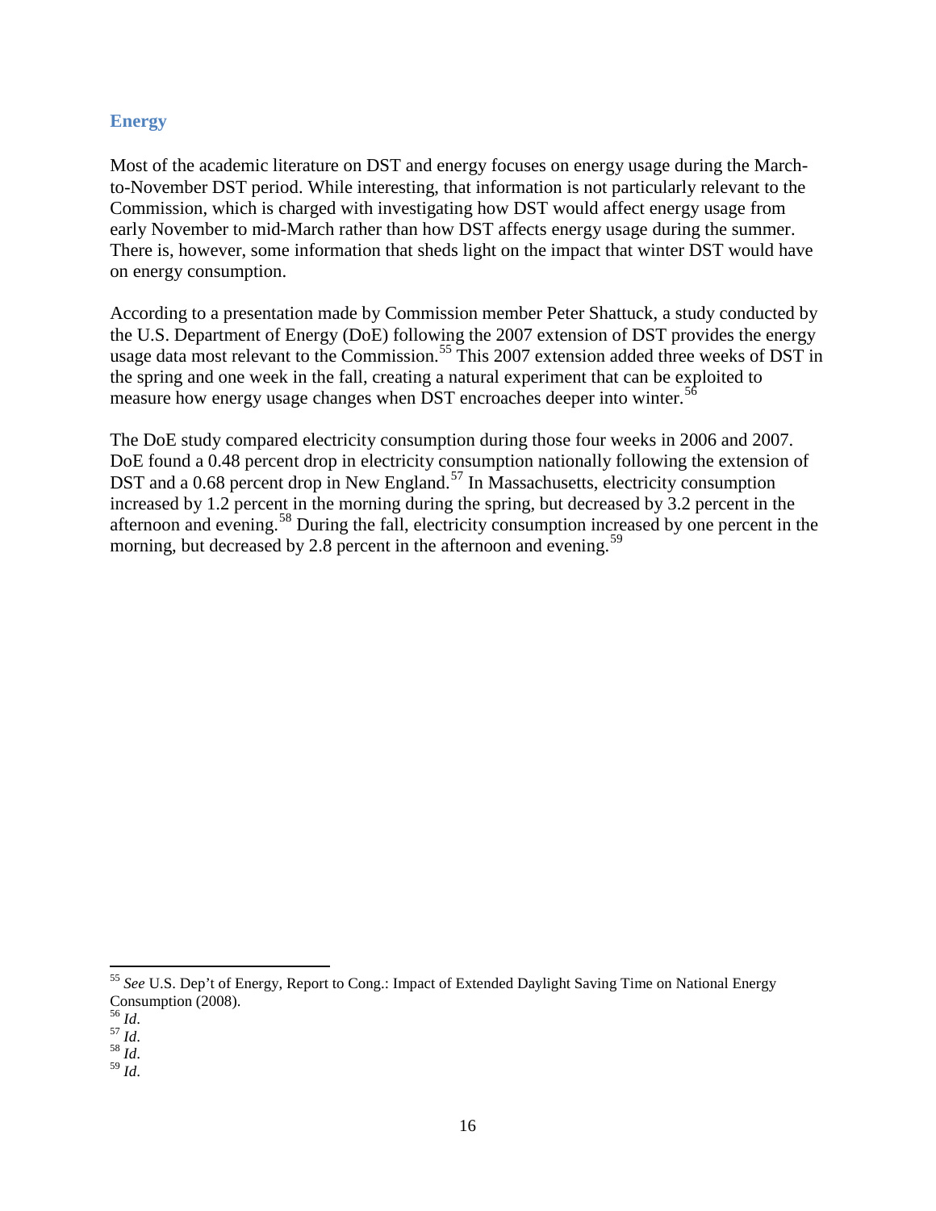## Energy

Most of the academic literature on DST and energy focuses on energy usage during the March-to-November DST period. While interesting, that information is not particularly relevant to the Commission, which is charged with investigating how DST would affect energy usage from early November to mid-March rather than how DST affects energy usage during the summer. There is, however, some information that sheds light on the impact that winter DST would have on energy consumption.

According to a presentation made by Commission member Peter Shattuck, a study conducted by the U.S. Department of Energy (DoE) following the 2007 extension of DST provides the energy usage data most relevant to the Commission.[55] This 2007 extension added three weeks of DST in the spring and one week in the fall, creating a natural experiment that can be exploited to measure how energy usage changes when DST encroaches deeper into winter.[56]

The DoE study compared electricity consumption during those four weeks in 2006 and 2007. DoE found a 0.48 percent drop in electricity consumption nationally following the extension of DST and a 0.68 percent drop in New England.[57] In Massachusetts, electricity consumption increased by 1.2 percent in the morning during the spring, but decreased by 3.2 percent in the afternoon and evening.[58] During the fall, electricity consumption increased by one percent in the morning, but decreased by 2.8 percent in the afternoon and evening.[59]

---

[55] *See* U.S. Dep't of Energy, Report to Cong.: Impact of Extended Daylight Saving Time on National Energy Consumption (2008).

[56] *Id*.

[57] *Id*.

[58] *Id*.

[59] *Id*.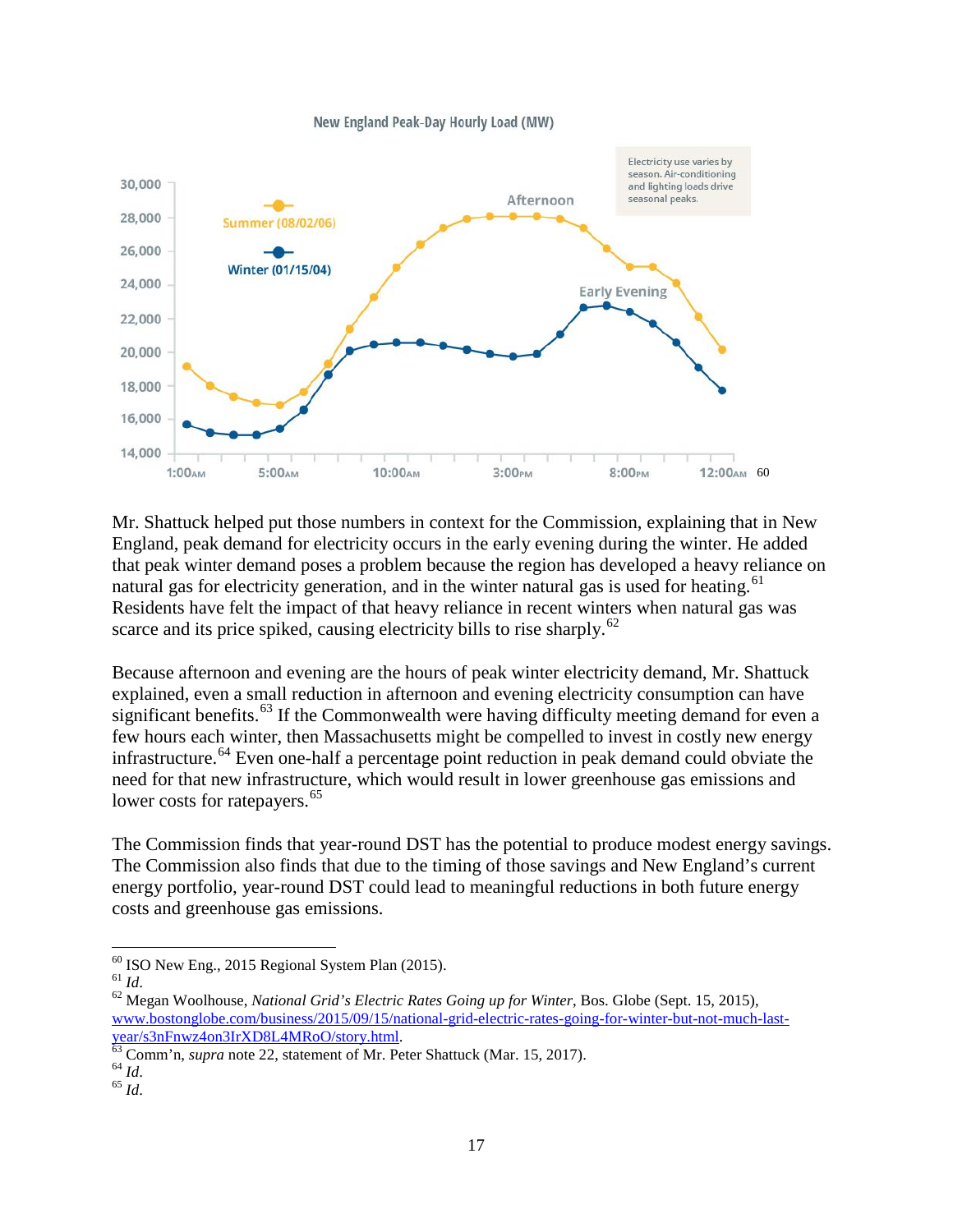New England Peak-Day Hourly Load (MW)[60]

Mr. Shattuck helped put those numbers in context for the Commission, explaining that in New England, peak demand for electricity occurs in the early evening during the winter. He added that peak winter demand poses a problem because the region has developed a heavy reliance on natural gas for electricity generation, and in the winter natural gas is used for heating.[61] Residents have felt the impact of that heavy reliance in recent winters when natural gas was scarce and its price spiked, causing electricity bills to rise sharply.[62]

Because afternoon and evening are the hours of peak winter electricity demand, Mr. Shattuck explained, even a small reduction in afternoon and evening electricity consumption can have significant benefits.[63] If the Commonwealth were having difficulty meeting demand for even a few hours each winter, then Massachusetts might be compelled to invest in costly new energy infrastructure.[64] Even one-half a percentage point reduction in peak demand could obviate the need for that new infrastructure, which would result in lower greenhouse gas emissions and lower costs for ratepayers.[65]

The Commission finds that year-round DST has the potential to produce modest energy savings. The Commission also finds that due to the timing of those savings and New England's current energy portfolio, year-round DST could lead to meaningful reductions in both future energy costs and greenhouse gas emissions.

---

[60] ISO New Eng., 2015 Regional System Plan (2015).

[61] *Id.*

[62] Megan Woolhouse, *National Grid's Electric Rates Going up for Winter*, Bos. Globe (Sept. 15, 2015), www.bostonglobe.com/business/2015/09/15/national-grid-electric-rates-going-for-winter-but-not-much-last-year/s3nFnwz4on3IrXD8L4MRoO/story.html.

[63] Comm'n, *supra* note 22, statement of Mr. Peter Shattuck (Mar. 15, 2017).

[64] *Id.*

[65] *Id.*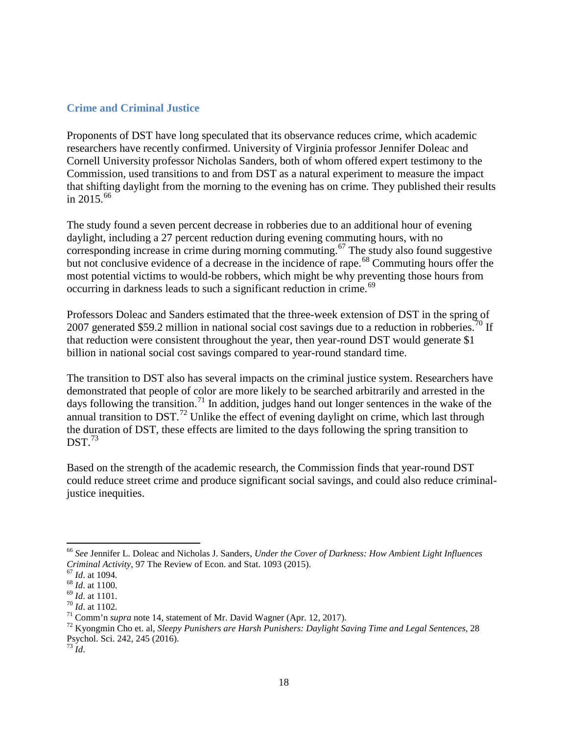## Crime and Criminal Justice

Proponents of DST have long speculated that its observance reduces crime, which academic researchers have recently confirmed. University of Virginia professor Jennifer Doleac and Cornell University professor Nicholas Sanders, both of whom offered expert testimony to the Commission, used transitions to and from DST as a natural experiment to measure the impact that shifting daylight from the morning to the evening has on crime. They published their results in 2015.[66]

The study found a seven percent decrease in robberies due to an additional hour of evening daylight, including a 27 percent reduction during evening commuting hours, with no corresponding increase in crime during morning commuting.[67] The study also found suggestive but not conclusive evidence of a decrease in the incidence of rape.[68] Commuting hours offer the most potential victims to would-be robbers, which might be why preventing those hours from occurring in darkness leads to such a significant reduction in crime.[69]

Professors Doleac and Sanders estimated that the three-week extension of DST in the spring of 2007 generated $59.2 million in national social cost savings due to a reduction in robberies.[70] If that reduction were consistent throughout the year, then year-round DST would generate $1 billion in national social cost savings compared to year-round standard time.

The transition to DST also has several impacts on the criminal justice system. Researchers have demonstrated that people of color are more likely to be searched arbitrarily and arrested in the days following the transition.[71] In addition, judges hand out longer sentences in the wake of the annual transition to DST.[72] Unlike the effect of evening daylight on crime, which last through the duration of DST, these effects are limited to the days following the spring transition to DST.[73]

Based on the strength of the academic research, the Commission finds that year-round DST could reduce street crime and produce significant social savings, and could also reduce criminal-justice inequities.

---

[66] *See* Jennifer L. Doleac and Nicholas J. Sanders, *Under the Cover of Darkness: How Ambient Light Influences Criminal Activity*, 97 The Review of Econ. and Stat. 1093 (2015).

[67] *Id*. at 1094.

[68] *Id*. at 1100.

[69] *Id*. at 1101.

[70] *Id*. at 1102.

[71] Comm'n *supra* note 14, statement of Mr. David Wagner (Apr. 12, 2017).

[72] Kyongmin Cho et. al, *Sleepy Punishers are Harsh Punishers: Daylight Saving Time and Legal Sentences*, 28 Psychol. Sci. 242, 245 (2016).

[73] *Id*.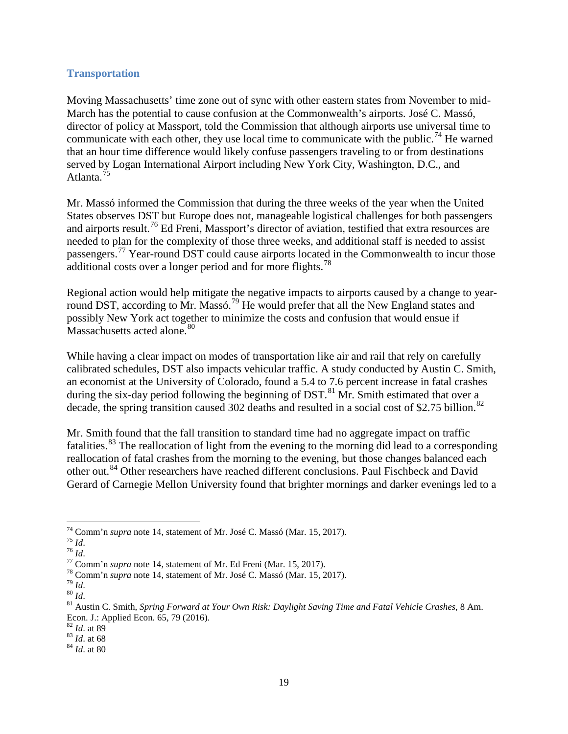### Transportation

Moving Massachusetts' time zone out of sync with other eastern states from November to mid-March has the potential to cause confusion at the Commonwealth's airports. José C. Massó, director of policy at Massport, told the Commission that although airports use universal time to communicate with each other, they use local time to communicate with the public.[74] He warned that an hour time difference would likely confuse passengers traveling to or from destinations served by Logan International Airport including New York City, Washington, D.C., and Atlanta.[75]

Mr. Massó informed the Commission that during the three weeks of the year when the United States observes DST but Europe does not, manageable logistical challenges for both passengers and airports result.[76] Ed Freni, Massport's director of aviation, testified that extra resources are needed to plan for the complexity of those three weeks, and additional staff is needed to assist passengers.[77] Year-round DST could cause airports located in the Commonwealth to incur those additional costs over a longer period and for more flights.[78]

Regional action would help mitigate the negative impacts to airports caused by a change to year-round DST, according to Mr. Massó.[79] He would prefer that all the New England states and possibly New York act together to minimize the costs and confusion that would ensue if Massachusetts acted alone.[80]

While having a clear impact on modes of transportation like air and rail that rely on carefully calibrated schedules, DST also impacts vehicular traffic. A study conducted by Austin C. Smith, an economist at the University of Colorado, found a 5.4 to 7.6 percent increase in fatal crashes during the six-day period following the beginning of DST.[81] Mr. Smith estimated that over a decade, the spring transition caused 302 deaths and resulted in a social cost of $2.75 billion.[82]

Mr. Smith found that the fall transition to standard time had no aggregate impact on traffic fatalities.[83] The reallocation of light from the evening to the morning did lead to a corresponding reallocation of fatal crashes from the morning to the evening, but those changes balanced each other out.[84] Other researchers have reached different conclusions. Paul Fischbeck and David Gerard of Carnegie Mellon University found that brighter mornings and darker evenings led to a

---

[74] Comm'n *supra* note 14, statement of Mr. José C. Massó (Mar. 15, 2017).
[75] *Id*.
[76] *Id*.
[77] Comm'n *supra* note 14, statement of Mr. Ed Freni (Mar. 15, 2017).
[78] Comm'n *supra* note 14, statement of Mr. José C. Massó (Mar. 15, 2017).
[79] *Id*.
[80] *Id*.
[81] Austin C. Smith, *Spring Forward at Your Own Risk: Daylight Saving Time and Fatal Vehicle Crashes*, 8 Am. Econ. J.: Applied Econ. 65, 79 (2016).
[82] *Id*. at 89
[83] *Id*. at 68
[84] *Id*. at 80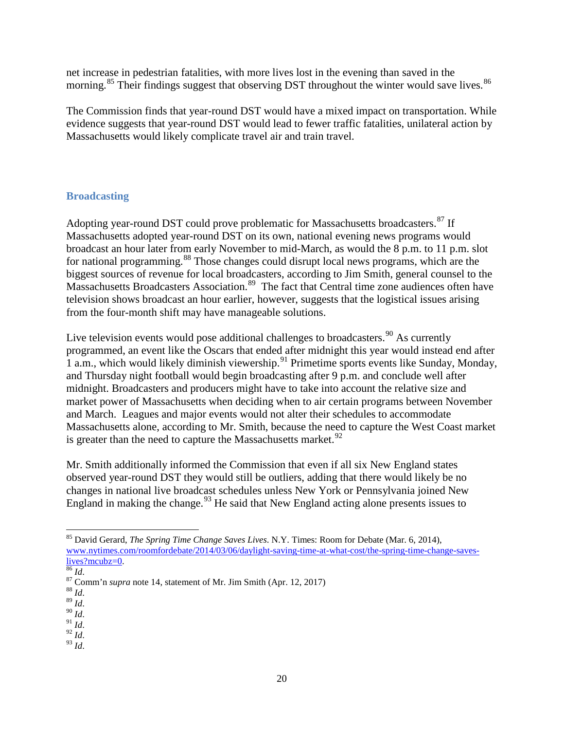net increase in pedestrian fatalities, with more lives lost in the evening than saved in the morning.[85] Their findings suggest that observing DST throughout the winter would save lives.[86]

The Commission finds that year-round DST would have a mixed impact on transportation. While evidence suggests that year-round DST would lead to fewer traffic fatalities, unilateral action by Massachusetts would likely complicate travel air and train travel.

### Broadcasting

Adopting year-round DST could prove problematic for Massachusetts broadcasters.[87] If Massachusetts adopted year-round DST on its own, national evening news programs would broadcast an hour later from early November to mid-March, as would the 8 p.m. to 11 p.m. slot for national programming.[88] Those changes could disrupt local news programs, which are the biggest sources of revenue for local broadcasters, according to Jim Smith, general counsel to the Massachusetts Broadcasters Association.[89] The fact that Central time zone audiences often have television shows broadcast an hour earlier, however, suggests that the logistical issues arising from the four-month shift may have manageable solutions.

Live television events would pose additional challenges to broadcasters.[90] As currently programmed, an event like the Oscars that ended after midnight this year would instead end after 1 a.m., which would likely diminish viewership.[91] Primetime sports events like Sunday, Monday, and Thursday night football would begin broadcasting after 9 p.m. and conclude well after midnight. Broadcasters and producers might have to take into account the relative size and market power of Massachusetts when deciding when to air certain programs between November and March. Leagues and major events would not alter their schedules to accommodate Massachusetts alone, according to Mr. Smith, because the need to capture the West Coast market is greater than the need to capture the Massachusetts market.[92]

Mr. Smith additionally informed the Commission that even if all six New England states observed year-round DST they would still be outliers, adding that there would likely be no changes in national live broadcast schedules unless New York or Pennsylvania joined New England in making the change.[93] He said that New England acting alone presents issues to

---

[85] David Gerard, *The Spring Time Change Saves Lives*. N.Y. Times: Room for Debate (Mar. 6, 2014), www.nytimes.com/roomfordebate/2014/03/06/daylight-saving-time-at-what-cost/the-spring-time-change-saves-lives?mcubz=0.

[86] *Id*.

[87] Comm'n *supra* note 14, statement of Mr. Jim Smith (Apr. 12, 2017)

[88] *Id*.

[89] *Id*.

[90] *Id*.

[91] *Id*.

[92] *Id*.

[93] *Id*.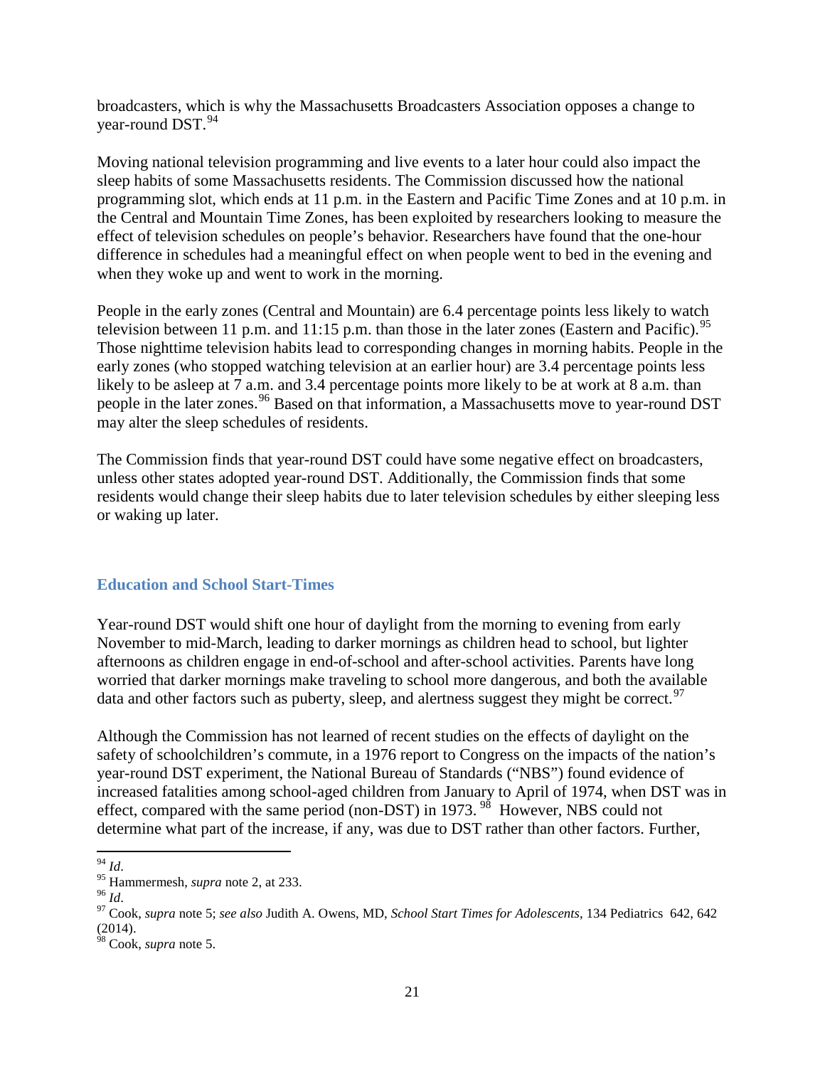broadcasters, which is why the Massachusetts Broadcasters Association opposes a change to year-round DST.[94]

Moving national television programming and live events to a later hour could also impact the sleep habits of some Massachusetts residents. The Commission discussed how the national programming slot, which ends at 11 p.m. in the Eastern and Pacific Time Zones and at 10 p.m. in the Central and Mountain Time Zones, has been exploited by researchers looking to measure the effect of television schedules on people's behavior. Researchers have found that the one-hour difference in schedules had a meaningful effect on when people went to bed in the evening and when they woke up and went to work in the morning.

People in the early zones (Central and Mountain) are 6.4 percentage points less likely to watch television between 11 p.m. and 11:15 p.m. than those in the later zones (Eastern and Pacific).[95] Those nighttime television habits lead to corresponding changes in morning habits. People in the early zones (who stopped watching television at an earlier hour) are 3.4 percentage points less likely to be asleep at 7 a.m. and 3.4 percentage points more likely to be at work at 8 a.m. than people in the later zones.[96] Based on that information, a Massachusetts move to year-round DST may alter the sleep schedules of residents.

The Commission finds that year-round DST could have some negative effect on broadcasters, unless other states adopted year-round DST. Additionally, the Commission finds that some residents would change their sleep habits due to later television schedules by either sleeping less or waking up later.

### Education and School Start-Times

Year-round DST would shift one hour of daylight from the morning to evening from early November to mid-March, leading to darker mornings as children head to school, but lighter afternoons as children engage in end-of-school and after-school activities. Parents have long worried that darker mornings make traveling to school more dangerous, and both the available data and other factors such as puberty, sleep, and alertness suggest they might be correct.[97]

Although the Commission has not learned of recent studies on the effects of daylight on the safety of schoolchildren's commute, in a 1976 report to Congress on the impacts of the nation's year-round DST experiment, the National Bureau of Standards ("NBS") found evidence of increased fatalities among school-aged children from January to April of 1974, when DST was in effect, compared with the same period (non-DST) in 1973.[98] However, NBS could not determine what part of the increase, if any, was due to DST rather than other factors. Further,

---

[94] *Id*.

[95] Hammermesh, *supra* note 2, at 233.

[96] *Id*.

[97] Cook, *supra* note 5; *see also* Judith A. Owens, MD, *School Start Times for Adolescents*, 134 Pediatrics 642, 642 (2014).

[98] Cook, *supra* note 5.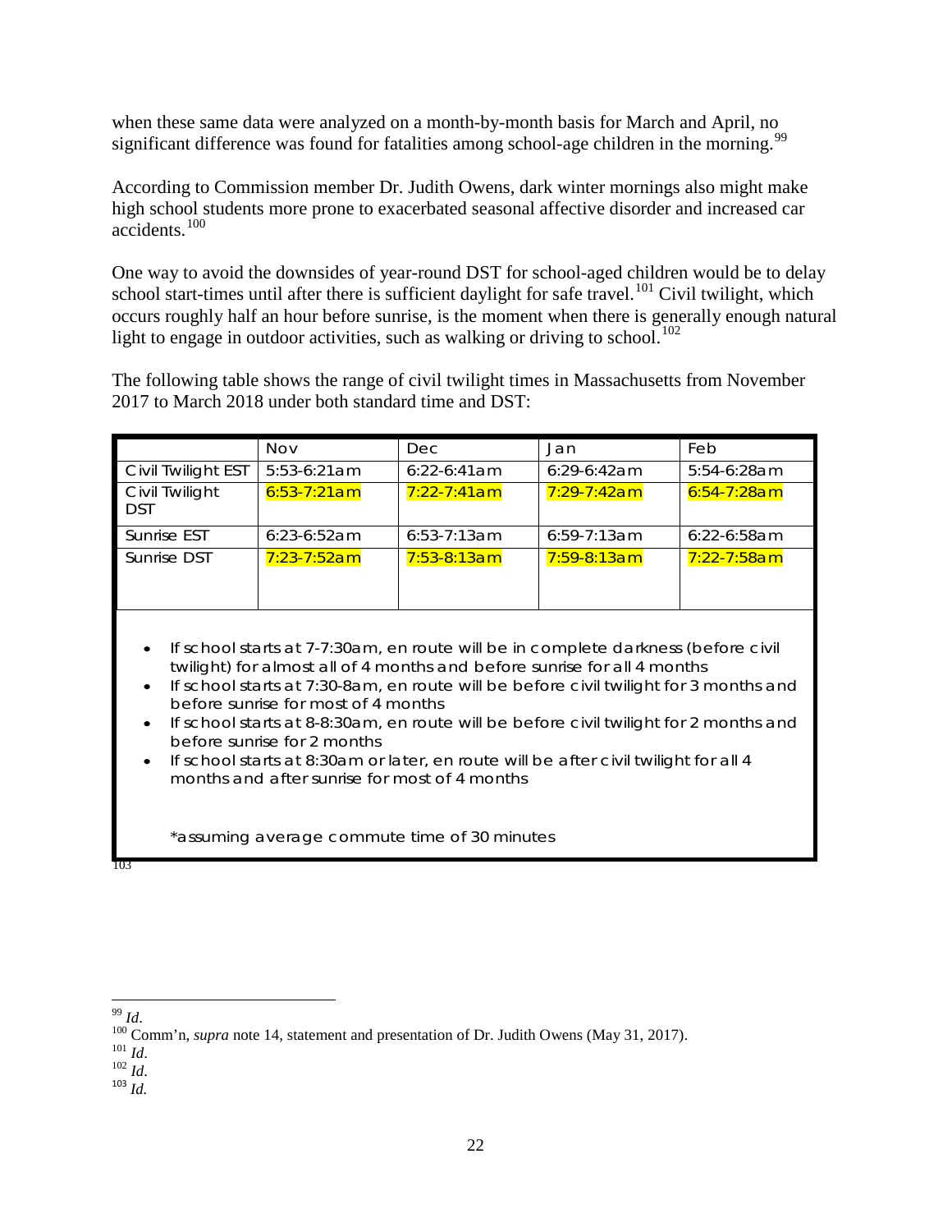when these same data were analyzed on a month-by-month basis for March and April, no significant difference was found for fatalities among school-age children in the morning.[99]

According to Commission member Dr. Judith Owens, dark winter mornings also might make high school students more prone to exacerbated seasonal affective disorder and increased car accidents.[100]

One way to avoid the downsides of year-round DST for school-aged children would be to delay school start-times until after there is sufficient daylight for safe travel.[101] Civil twilight, which occurs roughly half an hour before sunrise, is the moment when there is generally enough natural light to engage in outdoor activities, such as walking or driving to school.[102]

The following table shows the range of civil twilight times in Massachusetts from November 2017 to March 2018 under both standard time and DST:

| | Nov | Dec | Jan | Feb |
|---|---|---|---|---|
| Civil Twilight EST | 5:53-6:21am | 6:22-6:41am | 6:29-6:42am | 5:54-6:28am |
| Civil Twilight DST | 6:53-7:21am | 7:22-7:41am | 7:29-7:42am | 6:54-7:28am |
| Sunrise EST | 6:23-6:52am | 6:53-7:13am | 6:59-7:13am | 6:22-6:58am |
| Sunrise DST | 7:23-7:52am | 7:53-8:13am | 7:59-8:13am | 7:22-7:58am |

- If school starts at 7-7:30am, en route will be in complete darkness (before civil twilight) for almost all of 4 months and before sunrise for all 4 months
- If school starts at 7:30-8am, en route will be before civil twilight for 3 months and before sunrise for most of 4 months
- If school starts at 8-8:30am, en route will be before civil twilight for 2 months and before sunrise for 2 months
- If school starts at 8:30am or later, en route will be after civil twilight for all 4 months and after sunrise for most of 4 months

*assuming average commute time of 30 minutes

[103]

---

[99] *Id.*
[100] Comm'n, *supra* note 14, statement and presentation of Dr. Judith Owens (May 31, 2017).
[101] *Id.*
[102] *Id.*
[103] *Id.*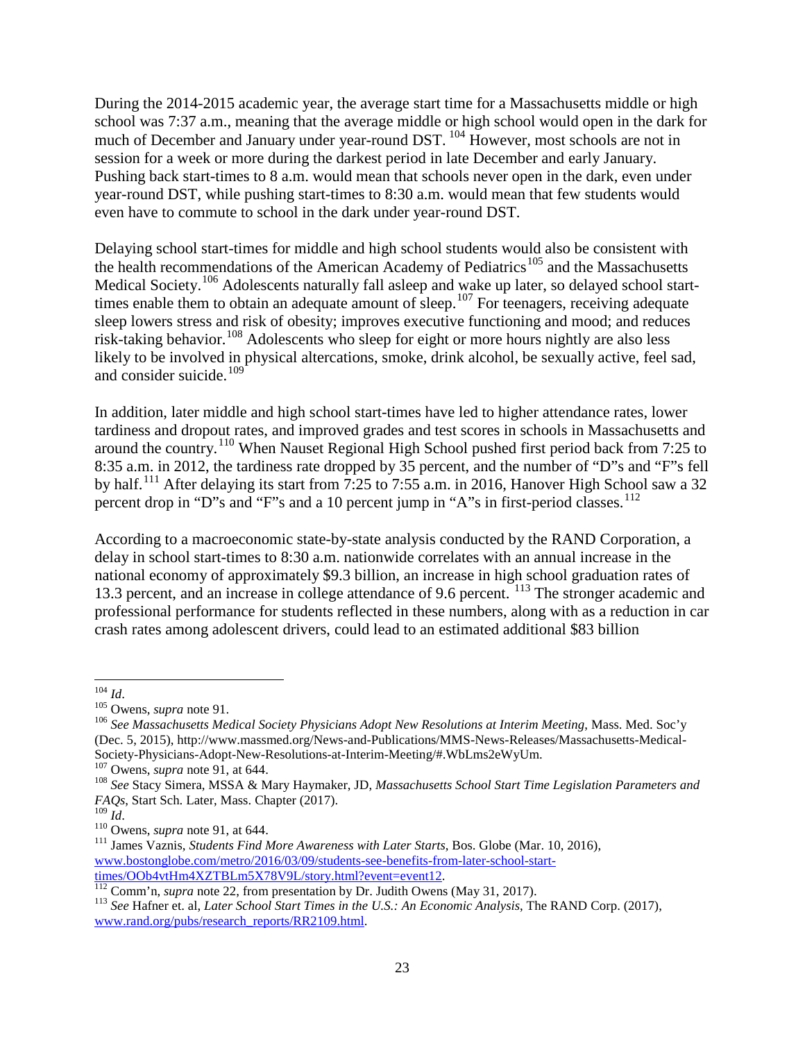During the 2014-2015 academic year, the average start time for a Massachusetts middle or high school was 7:37 a.m., meaning that the average middle or high school would open in the dark for much of December and January under year-round DST. [104] However, most schools are not in session for a week or more during the darkest period in late December and early January. Pushing back start-times to 8 a.m. would mean that schools never open in the dark, even under year-round DST, while pushing start-times to 8:30 a.m. would mean that few students would even have to commute to school in the dark under year-round DST.

Delaying school start-times for middle and high school students would also be consistent with the health recommendations of the American Academy of Pediatrics[105] and the Massachusetts Medical Society.[106] Adolescents naturally fall asleep and wake up later, so delayed school start-times enable them to obtain an adequate amount of sleep.[107] For teenagers, receiving adequate sleep lowers stress and risk of obesity; improves executive functioning and mood; and reduces risk-taking behavior.[108] Adolescents who sleep for eight or more hours nightly are also less likely to be involved in physical altercations, smoke, drink alcohol, be sexually active, feel sad, and consider suicide.[109]

In addition, later middle and high school start-times have led to higher attendance rates, lower tardiness and dropout rates, and improved grades and test scores in schools in Massachusetts and around the country.[110] When Nauset Regional High School pushed first period back from 7:25 to 8:35 a.m. in 2012, the tardiness rate dropped by 35 percent, and the number of "D"s and "F"s fell by half.[111] After delaying its start from 7:25 to 7:55 a.m. in 2016, Hanover High School saw a 32 percent drop in "D"s and "F"s and a 10 percent jump in "A"s in first-period classes.[112]

According to a macroeconomic state-by-state analysis conducted by the RAND Corporation, a delay in school start-times to 8:30 a.m. nationwide correlates with an annual increase in the national economy of approximately $9.3 billion, an increase in high school graduation rates of 13.3 percent, and an increase in college attendance of 9.6 percent. [113] The stronger academic and professional performance for students reflected in these numbers, along with as a reduction in car crash rates among adolescent drivers, could lead to an estimated additional $83 billion

---

[104] *Id*.

[105] Owens, *supra* note 91.

[106] *See Massachusetts Medical Society Physicians Adopt New Resolutions at Interim Meeting*, Mass. Med. Soc'y (Dec. 5, 2015), http://www.massmed.org/News-and-Publications/MMS-News-Releases/Massachusetts-Medical-Society-Physicians-Adopt-New-Resolutions-at-Interim-Meeting/#.WbLms2eWyUm.

[107] Owens, *supra* note 91, at 644.

[108] *See* Stacy Simera, MSSA & Mary Haymaker, JD, *Massachusetts School Start Time Legislation Parameters and FAQs*, Start Sch. Later, Mass. Chapter (2017).

[109] *Id*.

[110] Owens, *supra* note 91, at 644.

[111] James Vaznis, *Students Find More Awareness with Later Starts*, Bos. Globe (Mar. 10, 2016), www.bostonglobe.com/metro/2016/03/09/students-see-benefits-from-later-school-start-times/OOb4vtHm4XZTBLm5X78V9L/story.html?event=event12.

[112] Comm'n, *supra* note 22, from presentation by Dr. Judith Owens (May 31, 2017).

[113] *See* Hafner et. al, *Later School Start Times in the U.S.: An Economic Analysis*, The RAND Corp. (2017), www.rand.org/pubs/research_reports/RR2109.html.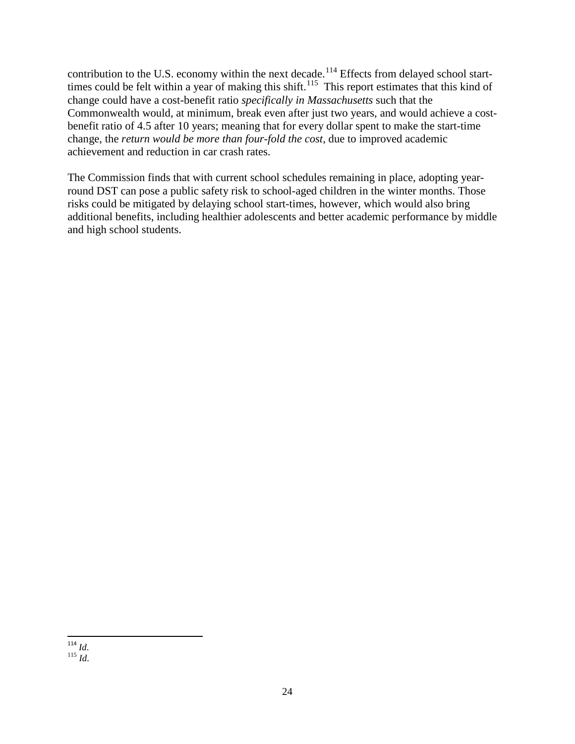contribution to the U.S. economy within the next decade.[114] Effects from delayed school start-times could be felt within a year of making this shift.[115] This report estimates that this kind of change could have a cost-benefit ratio *specifically in Massachusetts* such that the Commonwealth would, at minimum, break even after just two years, and would achieve a cost-benefit ratio of 4.5 after 10 years; meaning that for every dollar spent to make the start-time change, the *return would be more than four-fold the cost,* due to improved academic achievement and reduction in car crash rates.

The Commission finds that with current school schedules remaining in place, adopting year-round DST can pose a public safety risk to school-aged children in the winter months. Those risks could be mitigated by delaying school start-times, however, which would also bring additional benefits, including healthier adolescents and better academic performance by middle and high school students.

---

[114] *Id*.
[115] *Id*.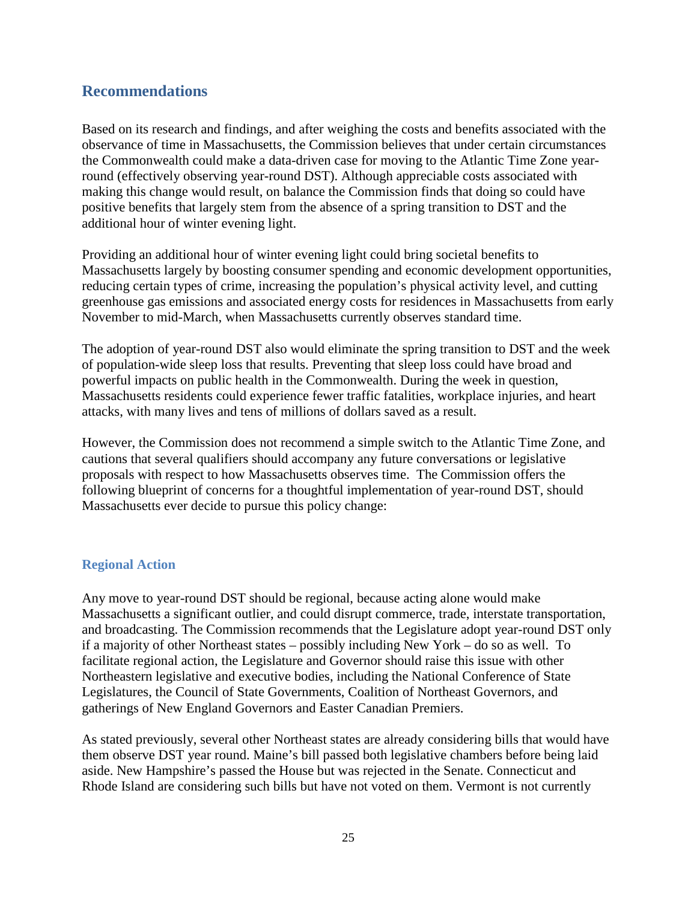## Recommendations

Based on its research and findings, and after weighing the costs and benefits associated with the observance of time in Massachusetts, the Commission believes that under certain circumstances the Commonwealth could make a data-driven case for moving to the Atlantic Time Zone year-round (effectively observing year-round DST). Although appreciable costs associated with making this change would result, on balance the Commission finds that doing so could have positive benefits that largely stem from the absence of a spring transition to DST and the additional hour of winter evening light.

Providing an additional hour of winter evening light could bring societal benefits to Massachusetts largely by boosting consumer spending and economic development opportunities, reducing certain types of crime, increasing the population's physical activity level, and cutting greenhouse gas emissions and associated energy costs for residences in Massachusetts from early November to mid-March, when Massachusetts currently observes standard time.

The adoption of year-round DST also would eliminate the spring transition to DST and the week of population-wide sleep loss that results. Preventing that sleep loss could have broad and powerful impacts on public health in the Commonwealth. During the week in question, Massachusetts residents could experience fewer traffic fatalities, workplace injuries, and heart attacks, with many lives and tens of millions of dollars saved as a result.

However, the Commission does not recommend a simple switch to the Atlantic Time Zone, and cautions that several qualifiers should accompany any future conversations or legislative proposals with respect to how Massachusetts observes time. The Commission offers the following blueprint of concerns for a thoughtful implementation of year-round DST, should Massachusetts ever decide to pursue this policy change:

### Regional Action

Any move to year-round DST should be regional, because acting alone would make Massachusetts a significant outlier, and could disrupt commerce, trade, interstate transportation, and broadcasting. The Commission recommends that the Legislature adopt year-round DST only if a majority of other Northeast states – possibly including New York – do so as well. To facilitate regional action, the Legislature and Governor should raise this issue with other Northeastern legislative and executive bodies, including the National Conference of State Legislatures, the Council of State Governments, Coalition of Northeast Governors, and gatherings of New England Governors and Easter Canadian Premiers.

As stated previously, several other Northeast states are already considering bills that would have them observe DST year round. Maine's bill passed both legislative chambers before being laid aside. New Hampshire's passed the House but was rejected in the Senate. Connecticut and Rhode Island are considering such bills but have not voted on them. Vermont is not currently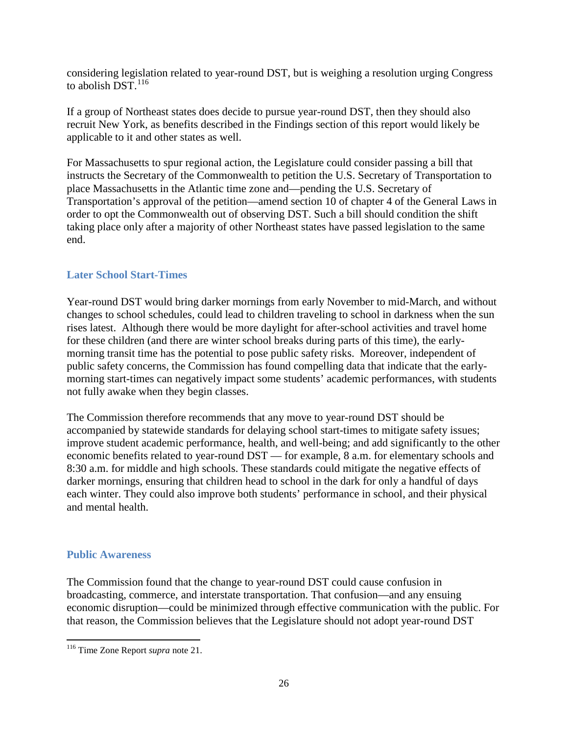considering legislation related to year-round DST, but is weighing a resolution urging Congress to abolish DST.[116]

If a group of Northeast states does decide to pursue year-round DST, then they should also recruit New York, as benefits described in the Findings section of this report would likely be applicable to it and other states as well.

For Massachusetts to spur regional action, the Legislature could consider passing a bill that instructs the Secretary of the Commonwealth to petition the U.S. Secretary of Transportation to place Massachusetts in the Atlantic time zone and—pending the U.S. Secretary of Transportation's approval of the petition—amend section 10 of chapter 4 of the General Laws in order to opt the Commonwealth out of observing DST. Such a bill should condition the shift taking place only after a majority of other Northeast states have passed legislation to the same end.

### Later School Start-Times

Year-round DST would bring darker mornings from early November to mid-March, and without changes to school schedules, could lead to children traveling to school in darkness when the sun rises latest. Although there would be more daylight for after-school activities and travel home for these children (and there are winter school breaks during parts of this time), the early-morning transit time has the potential to pose public safety risks. Moreover, independent of public safety concerns, the Commission has found compelling data that indicate that the early-morning start-times can negatively impact some students' academic performances, with students not fully awake when they begin classes.

The Commission therefore recommends that any move to year-round DST should be accompanied by statewide standards for delaying school start-times to mitigate safety issues; improve student academic performance, health, and well-being; and add significantly to the other economic benefits related to year-round DST — for example, 8 a.m. for elementary schools and 8:30 a.m. for middle and high schools. These standards could mitigate the negative effects of darker mornings, ensuring that children head to school in the dark for only a handful of days each winter. They could also improve both students' performance in school, and their physical and mental health.

### Public Awareness

The Commission found that the change to year-round DST could cause confusion in broadcasting, commerce, and interstate transportation. That confusion—and any ensuing economic disruption—could be minimized through effective communication with the public. For that reason, the Commission believes that the Legislature should not adopt year-round DST

[116] Time Zone Report *supra* note 21.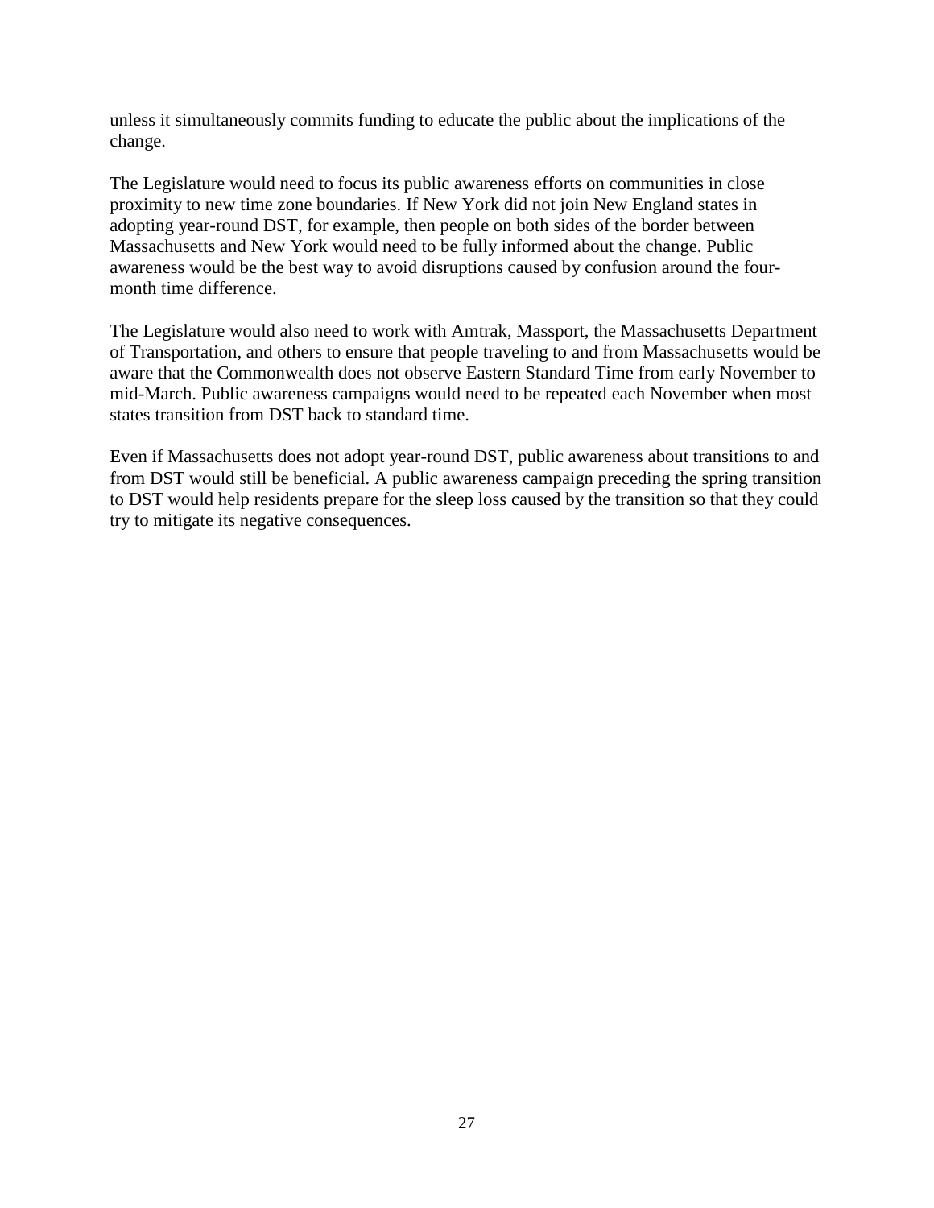unless it simultaneously commits funding to educate the public about the implications of the change.

The Legislature would need to focus its public awareness efforts on communities in close proximity to new time zone boundaries. If New York did not join New England states in adopting year-round DST, for example, then people on both sides of the border between Massachusetts and New York would need to be fully informed about the change. Public awareness would be the best way to avoid disruptions caused by confusion around the four-month time difference.

The Legislature would also need to work with Amtrak, Massport, the Massachusetts Department of Transportation, and others to ensure that people traveling to and from Massachusetts would be aware that the Commonwealth does not observe Eastern Standard Time from early November to mid-March. Public awareness campaigns would need to be repeated each November when most states transition from DST back to standard time.

Even if Massachusetts does not adopt year-round DST, public awareness about transitions to and from DST would still be beneficial. A public awareness campaign preceding the spring transition to DST would help residents prepare for the sleep loss caused by the transition so that they could try to mitigate its negative consequences.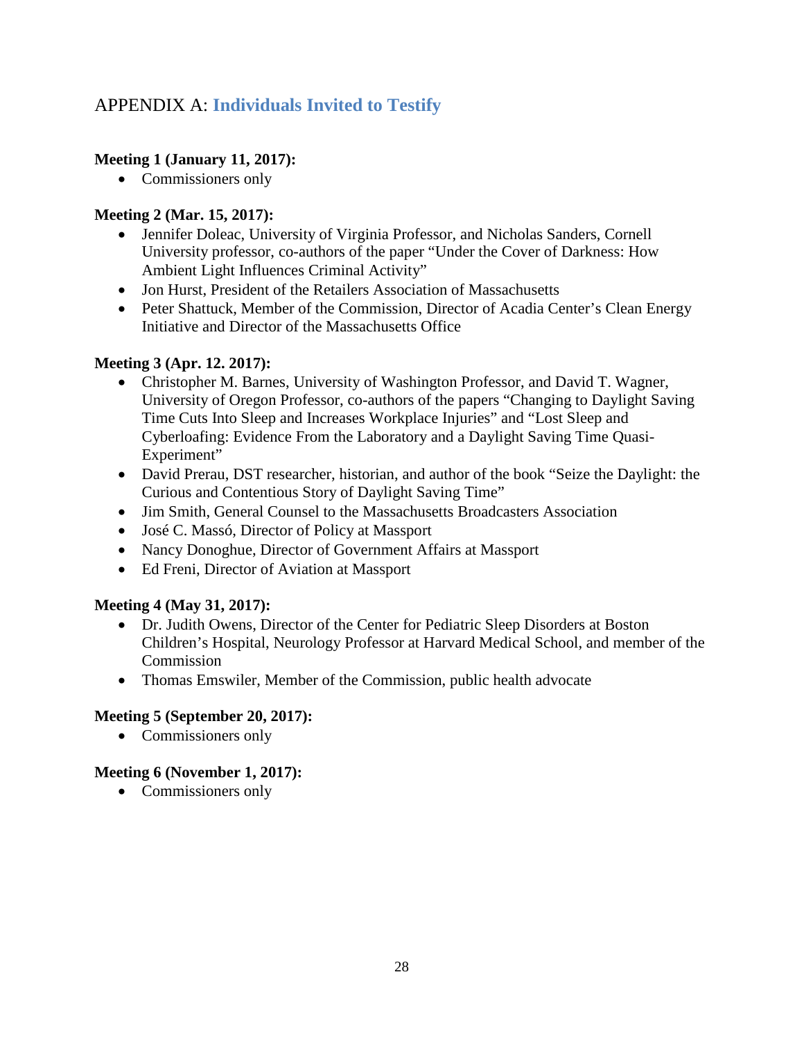## APPENDIX A: Individuals Invited to Testify

**Meeting 1 (January 11, 2017):**

- Commissioners only

**Meeting 2 (Mar. 15, 2017):**

- Jennifer Doleac, University of Virginia Professor, and Nicholas Sanders, Cornell University professor, co-authors of the paper "Under the Cover of Darkness: How Ambient Light Influences Criminal Activity"
- Jon Hurst, President of the Retailers Association of Massachusetts
- Peter Shattuck, Member of the Commission, Director of Acadia Center's Clean Energy Initiative and Director of the Massachusetts Office

**Meeting 3 (Apr. 12. 2017):**

- Christopher M. Barnes, University of Washington Professor, and David T. Wagner, University of Oregon Professor, co-authors of the papers "Changing to Daylight Saving Time Cuts Into Sleep and Increases Workplace Injuries" and "Lost Sleep and Cyberloafing: Evidence From the Laboratory and a Daylight Saving Time Quasi-Experiment"
- David Prerau, DST researcher, historian, and author of the book "Seize the Daylight: the Curious and Contentious Story of Daylight Saving Time"
- Jim Smith, General Counsel to the Massachusetts Broadcasters Association
- José C. Massó, Director of Policy at Massport
- Nancy Donoghue, Director of Government Affairs at Massport
- Ed Freni, Director of Aviation at Massport

**Meeting 4 (May 31, 2017):**

- Dr. Judith Owens, Director of the Center for Pediatric Sleep Disorders at Boston Children's Hospital, Neurology Professor at Harvard Medical School, and member of the Commission
- Thomas Emswiler, Member of the Commission, public health advocate

**Meeting 5 (September 20, 2017):**

- Commissioners only

**Meeting 6 (November 1, 2017):**

- Commissioners only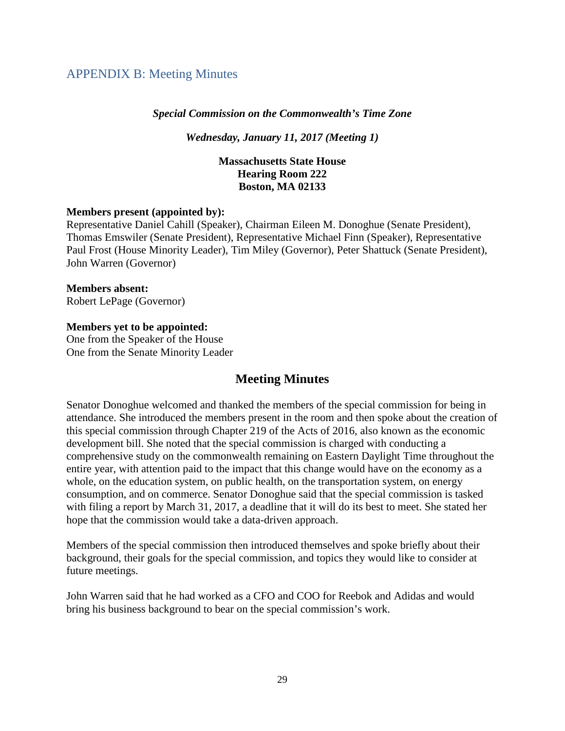## APPENDIX B: Meeting Minutes

***Special Commission on the Commonwealth's Time Zone***

***Wednesday, January 11, 2017 (Meeting 1)***

**Massachusetts State House**
**Hearing Room 222**
**Boston, MA 02133**

**Members present (appointed by):**
Representative Daniel Cahill (Speaker), Chairman Eileen M. Donoghue (Senate President), Thomas Emswiler (Senate President), Representative Michael Finn (Speaker), Representative Paul Frost (House Minority Leader), Tim Miley (Governor), Peter Shattuck (Senate President), John Warren (Governor)

**Members absent:**
Robert LePage (Governor)

**Members yet to be appointed:**
One from the Speaker of the House
One from the Senate Minority Leader

# Meeting Minutes

Senator Donoghue welcomed and thanked the members of the special commission for being in attendance. She introduced the members present in the room and then spoke about the creation of this special commission through Chapter 219 of the Acts of 2016, also known as the economic development bill. She noted that the special commission is charged with conducting a comprehensive study on the commonwealth remaining on Eastern Daylight Time throughout the entire year, with attention paid to the impact that this change would have on the economy as a whole, on the education system, on public health, on the transportation system, on energy consumption, and on commerce. Senator Donoghue said that the special commission is tasked with filing a report by March 31, 2017, a deadline that it will do its best to meet. She stated her hope that the commission would take a data-driven approach.

Members of the special commission then introduced themselves and spoke briefly about their background, their goals for the special commission, and topics they would like to consider at future meetings.

John Warren said that he had worked as a CFO and COO for Reebok and Adidas and would bring his business background to bear on the special commission's work.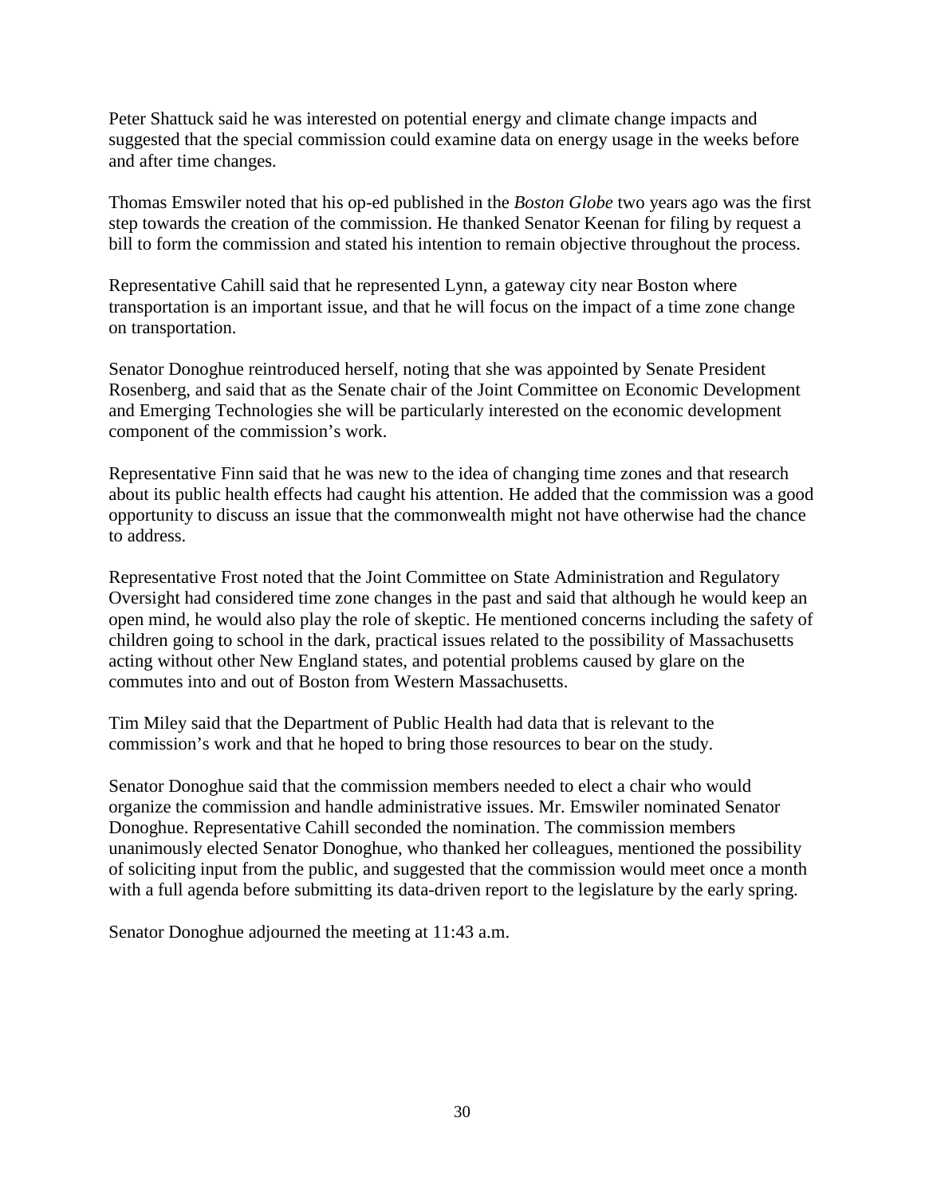Peter Shattuck said he was interested on potential energy and climate change impacts and suggested that the special commission could examine data on energy usage in the weeks before and after time changes.

Thomas Emswiler noted that his op-ed published in the *Boston Globe* two years ago was the first step towards the creation of the commission. He thanked Senator Keenan for filing by request a bill to form the commission and stated his intention to remain objective throughout the process.

Representative Cahill said that he represented Lynn, a gateway city near Boston where transportation is an important issue, and that he will focus on the impact of a time zone change on transportation.

Senator Donoghue reintroduced herself, noting that she was appointed by Senate President Rosenberg, and said that as the Senate chair of the Joint Committee on Economic Development and Emerging Technologies she will be particularly interested on the economic development component of the commission's work.

Representative Finn said that he was new to the idea of changing time zones and that research about its public health effects had caught his attention. He added that the commission was a good opportunity to discuss an issue that the commonwealth might not have otherwise had the chance to address.

Representative Frost noted that the Joint Committee on State Administration and Regulatory Oversight had considered time zone changes in the past and said that although he would keep an open mind, he would also play the role of skeptic. He mentioned concerns including the safety of children going to school in the dark, practical issues related to the possibility of Massachusetts acting without other New England states, and potential problems caused by glare on the commutes into and out of Boston from Western Massachusetts.

Tim Miley said that the Department of Public Health had data that is relevant to the commission's work and that he hoped to bring those resources to bear on the study.

Senator Donoghue said that the commission members needed to elect a chair who would organize the commission and handle administrative issues. Mr. Emswiler nominated Senator Donoghue. Representative Cahill seconded the nomination. The commission members unanimously elected Senator Donoghue, who thanked her colleagues, mentioned the possibility of soliciting input from the public, and suggested that the commission would meet once a month with a full agenda before submitting its data-driven report to the legislature by the early spring.

Senator Donoghue adjourned the meeting at 11:43 a.m.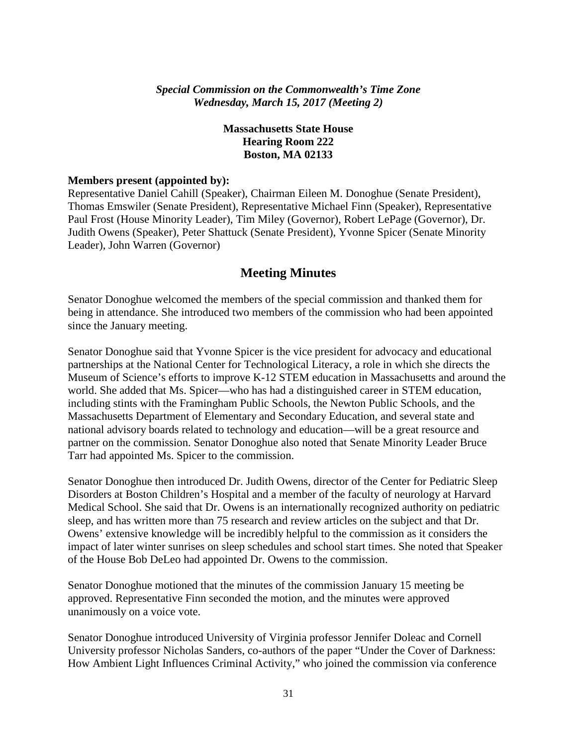*Special Commission on the Commonwealth's Time Zone*
*Wednesday, March 15, 2017 (Meeting 2)*

**Massachusetts State House**
**Hearing Room 222**
**Boston, MA 02133**

**Members present (appointed by):**
Representative Daniel Cahill (Speaker), Chairman Eileen M. Donoghue (Senate President), Thomas Emswiler (Senate President), Representative Michael Finn (Speaker), Representative Paul Frost (House Minority Leader), Tim Miley (Governor), Robert LePage (Governor), Dr. Judith Owens (Speaker), Peter Shattuck (Senate President), Yvonne Spicer (Senate Minority Leader), John Warren (Governor)

## Meeting Minutes

Senator Donoghue welcomed the members of the special commission and thanked them for being in attendance. She introduced two members of the commission who had been appointed since the January meeting.

Senator Donoghue said that Yvonne Spicer is the vice president for advocacy and educational partnerships at the National Center for Technological Literacy, a role in which she directs the Museum of Science's efforts to improve K-12 STEM education in Massachusetts and around the world. She added that Ms. Spicer—who has had a distinguished career in STEM education, including stints with the Framingham Public Schools, the Newton Public Schools, and the Massachusetts Department of Elementary and Secondary Education, and several state and national advisory boards related to technology and education—will be a great resource and partner on the commission. Senator Donoghue also noted that Senate Minority Leader Bruce Tarr had appointed Ms. Spicer to the commission.

Senator Donoghue then introduced Dr. Judith Owens, director of the Center for Pediatric Sleep Disorders at Boston Children's Hospital and a member of the faculty of neurology at Harvard Medical School. She said that Dr. Owens is an internationally recognized authority on pediatric sleep, and has written more than 75 research and review articles on the subject and that Dr. Owens' extensive knowledge will be incredibly helpful to the commission as it considers the impact of later winter sunrises on sleep schedules and school start times. She noted that Speaker of the House Bob DeLeo had appointed Dr. Owens to the commission.

Senator Donoghue motioned that the minutes of the commission January 15 meeting be approved. Representative Finn seconded the motion, and the minutes were approved unanimously on a voice vote.

Senator Donoghue introduced University of Virginia professor Jennifer Doleac and Cornell University professor Nicholas Sanders, co-authors of the paper "Under the Cover of Darkness: How Ambient Light Influences Criminal Activity," who joined the commission via conference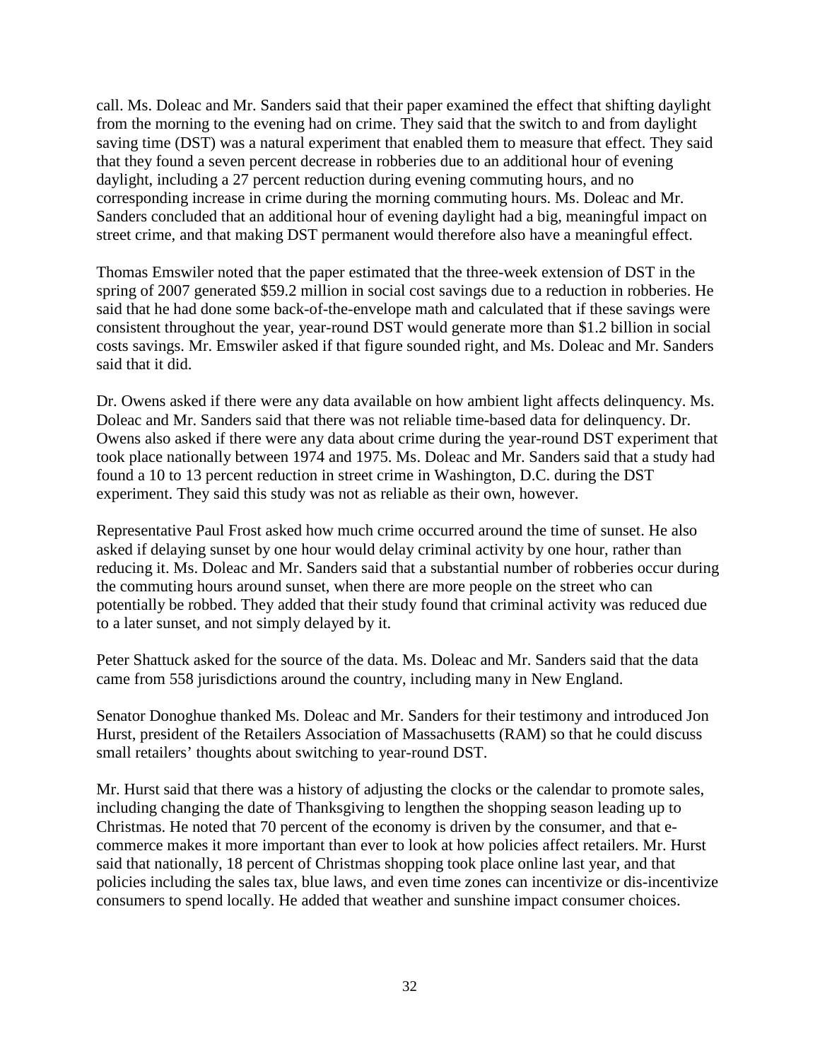call. Ms. Doleac and Mr. Sanders said that their paper examined the effect that shifting daylight from the morning to the evening had on crime. They said that the switch to and from daylight saving time (DST) was a natural experiment that enabled them to measure that effect. They said that they found a seven percent decrease in robberies due to an additional hour of evening daylight, including a 27 percent reduction during evening commuting hours, and no corresponding increase in crime during the morning commuting hours. Ms. Doleac and Mr. Sanders concluded that an additional hour of evening daylight had a big, meaningful impact on street crime, and that making DST permanent would therefore also have a meaningful effect.

Thomas Emswiler noted that the paper estimated that the three-week extension of DST in the spring of 2007 generated $59.2 million in social cost savings due to a reduction in robberies. He said that he had done some back-of-the-envelope math and calculated that if these savings were consistent throughout the year, year-round DST would generate more than $1.2 billion in social costs savings. Mr. Emswiler asked if that figure sounded right, and Ms. Doleac and Mr. Sanders said that it did.

Dr. Owens asked if there were any data available on how ambient light affects delinquency. Ms. Doleac and Mr. Sanders said that there was not reliable time-based data for delinquency. Dr. Owens also asked if there were any data about crime during the year-round DST experiment that took place nationally between 1974 and 1975. Ms. Doleac and Mr. Sanders said that a study had found a 10 to 13 percent reduction in street crime in Washington, D.C. during the DST experiment. They said this study was not as reliable as their own, however.

Representative Paul Frost asked how much crime occurred around the time of sunset. He also asked if delaying sunset by one hour would delay criminal activity by one hour, rather than reducing it. Ms. Doleac and Mr. Sanders said that a substantial number of robberies occur during the commuting hours around sunset, when there are more people on the street who can potentially be robbed. They added that their study found that criminal activity was reduced due to a later sunset, and not simply delayed by it.

Peter Shattuck asked for the source of the data. Ms. Doleac and Mr. Sanders said that the data came from 558 jurisdictions around the country, including many in New England.

Senator Donoghue thanked Ms. Doleac and Mr. Sanders for their testimony and introduced Jon Hurst, president of the Retailers Association of Massachusetts (RAM) so that he could discuss small retailers' thoughts about switching to year-round DST.

Mr. Hurst said that there was a history of adjusting the clocks or the calendar to promote sales, including changing the date of Thanksgiving to lengthen the shopping season leading up to Christmas. He noted that 70 percent of the economy is driven by the consumer, and that e-commerce makes it more important than ever to look at how policies affect retailers. Mr. Hurst said that nationally, 18 percent of Christmas shopping took place online last year, and that policies including the sales tax, blue laws, and even time zones can incentivize or dis-incentivize consumers to spend locally. He added that weather and sunshine impact consumer choices.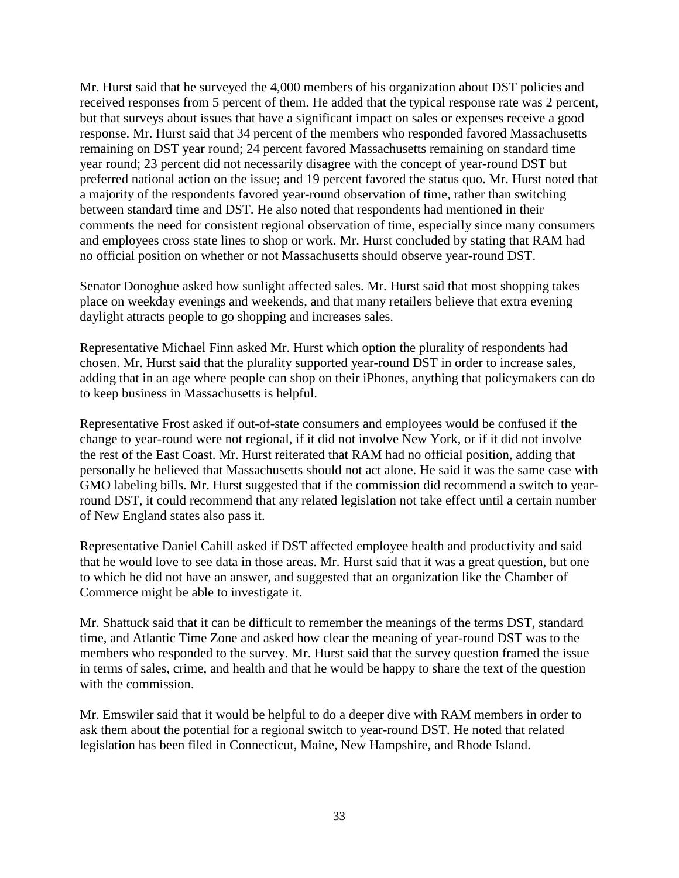Mr. Hurst said that he surveyed the 4,000 members of his organization about DST policies and received responses from 5 percent of them. He added that the typical response rate was 2 percent, but that surveys about issues that have a significant impact on sales or expenses receive a good response. Mr. Hurst said that 34 percent of the members who responded favored Massachusetts remaining on DST year round; 24 percent favored Massachusetts remaining on standard time year round; 23 percent did not necessarily disagree with the concept of year-round DST but preferred national action on the issue; and 19 percent favored the status quo. Mr. Hurst noted that a majority of the respondents favored year-round observation of time, rather than switching between standard time and DST. He also noted that respondents had mentioned in their comments the need for consistent regional observation of time, especially since many consumers and employees cross state lines to shop or work. Mr. Hurst concluded by stating that RAM had no official position on whether or not Massachusetts should observe year-round DST.

Senator Donoghue asked how sunlight affected sales. Mr. Hurst said that most shopping takes place on weekday evenings and weekends, and that many retailers believe that extra evening daylight attracts people to go shopping and increases sales.

Representative Michael Finn asked Mr. Hurst which option the plurality of respondents had chosen. Mr. Hurst said that the plurality supported year-round DST in order to increase sales, adding that in an age where people can shop on their iPhones, anything that policymakers can do to keep business in Massachusetts is helpful.

Representative Frost asked if out-of-state consumers and employees would be confused if the change to year-round were not regional, if it did not involve New York, or if it did not involve the rest of the East Coast. Mr. Hurst reiterated that RAM had no official position, adding that personally he believed that Massachusetts should not act alone. He said it was the same case with GMO labeling bills. Mr. Hurst suggested that if the commission did recommend a switch to year-round DST, it could recommend that any related legislation not take effect until a certain number of New England states also pass it.

Representative Daniel Cahill asked if DST affected employee health and productivity and said that he would love to see data in those areas. Mr. Hurst said that it was a great question, but one to which he did not have an answer, and suggested that an organization like the Chamber of Commerce might be able to investigate it.

Mr. Shattuck said that it can be difficult to remember the meanings of the terms DST, standard time, and Atlantic Time Zone and asked how clear the meaning of year-round DST was to the members who responded to the survey. Mr. Hurst said that the survey question framed the issue in terms of sales, crime, and health and that he would be happy to share the text of the question with the commission.

Mr. Emswiler said that it would be helpful to do a deeper dive with RAM members in order to ask them about the potential for a regional switch to year-round DST. He noted that related legislation has been filed in Connecticut, Maine, New Hampshire, and Rhode Island.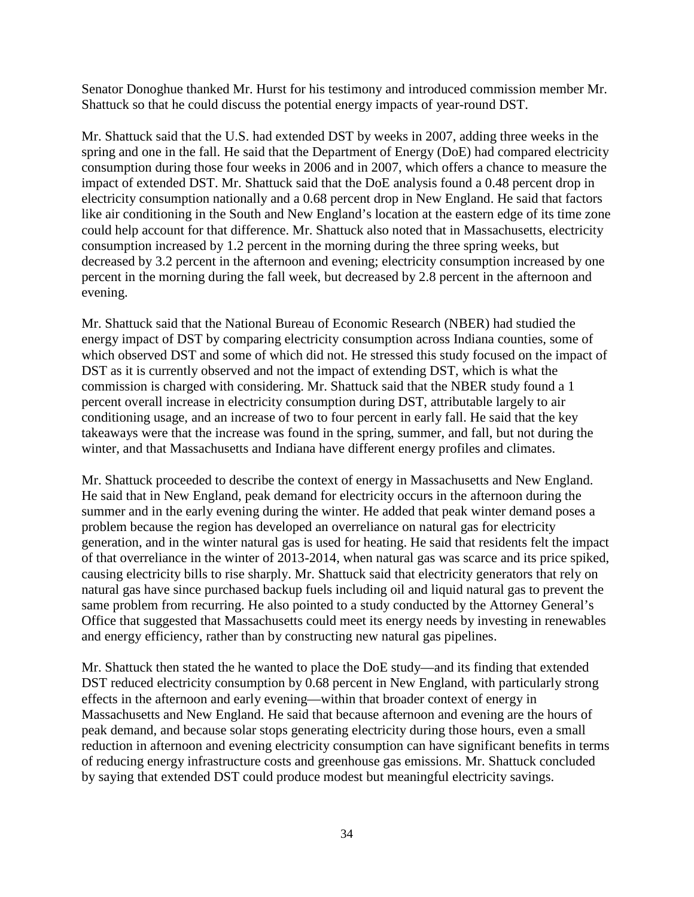Senator Donoghue thanked Mr. Hurst for his testimony and introduced commission member Mr. Shattuck so that he could discuss the potential energy impacts of year-round DST.

Mr. Shattuck said that the U.S. had extended DST by weeks in 2007, adding three weeks in the spring and one in the fall. He said that the Department of Energy (DoE) had compared electricity consumption during those four weeks in 2006 and in 2007, which offers a chance to measure the impact of extended DST. Mr. Shattuck said that the DoE analysis found a 0.48 percent drop in electricity consumption nationally and a 0.68 percent drop in New England. He said that factors like air conditioning in the South and New England's location at the eastern edge of its time zone could help account for that difference. Mr. Shattuck also noted that in Massachusetts, electricity consumption increased by 1.2 percent in the morning during the three spring weeks, but decreased by 3.2 percent in the afternoon and evening; electricity consumption increased by one percent in the morning during the fall week, but decreased by 2.8 percent in the afternoon and evening.

Mr. Shattuck said that the National Bureau of Economic Research (NBER) had studied the energy impact of DST by comparing electricity consumption across Indiana counties, some of which observed DST and some of which did not. He stressed this study focused on the impact of DST as it is currently observed and not the impact of extending DST, which is what the commission is charged with considering. Mr. Shattuck said that the NBER study found a 1 percent overall increase in electricity consumption during DST, attributable largely to air conditioning usage, and an increase of two to four percent in early fall. He said that the key takeaways were that the increase was found in the spring, summer, and fall, but not during the winter, and that Massachusetts and Indiana have different energy profiles and climates.

Mr. Shattuck proceeded to describe the context of energy in Massachusetts and New England. He said that in New England, peak demand for electricity occurs in the afternoon during the summer and in the early evening during the winter. He added that peak winter demand poses a problem because the region has developed an overreliance on natural gas for electricity generation, and in the winter natural gas is used for heating. He said that residents felt the impact of that overreliance in the winter of 2013-2014, when natural gas was scarce and its price spiked, causing electricity bills to rise sharply. Mr. Shattuck said that electricity generators that rely on natural gas have since purchased backup fuels including oil and liquid natural gas to prevent the same problem from recurring. He also pointed to a study conducted by the Attorney General's Office that suggested that Massachusetts could meet its energy needs by investing in renewables and energy efficiency, rather than by constructing new natural gas pipelines.

Mr. Shattuck then stated the he wanted to place the DoE study—and its finding that extended DST reduced electricity consumption by 0.68 percent in New England, with particularly strong effects in the afternoon and early evening—within that broader context of energy in Massachusetts and New England. He said that because afternoon and evening are the hours of peak demand, and because solar stops generating electricity during those hours, even a small reduction in afternoon and evening electricity consumption can have significant benefits in terms of reducing energy infrastructure costs and greenhouse gas emissions. Mr. Shattuck concluded by saying that extended DST could produce modest but meaningful electricity savings.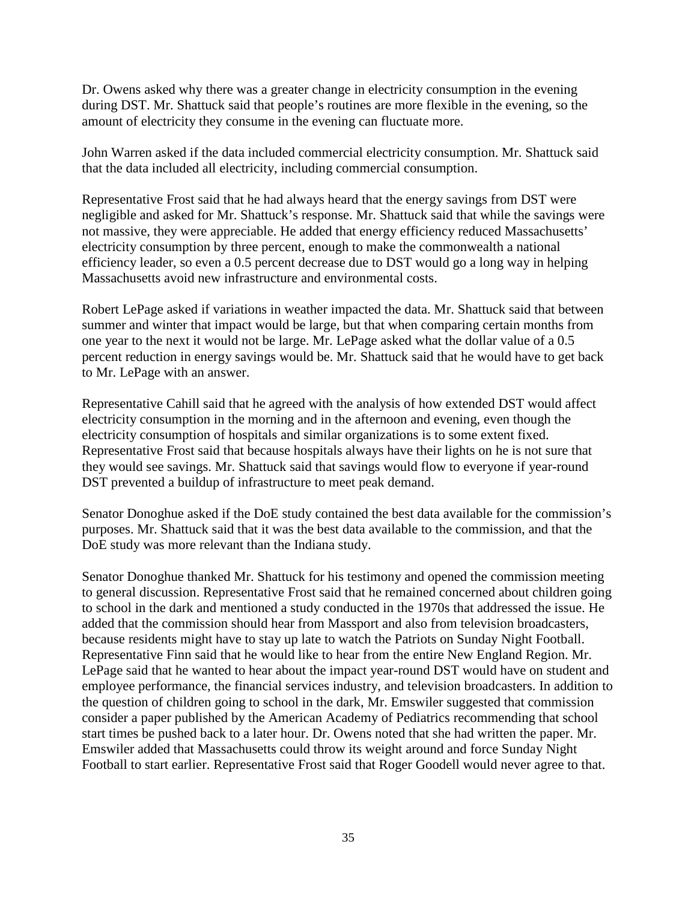Dr. Owens asked why there was a greater change in electricity consumption in the evening during DST. Mr. Shattuck said that people's routines are more flexible in the evening, so the amount of electricity they consume in the evening can fluctuate more.

John Warren asked if the data included commercial electricity consumption. Mr. Shattuck said that the data included all electricity, including commercial consumption.

Representative Frost said that he had always heard that the energy savings from DST were negligible and asked for Mr. Shattuck's response. Mr. Shattuck said that while the savings were not massive, they were appreciable. He added that energy efficiency reduced Massachusetts' electricity consumption by three percent, enough to make the commonwealth a national efficiency leader, so even a 0.5 percent decrease due to DST would go a long way in helping Massachusetts avoid new infrastructure and environmental costs.

Robert LePage asked if variations in weather impacted the data. Mr. Shattuck said that between summer and winter that impact would be large, but that when comparing certain months from one year to the next it would not be large. Mr. LePage asked what the dollar value of a 0.5 percent reduction in energy savings would be. Mr. Shattuck said that he would have to get back to Mr. LePage with an answer.

Representative Cahill said that he agreed with the analysis of how extended DST would affect electricity consumption in the morning and in the afternoon and evening, even though the electricity consumption of hospitals and similar organizations is to some extent fixed. Representative Frost said that because hospitals always have their lights on he is not sure that they would see savings. Mr. Shattuck said that savings would flow to everyone if year-round DST prevented a buildup of infrastructure to meet peak demand.

Senator Donoghue asked if the DoE study contained the best data available for the commission's purposes. Mr. Shattuck said that it was the best data available to the commission, and that the DoE study was more relevant than the Indiana study.

Senator Donoghue thanked Mr. Shattuck for his testimony and opened the commission meeting to general discussion. Representative Frost said that he remained concerned about children going to school in the dark and mentioned a study conducted in the 1970s that addressed the issue. He added that the commission should hear from Massport and also from television broadcasters, because residents might have to stay up late to watch the Patriots on Sunday Night Football. Representative Finn said that he would like to hear from the entire New England Region. Mr. LePage said that he wanted to hear about the impact year-round DST would have on student and employee performance, the financial services industry, and television broadcasters. In addition to the question of children going to school in the dark, Mr. Emswiler suggested that commission consider a paper published by the American Academy of Pediatrics recommending that school start times be pushed back to a later hour. Dr. Owens noted that she had written the paper. Mr. Emswiler added that Massachusetts could throw its weight around and force Sunday Night Football to start earlier. Representative Frost said that Roger Goodell would never agree to that.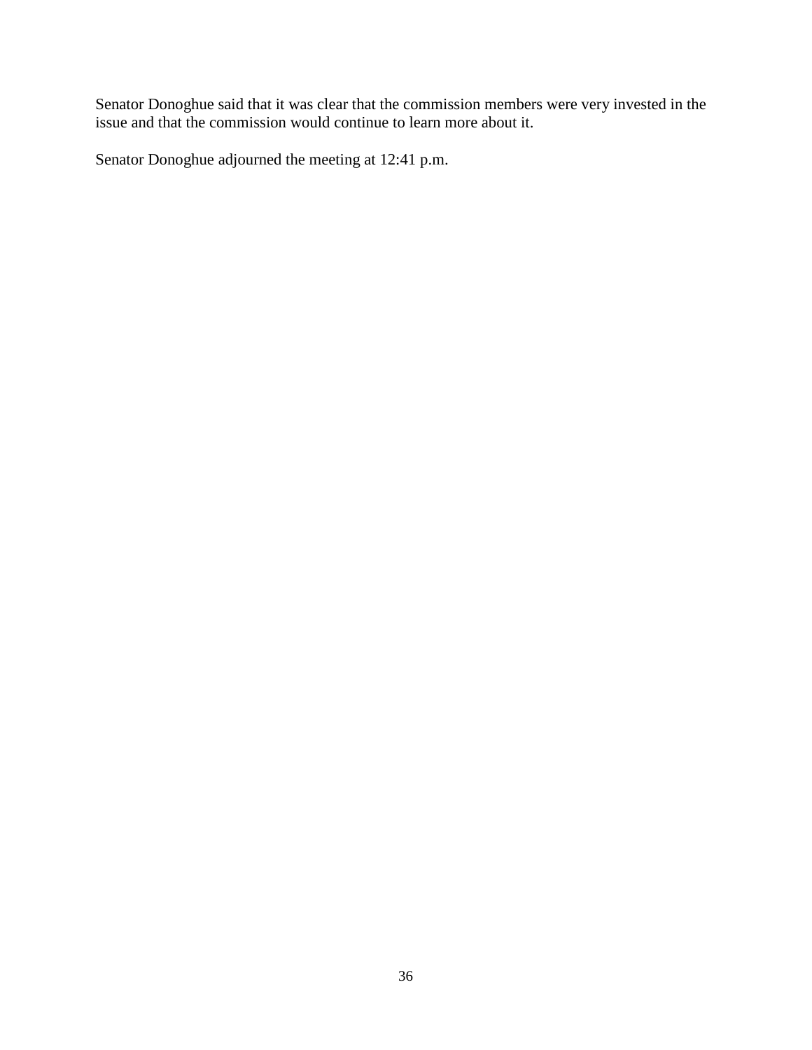Senator Donoghue said that it was clear that the commission members were very invested in the issue and that the commission would continue to learn more about it.

Senator Donoghue adjourned the meeting at 12:41 p.m.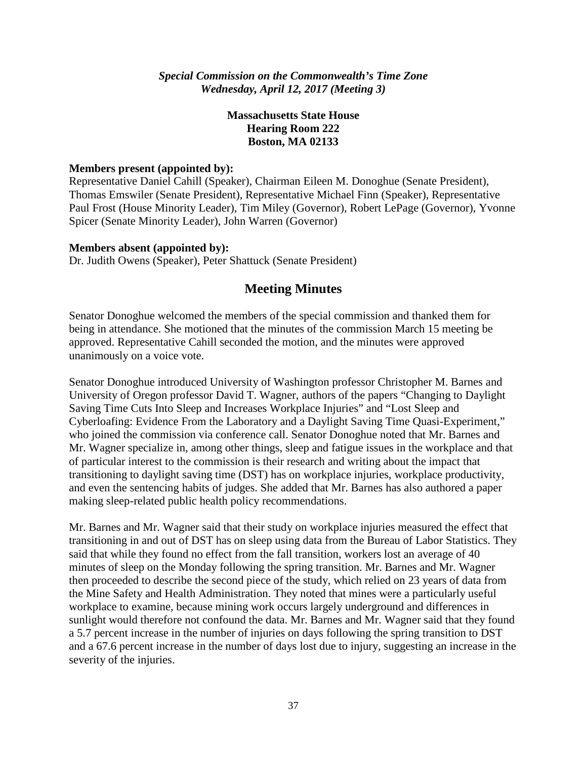*Special Commission on the Commonwealth's Time Zone*
*Wednesday, April 12, 2017 (Meeting 3)*

**Massachusetts State House**
**Hearing Room 222**
**Boston, MA 02133**

**Members present (appointed by):**
Representative Daniel Cahill (Speaker), Chairman Eileen M. Donoghue (Senate President), Thomas Emswiler (Senate President), Representative Michael Finn (Speaker), Representative Paul Frost (House Minority Leader), Tim Miley (Governor), Robert LePage (Governor), Yvonne Spicer (Senate Minority Leader), John Warren (Governor)

**Members absent (appointed by):**
Dr. Judith Owens (Speaker), Peter Shattuck (Senate President)

## Meeting Minutes

Senator Donoghue welcomed the members of the special commission and thanked them for being in attendance. She motioned that the minutes of the commission March 15 meeting be approved. Representative Cahill seconded the motion, and the minutes were approved unanimously on a voice vote.

Senator Donoghue introduced University of Washington professor Christopher M. Barnes and University of Oregon professor David T. Wagner, authors of the papers "Changing to Daylight Saving Time Cuts Into Sleep and Increases Workplace Injuries" and "Lost Sleep and Cyberloafing: Evidence From the Laboratory and a Daylight Saving Time Quasi-Experiment," who joined the commission via conference call. Senator Donoghue noted that Mr. Barnes and Mr. Wagner specialize in, among other things, sleep and fatigue issues in the workplace and that of particular interest to the commission is their research and writing about the impact that transitioning to daylight saving time (DST) has on workplace injuries, workplace productivity, and even the sentencing habits of judges. She added that Mr. Barnes has also authored a paper making sleep-related public health policy recommendations.

Mr. Barnes and Mr. Wagner said that their study on workplace injuries measured the effect that transitioning in and out of DST has on sleep using data from the Bureau of Labor Statistics. They said that while they found no effect from the fall transition, workers lost an average of 40 minutes of sleep on the Monday following the spring transition. Mr. Barnes and Mr. Wagner then proceeded to describe the second piece of the study, which relied on 23 years of data from the Mine Safety and Health Administration. They noted that mines were a particularly useful workplace to examine, because mining work occurs largely underground and differences in sunlight would therefore not confound the data. Mr. Barnes and Mr. Wagner said that they found a 5.7 percent increase in the number of injuries on days following the spring transition to DST and a 67.6 percent increase in the number of days lost due to injury, suggesting an increase in the severity of the injuries.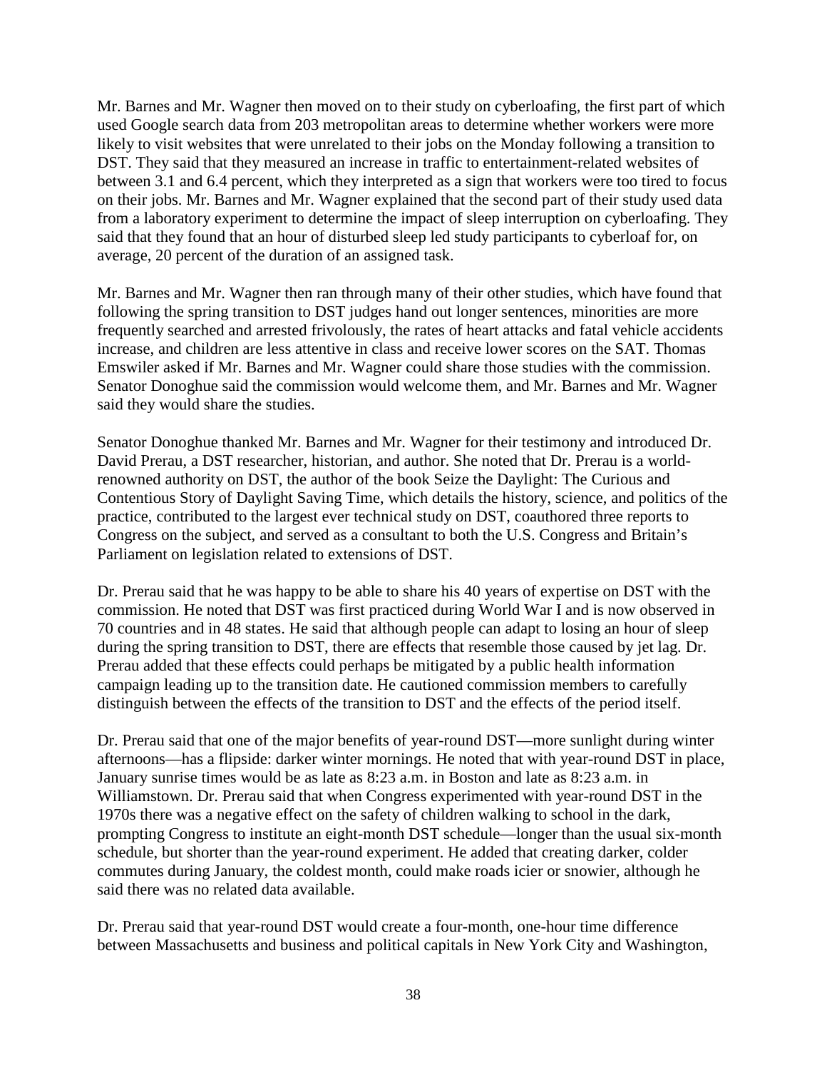Mr. Barnes and Mr. Wagner then moved on to their study on cyberloafing, the first part of which used Google search data from 203 metropolitan areas to determine whether workers were more likely to visit websites that were unrelated to their jobs on the Monday following a transition to DST. They said that they measured an increase in traffic to entertainment-related websites of between 3.1 and 6.4 percent, which they interpreted as a sign that workers were too tired to focus on their jobs. Mr. Barnes and Mr. Wagner explained that the second part of their study used data from a laboratory experiment to determine the impact of sleep interruption on cyberloafing. They said that they found that an hour of disturbed sleep led study participants to cyberloaf for, on average, 20 percent of the duration of an assigned task.

Mr. Barnes and Mr. Wagner then ran through many of their other studies, which have found that following the spring transition to DST judges hand out longer sentences, minorities are more frequently searched and arrested frivolously, the rates of heart attacks and fatal vehicle accidents increase, and children are less attentive in class and receive lower scores on the SAT. Thomas Emswiler asked if Mr. Barnes and Mr. Wagner could share those studies with the commission. Senator Donoghue said the commission would welcome them, and Mr. Barnes and Mr. Wagner said they would share the studies.

Senator Donoghue thanked Mr. Barnes and Mr. Wagner for their testimony and introduced Dr. David Prerau, a DST researcher, historian, and author. She noted that Dr. Prerau is a world-renowned authority on DST, the author of the book Seize the Daylight: The Curious and Contentious Story of Daylight Saving Time, which details the history, science, and politics of the practice, contributed to the largest ever technical study on DST, coauthored three reports to Congress on the subject, and served as a consultant to both the U.S. Congress and Britain's Parliament on legislation related to extensions of DST.

Dr. Prerau said that he was happy to be able to share his 40 years of expertise on DST with the commission. He noted that DST was first practiced during World War I and is now observed in 70 countries and in 48 states. He said that although people can adapt to losing an hour of sleep during the spring transition to DST, there are effects that resemble those caused by jet lag. Dr. Prerau added that these effects could perhaps be mitigated by a public health information campaign leading up to the transition date. He cautioned commission members to carefully distinguish between the effects of the transition to DST and the effects of the period itself.

Dr. Prerau said that one of the major benefits of year-round DST—more sunlight during winter afternoons—has a flipside: darker winter mornings. He noted that with year-round DST in place, January sunrise times would be as late as 8:23 a.m. in Boston and late as 8:23 a.m. in Williamstown. Dr. Prerau said that when Congress experimented with year-round DST in the 1970s there was a negative effect on the safety of children walking to school in the dark, prompting Congress to institute an eight-month DST schedule—longer than the usual six-month schedule, but shorter than the year-round experiment. He added that creating darker, colder commutes during January, the coldest month, could make roads icier or snowier, although he said there was no related data available.

Dr. Prerau said that year-round DST would create a four-month, one-hour time difference between Massachusetts and business and political capitals in New York City and Washington,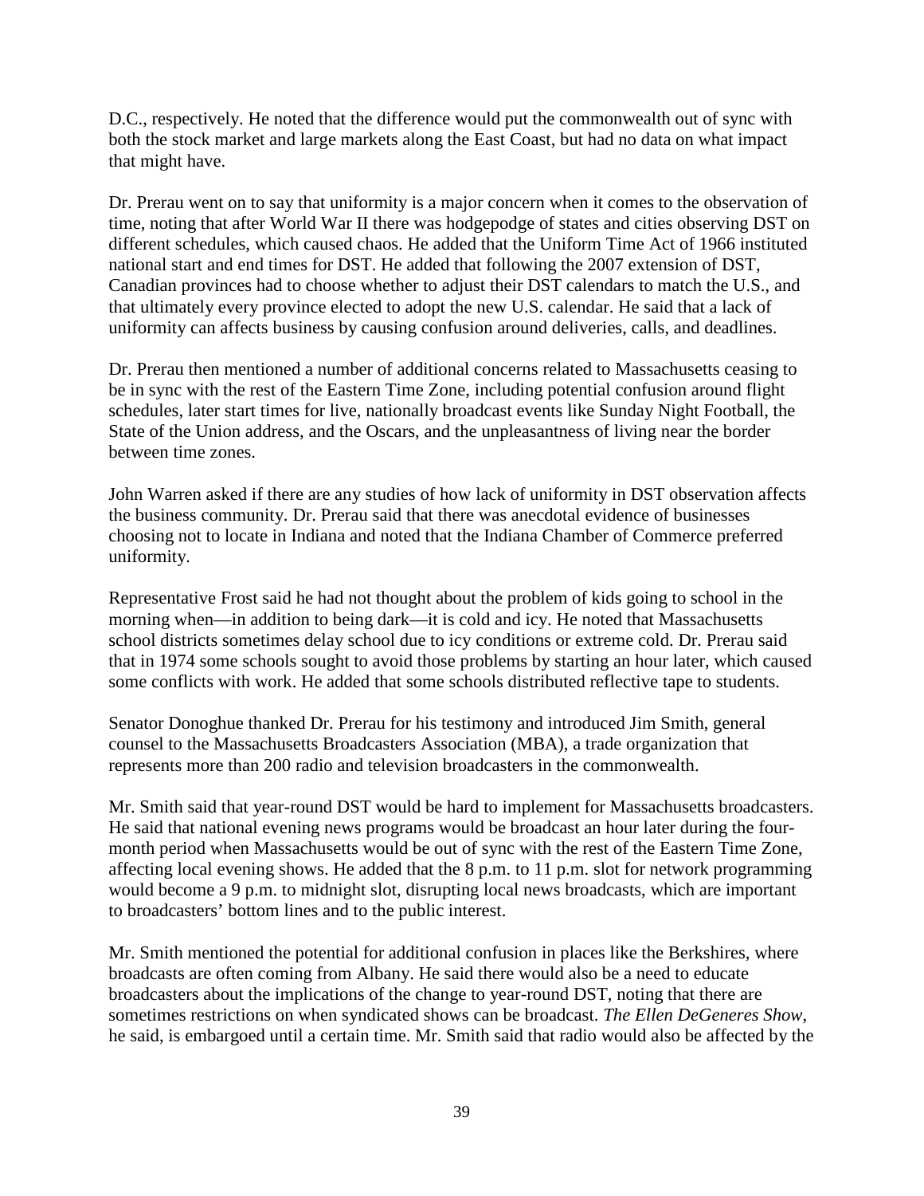D.C., respectively. He noted that the difference would put the commonwealth out of sync with both the stock market and large markets along the East Coast, but had no data on what impact that might have.

Dr. Prerau went on to say that uniformity is a major concern when it comes to the observation of time, noting that after World War II there was hodgepodge of states and cities observing DST on different schedules, which caused chaos. He added that the Uniform Time Act of 1966 instituted national start and end times for DST. He added that following the 2007 extension of DST, Canadian provinces had to choose whether to adjust their DST calendars to match the U.S., and that ultimately every province elected to adopt the new U.S. calendar. He said that a lack of uniformity can affects business by causing confusion around deliveries, calls, and deadlines.

Dr. Prerau then mentioned a number of additional concerns related to Massachusetts ceasing to be in sync with the rest of the Eastern Time Zone, including potential confusion around flight schedules, later start times for live, nationally broadcast events like Sunday Night Football, the State of the Union address, and the Oscars, and the unpleasantness of living near the border between time zones.

John Warren asked if there are any studies of how lack of uniformity in DST observation affects the business community. Dr. Prerau said that there was anecdotal evidence of businesses choosing not to locate in Indiana and noted that the Indiana Chamber of Commerce preferred uniformity.

Representative Frost said he had not thought about the problem of kids going to school in the morning when—in addition to being dark—it is cold and icy. He noted that Massachusetts school districts sometimes delay school due to icy conditions or extreme cold. Dr. Prerau said that in 1974 some schools sought to avoid those problems by starting an hour later, which caused some conflicts with work. He added that some schools distributed reflective tape to students.

Senator Donoghue thanked Dr. Prerau for his testimony and introduced Jim Smith, general counsel to the Massachusetts Broadcasters Association (MBA), a trade organization that represents more than 200 radio and television broadcasters in the commonwealth.

Mr. Smith said that year-round DST would be hard to implement for Massachusetts broadcasters. He said that national evening news programs would be broadcast an hour later during the four-month period when Massachusetts would be out of sync with the rest of the Eastern Time Zone, affecting local evening shows. He added that the 8 p.m. to 11 p.m. slot for network programming would become a 9 p.m. to midnight slot, disrupting local news broadcasts, which are important to broadcasters' bottom lines and to the public interest.

Mr. Smith mentioned the potential for additional confusion in places like the Berkshires, where broadcasts are often coming from Albany. He said there would also be a need to educate broadcasters about the implications of the change to year-round DST, noting that there are sometimes restrictions on when syndicated shows can be broadcast. *The Ellen DeGeneres Show*, he said, is embargoed until a certain time. Mr. Smith said that radio would also be affected by the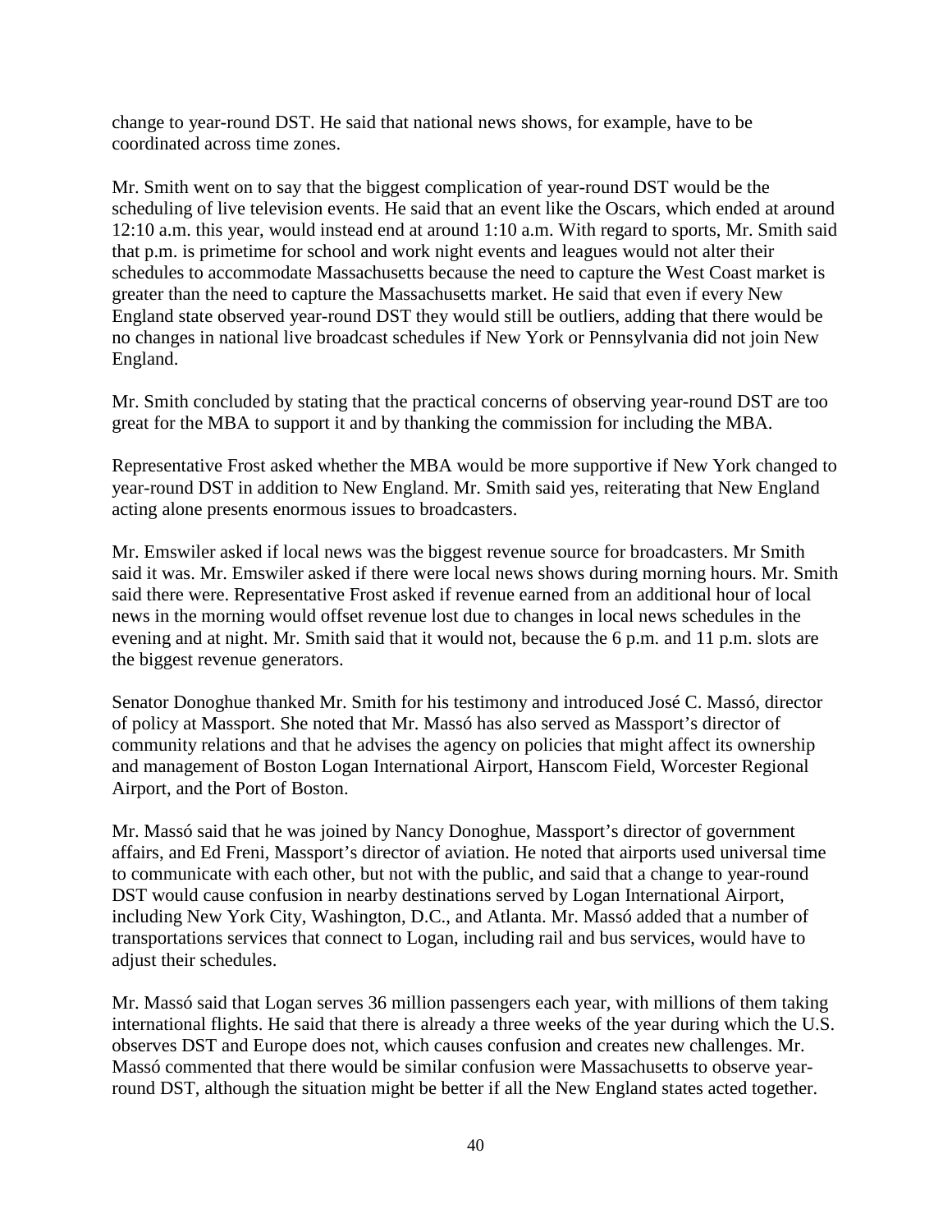change to year-round DST. He said that national news shows, for example, have to be coordinated across time zones.

Mr. Smith went on to say that the biggest complication of year-round DST would be the scheduling of live television events. He said that an event like the Oscars, which ended at around 12:10 a.m. this year, would instead end at around 1:10 a.m. With regard to sports, Mr. Smith said that p.m. is primetime for school and work night events and leagues would not alter their schedules to accommodate Massachusetts because the need to capture the West Coast market is greater than the need to capture the Massachusetts market. He said that even if every New England state observed year-round DST they would still be outliers, adding that there would be no changes in national live broadcast schedules if New York or Pennsylvania did not join New England.

Mr. Smith concluded by stating that the practical concerns of observing year-round DST are too great for the MBA to support it and by thanking the commission for including the MBA.

Representative Frost asked whether the MBA would be more supportive if New York changed to year-round DST in addition to New England. Mr. Smith said yes, reiterating that New England acting alone presents enormous issues to broadcasters.

Mr. Emswiler asked if local news was the biggest revenue source for broadcasters. Mr Smith said it was. Mr. Emswiler asked if there were local news shows during morning hours. Mr. Smith said there were. Representative Frost asked if revenue earned from an additional hour of local news in the morning would offset revenue lost due to changes in local news schedules in the evening and at night. Mr. Smith said that it would not, because the 6 p.m. and 11 p.m. slots are the biggest revenue generators.

Senator Donoghue thanked Mr. Smith for his testimony and introduced José C. Massó, director of policy at Massport. She noted that Mr. Massó has also served as Massport's director of community relations and that he advises the agency on policies that might affect its ownership and management of Boston Logan International Airport, Hanscom Field, Worcester Regional Airport, and the Port of Boston.

Mr. Massó said that he was joined by Nancy Donoghue, Massport's director of government affairs, and Ed Freni, Massport's director of aviation. He noted that airports used universal time to communicate with each other, but not with the public, and said that a change to year-round DST would cause confusion in nearby destinations served by Logan International Airport, including New York City, Washington, D.C., and Atlanta. Mr. Massó added that a number of transportations services that connect to Logan, including rail and bus services, would have to adjust their schedules.

Mr. Massó said that Logan serves 36 million passengers each year, with millions of them taking international flights. He said that there is already a three weeks of the year during which the U.S. observes DST and Europe does not, which causes confusion and creates new challenges. Mr. Massó commented that there would be similar confusion were Massachusetts to observe year-round DST, although the situation might be better if all the New England states acted together.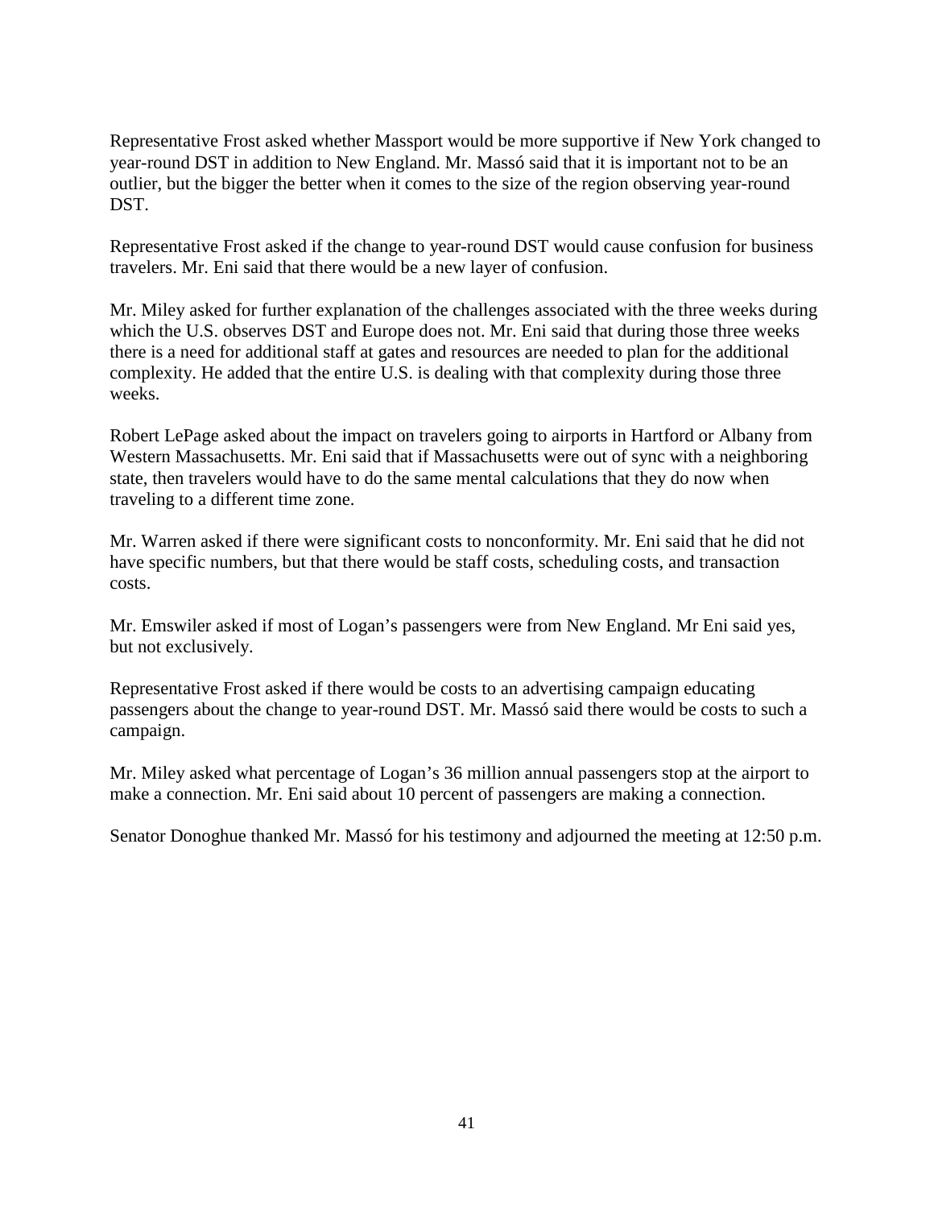Representative Frost asked whether Massport would be more supportive if New York changed to year-round DST in addition to New England. Mr. Massó said that it is important not to be an outlier, but the bigger the better when it comes to the size of the region observing year-round DST.

Representative Frost asked if the change to year-round DST would cause confusion for business travelers. Mr. Eni said that there would be a new layer of confusion.

Mr. Miley asked for further explanation of the challenges associated with the three weeks during which the U.S. observes DST and Europe does not. Mr. Eni said that during those three weeks there is a need for additional staff at gates and resources are needed to plan for the additional complexity. He added that the entire U.S. is dealing with that complexity during those three weeks.

Robert LePage asked about the impact on travelers going to airports in Hartford or Albany from Western Massachusetts. Mr. Eni said that if Massachusetts were out of sync with a neighboring state, then travelers would have to do the same mental calculations that they do now when traveling to a different time zone.

Mr. Warren asked if there were significant costs to nonconformity. Mr. Eni said that he did not have specific numbers, but that there would be staff costs, scheduling costs, and transaction costs.

Mr. Emswiler asked if most of Logan's passengers were from New England. Mr Eni said yes, but not exclusively.

Representative Frost asked if there would be costs to an advertising campaign educating passengers about the change to year-round DST. Mr. Massó said there would be costs to such a campaign.

Mr. Miley asked what percentage of Logan's 36 million annual passengers stop at the airport to make a connection. Mr. Eni said about 10 percent of passengers are making a connection.

Senator Donoghue thanked Mr. Massó for his testimony and adjourned the meeting at 12:50 p.m.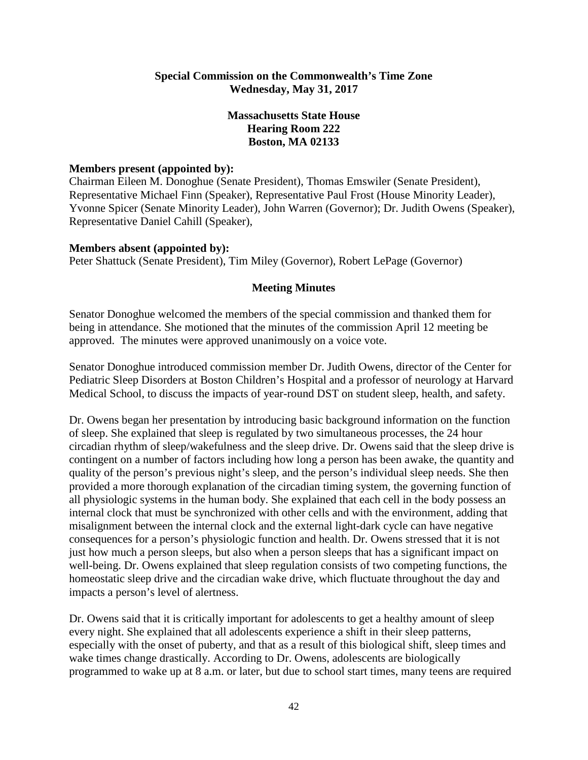**Special Commission on the Commonwealth's Time Zone**
**Wednesday, May 31, 2017**

**Massachusetts State House**
**Hearing Room 222**
**Boston, MA 02133**

**Members present (appointed by):**
Chairman Eileen M. Donoghue (Senate President), Thomas Emswiler (Senate President), Representative Michael Finn (Speaker), Representative Paul Frost (House Minority Leader), Yvonne Spicer (Senate Minority Leader), John Warren (Governor); Dr. Judith Owens (Speaker), Representative Daniel Cahill (Speaker),

**Members absent (appointed by):**
Peter Shattuck (Senate President), Tim Miley (Governor), Robert LePage (Governor)

**Meeting Minutes**

Senator Donoghue welcomed the members of the special commission and thanked them for being in attendance. She motioned that the minutes of the commission April 12 meeting be approved. The minutes were approved unanimously on a voice vote.

Senator Donoghue introduced commission member Dr. Judith Owens, director of the Center for Pediatric Sleep Disorders at Boston Children's Hospital and a professor of neurology at Harvard Medical School, to discuss the impacts of year-round DST on student sleep, health, and safety.

Dr. Owens began her presentation by introducing basic background information on the function of sleep. She explained that sleep is regulated by two simultaneous processes, the 24 hour circadian rhythm of sleep/wakefulness and the sleep drive. Dr. Owens said that the sleep drive is contingent on a number of factors including how long a person has been awake, the quantity and quality of the person's previous night's sleep, and the person's individual sleep needs. She then provided a more thorough explanation of the circadian timing system, the governing function of all physiologic systems in the human body. She explained that each cell in the body possess an internal clock that must be synchronized with other cells and with the environment, adding that misalignment between the internal clock and the external light-dark cycle can have negative consequences for a person's physiologic function and health. Dr. Owens stressed that it is not just how much a person sleeps, but also when a person sleeps that has a significant impact on well-being. Dr. Owens explained that sleep regulation consists of two competing functions, the homeostatic sleep drive and the circadian wake drive, which fluctuate throughout the day and impacts a person's level of alertness.

Dr. Owens said that it is critically important for adolescents to get a healthy amount of sleep every night. She explained that all adolescents experience a shift in their sleep patterns, especially with the onset of puberty, and that as a result of this biological shift, sleep times and wake times change drastically. According to Dr. Owens, adolescents are biologically programmed to wake up at 8 a.m. or later, but due to school start times, many teens are required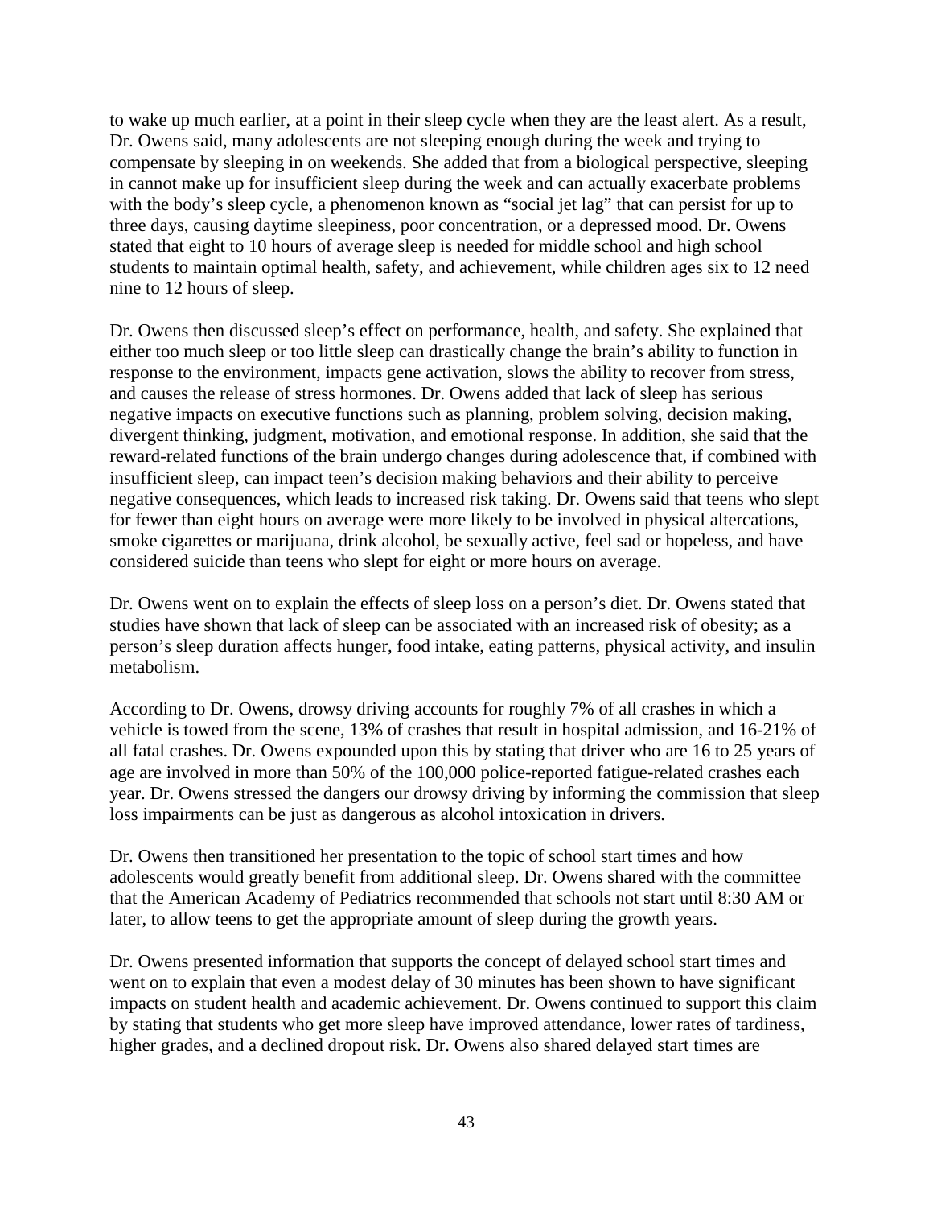to wake up much earlier, at a point in their sleep cycle when they are the least alert. As a result, Dr. Owens said, many adolescents are not sleeping enough during the week and trying to compensate by sleeping in on weekends. She added that from a biological perspective, sleeping in cannot make up for insufficient sleep during the week and can actually exacerbate problems with the body's sleep cycle, a phenomenon known as "social jet lag" that can persist for up to three days, causing daytime sleepiness, poor concentration, or a depressed mood. Dr. Owens stated that eight to 10 hours of average sleep is needed for middle school and high school students to maintain optimal health, safety, and achievement, while children ages six to 12 need nine to 12 hours of sleep.

Dr. Owens then discussed sleep's effect on performance, health, and safety. She explained that either too much sleep or too little sleep can drastically change the brain's ability to function in response to the environment, impacts gene activation, slows the ability to recover from stress, and causes the release of stress hormones. Dr. Owens added that lack of sleep has serious negative impacts on executive functions such as planning, problem solving, decision making, divergent thinking, judgment, motivation, and emotional response. In addition, she said that the reward-related functions of the brain undergo changes during adolescence that, if combined with insufficient sleep, can impact teen's decision making behaviors and their ability to perceive negative consequences, which leads to increased risk taking. Dr. Owens said that teens who slept for fewer than eight hours on average were more likely to be involved in physical altercations, smoke cigarettes or marijuana, drink alcohol, be sexually active, feel sad or hopeless, and have considered suicide than teens who slept for eight or more hours on average.

Dr. Owens went on to explain the effects of sleep loss on a person's diet. Dr. Owens stated that studies have shown that lack of sleep can be associated with an increased risk of obesity; as a person's sleep duration affects hunger, food intake, eating patterns, physical activity, and insulin metabolism.

According to Dr. Owens, drowsy driving accounts for roughly 7% of all crashes in which a vehicle is towed from the scene, 13% of crashes that result in hospital admission, and 16-21% of all fatal crashes. Dr. Owens expounded upon this by stating that driver who are 16 to 25 years of age are involved in more than 50% of the 100,000 police-reported fatigue-related crashes each year. Dr. Owens stressed the dangers our drowsy driving by informing the commission that sleep loss impairments can be just as dangerous as alcohol intoxication in drivers.

Dr. Owens then transitioned her presentation to the topic of school start times and how adolescents would greatly benefit from additional sleep. Dr. Owens shared with the committee that the American Academy of Pediatrics recommended that schools not start until 8:30 AM or later, to allow teens to get the appropriate amount of sleep during the growth years.

Dr. Owens presented information that supports the concept of delayed school start times and went on to explain that even a modest delay of 30 minutes has been shown to have significant impacts on student health and academic achievement. Dr. Owens continued to support this claim by stating that students who get more sleep have improved attendance, lower rates of tardiness, higher grades, and a declined dropout risk. Dr. Owens also shared delayed start times are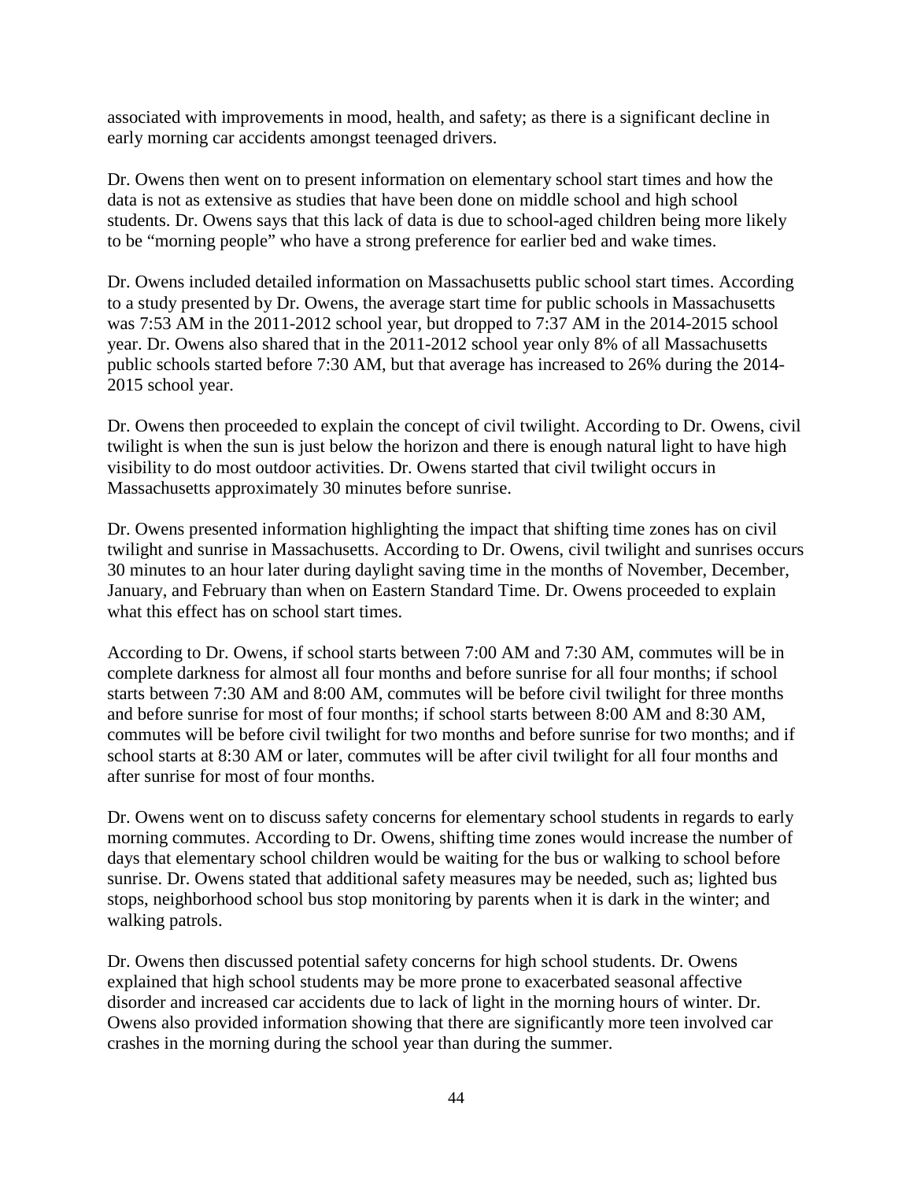associated with improvements in mood, health, and safety; as there is a significant decline in early morning car accidents amongst teenaged drivers.

Dr. Owens then went on to present information on elementary school start times and how the data is not as extensive as studies that have been done on middle school and high school students. Dr. Owens says that this lack of data is due to school-aged children being more likely to be "morning people" who have a strong preference for earlier bed and wake times.

Dr. Owens included detailed information on Massachusetts public school start times. According to a study presented by Dr. Owens, the average start time for public schools in Massachusetts was 7:53 AM in the 2011-2012 school year, but dropped to 7:37 AM in the 2014-2015 school year. Dr. Owens also shared that in the 2011-2012 school year only 8% of all Massachusetts public schools started before 7:30 AM, but that average has increased to 26% during the 2014-2015 school year.

Dr. Owens then proceeded to explain the concept of civil twilight. According to Dr. Owens, civil twilight is when the sun is just below the horizon and there is enough natural light to have high visibility to do most outdoor activities. Dr. Owens started that civil twilight occurs in Massachusetts approximately 30 minutes before sunrise.

Dr. Owens presented information highlighting the impact that shifting time zones has on civil twilight and sunrise in Massachusetts. According to Dr. Owens, civil twilight and sunrises occurs 30 minutes to an hour later during daylight saving time in the months of November, December, January, and February than when on Eastern Standard Time. Dr. Owens proceeded to explain what this effect has on school start times.

According to Dr. Owens, if school starts between 7:00 AM and 7:30 AM, commutes will be in complete darkness for almost all four months and before sunrise for all four months; if school starts between 7:30 AM and 8:00 AM, commutes will be before civil twilight for three months and before sunrise for most of four months; if school starts between 8:00 AM and 8:30 AM, commutes will be before civil twilight for two months and before sunrise for two months; and if school starts at 8:30 AM or later, commutes will be after civil twilight for all four months and after sunrise for most of four months.

Dr. Owens went on to discuss safety concerns for elementary school students in regards to early morning commutes. According to Dr. Owens, shifting time zones would increase the number of days that elementary school children would be waiting for the bus or walking to school before sunrise. Dr. Owens stated that additional safety measures may be needed, such as; lighted bus stops, neighborhood school bus stop monitoring by parents when it is dark in the winter; and walking patrols.

Dr. Owens then discussed potential safety concerns for high school students. Dr. Owens explained that high school students may be more prone to exacerbated seasonal affective disorder and increased car accidents due to lack of light in the morning hours of winter. Dr. Owens also provided information showing that there are significantly more teen involved car crashes in the morning during the school year than during the summer.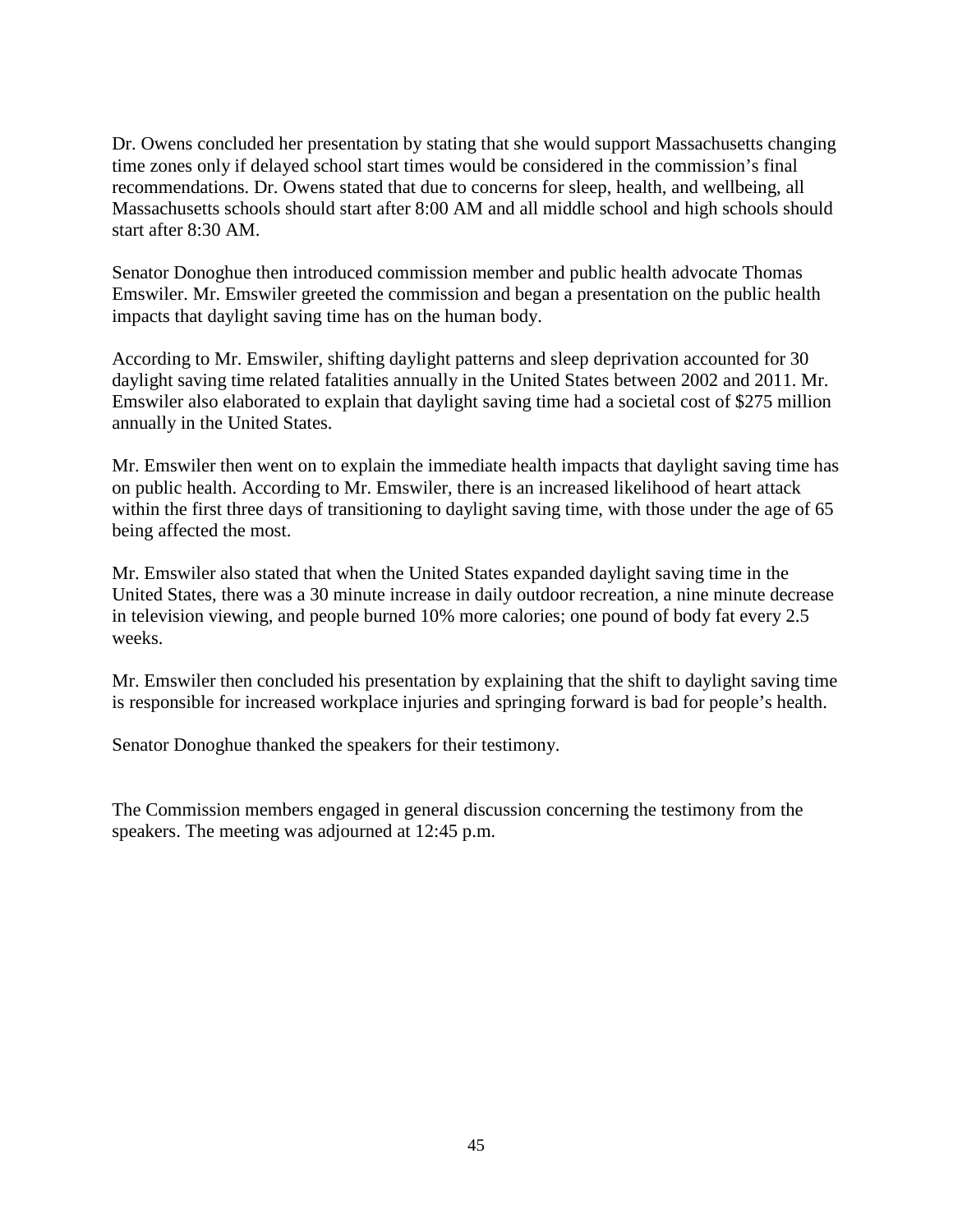Dr. Owens concluded her presentation by stating that she would support Massachusetts changing time zones only if delayed school start times would be considered in the commission's final recommendations. Dr. Owens stated that due to concerns for sleep, health, and wellbeing, all Massachusetts schools should start after 8:00 AM and all middle school and high schools should start after 8:30 AM.

Senator Donoghue then introduced commission member and public health advocate Thomas Emswiler. Mr. Emswiler greeted the commission and began a presentation on the public health impacts that daylight saving time has on the human body.

According to Mr. Emswiler, shifting daylight patterns and sleep deprivation accounted for 30 daylight saving time related fatalities annually in the United States between 2002 and 2011. Mr. Emswiler also elaborated to explain that daylight saving time had a societal cost of $275 million annually in the United States.

Mr. Emswiler then went on to explain the immediate health impacts that daylight saving time has on public health. According to Mr. Emswiler, there is an increased likelihood of heart attack within the first three days of transitioning to daylight saving time, with those under the age of 65 being affected the most.

Mr. Emswiler also stated that when the United States expanded daylight saving time in the United States, there was a 30 minute increase in daily outdoor recreation, a nine minute decrease in television viewing, and people burned 10% more calories; one pound of body fat every 2.5 weeks.

Mr. Emswiler then concluded his presentation by explaining that the shift to daylight saving time is responsible for increased workplace injuries and springing forward is bad for people's health.

Senator Donoghue thanked the speakers for their testimony.

The Commission members engaged in general discussion concerning the testimony from the speakers. The meeting was adjourned at 12:45 p.m.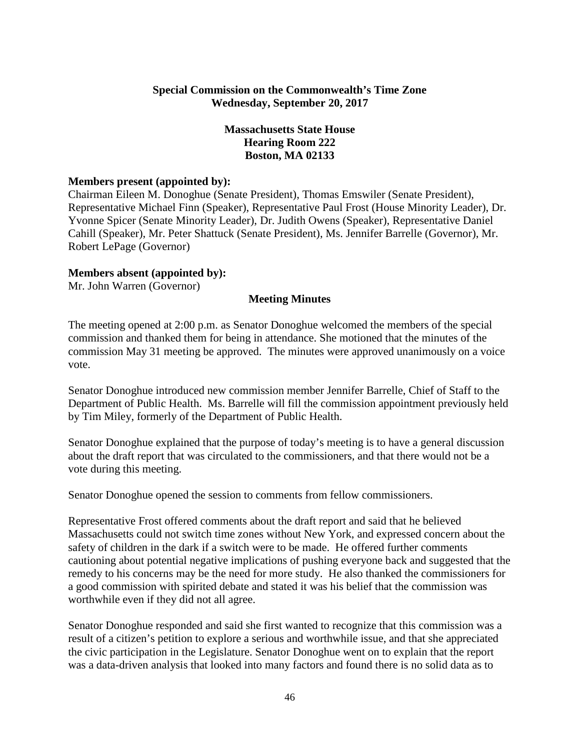**Special Commission on the Commonwealth's Time Zone**
**Wednesday, September 20, 2017**

**Massachusetts State House**
**Hearing Room 222**
**Boston, MA 02133**

**Members present (appointed by):**
Chairman Eileen M. Donoghue (Senate President), Thomas Emswiler (Senate President), Representative Michael Finn (Speaker), Representative Paul Frost (House Minority Leader), Dr. Yvonne Spicer (Senate Minority Leader), Dr. Judith Owens (Speaker), Representative Daniel Cahill (Speaker), Mr. Peter Shattuck (Senate President), Ms. Jennifer Barrelle (Governor), Mr. Robert LePage (Governor)

**Members absent (appointed by):**
Mr. John Warren (Governor)

**Meeting Minutes**

The meeting opened at 2:00 p.m. as Senator Donoghue welcomed the members of the special commission and thanked them for being in attendance. She motioned that the minutes of the commission May 31 meeting be approved. The minutes were approved unanimously on a voice vote.

Senator Donoghue introduced new commission member Jennifer Barrelle, Chief of Staff to the Department of Public Health. Ms. Barrelle will fill the commission appointment previously held by Tim Miley, formerly of the Department of Public Health.

Senator Donoghue explained that the purpose of today's meeting is to have a general discussion about the draft report that was circulated to the commissioners, and that there would not be a vote during this meeting.

Senator Donoghue opened the session to comments from fellow commissioners.

Representative Frost offered comments about the draft report and said that he believed Massachusetts could not switch time zones without New York, and expressed concern about the safety of children in the dark if a switch were to be made. He offered further comments cautioning about potential negative implications of pushing everyone back and suggested that the remedy to his concerns may be the need for more study. He also thanked the commissioners for a good commission with spirited debate and stated it was his belief that the commission was worthwhile even if they did not all agree.

Senator Donoghue responded and said she first wanted to recognize that this commission was a result of a citizen's petition to explore a serious and worthwhile issue, and that she appreciated the civic participation in the Legislature. Senator Donoghue went on to explain that the report was a data-driven analysis that looked into many factors and found there is no solid data as to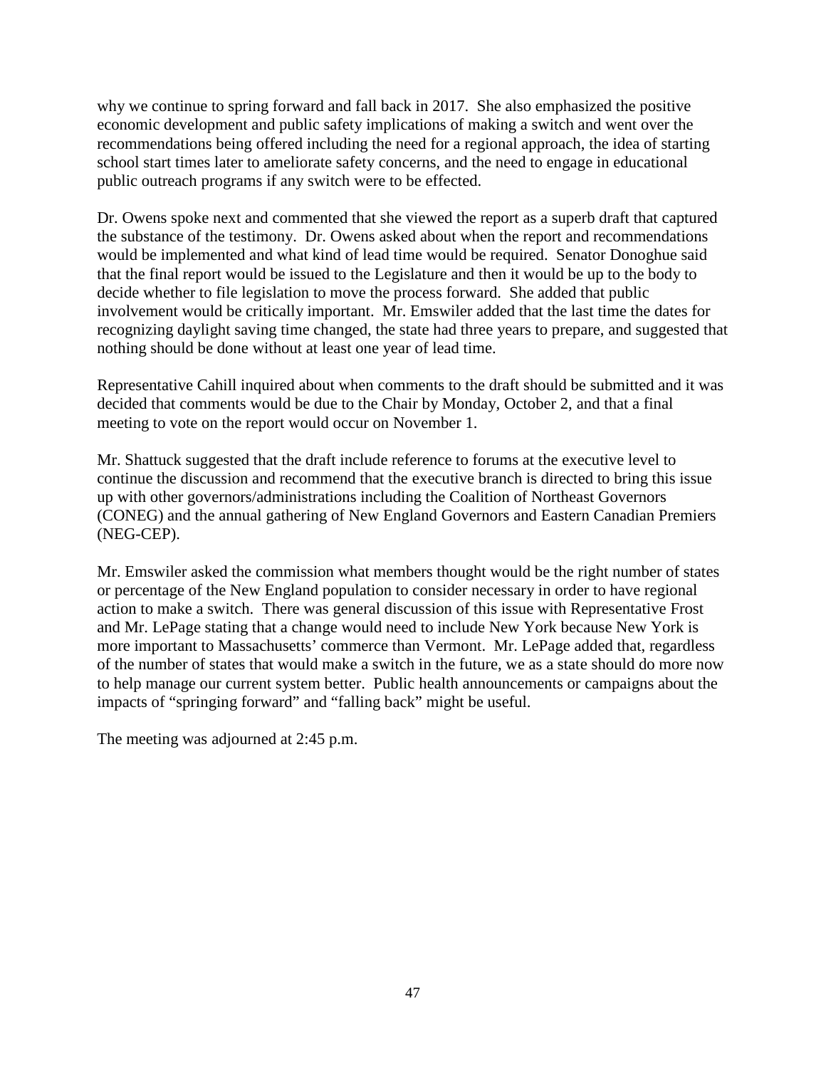why we continue to spring forward and fall back in 2017. She also emphasized the positive economic development and public safety implications of making a switch and went over the recommendations being offered including the need for a regional approach, the idea of starting school start times later to ameliorate safety concerns, and the need to engage in educational public outreach programs if any switch were to be effected.

Dr. Owens spoke next and commented that she viewed the report as a superb draft that captured the substance of the testimony. Dr. Owens asked about when the report and recommendations would be implemented and what kind of lead time would be required. Senator Donoghue said that the final report would be issued to the Legislature and then it would be up to the body to decide whether to file legislation to move the process forward. She added that public involvement would be critically important. Mr. Emswiler added that the last time the dates for recognizing daylight saving time changed, the state had three years to prepare, and suggested that nothing should be done without at least one year of lead time.

Representative Cahill inquired about when comments to the draft should be submitted and it was decided that comments would be due to the Chair by Monday, October 2, and that a final meeting to vote on the report would occur on November 1.

Mr. Shattuck suggested that the draft include reference to forums at the executive level to continue the discussion and recommend that the executive branch is directed to bring this issue up with other governors/administrations including the Coalition of Northeast Governors (CONEG) and the annual gathering of New England Governors and Eastern Canadian Premiers (NEG-CEP).

Mr. Emswiler asked the commission what members thought would be the right number of states or percentage of the New England population to consider necessary in order to have regional action to make a switch. There was general discussion of this issue with Representative Frost and Mr. LePage stating that a change would need to include New York because New York is more important to Massachusetts' commerce than Vermont. Mr. LePage added that, regardless of the number of states that would make a switch in the future, we as a state should do more now to help manage our current system better. Public health announcements or campaigns about the impacts of "springing forward" and "falling back" might be useful.

The meeting was adjourned at 2:45 p.m.